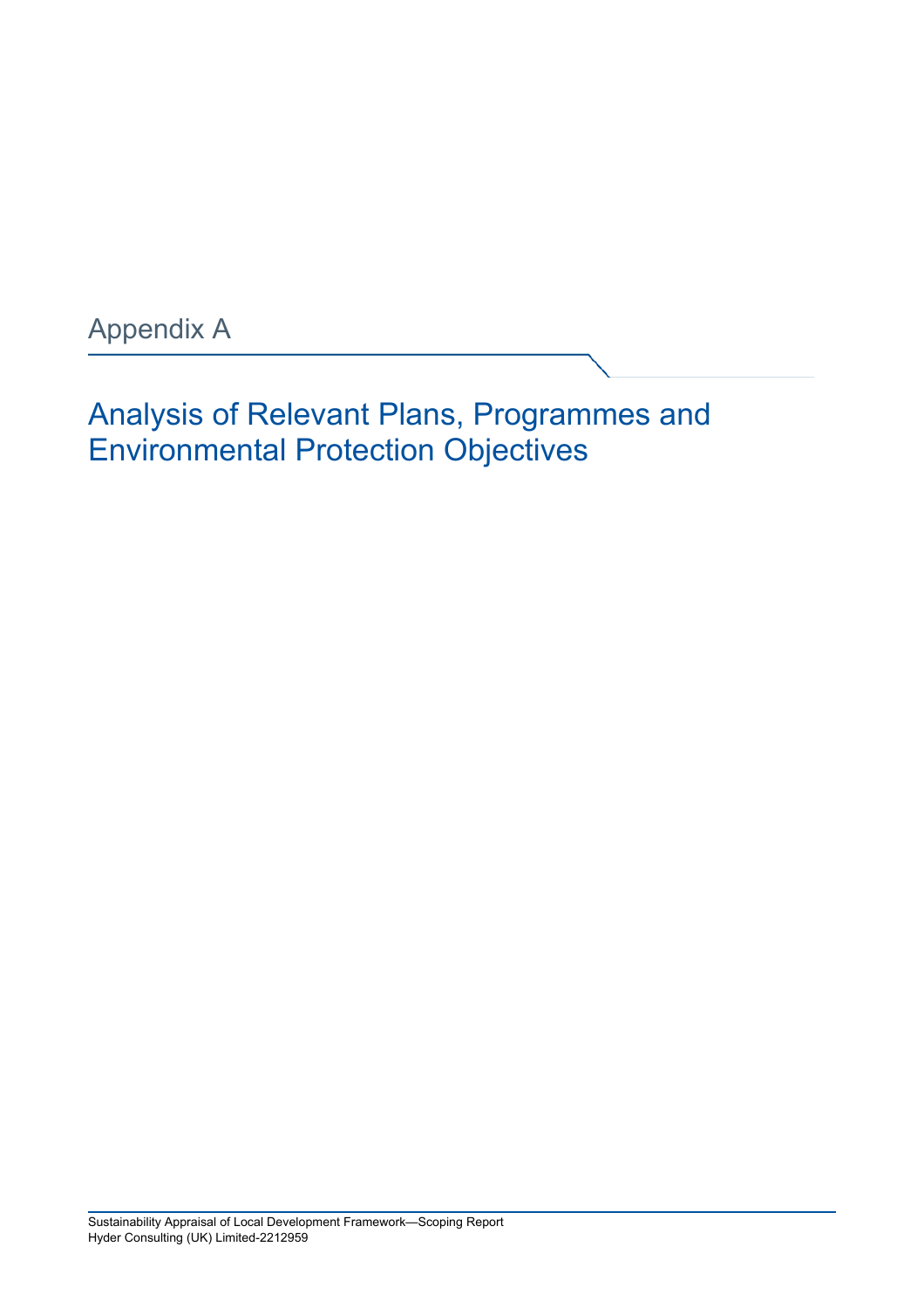# Appendix A

## Analysis of Relevant Plans, Programmes and Environmental Protection Objectives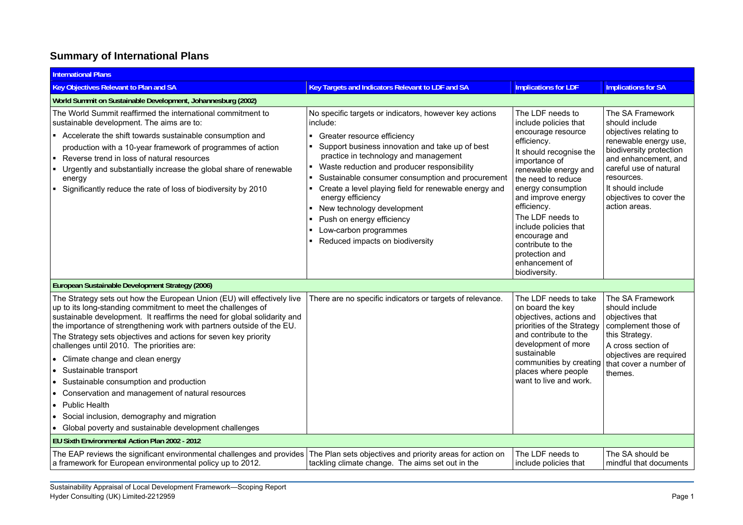## Summary of International Plans

| International Plans | | | |
|---|---|---|---|
| **Key Objectives Relevant to Plan and SA** | **Key Targets and Indicators Relevant to LDF and SA** | **Implications for LDF** | **Implications for SA** |
| **World Summit on Sustainable Development, Johannesburg (2002)** | | | |
| The World Summit reaffirmed the international commitment to sustainable development. The aims are to:<br>▪ Accelerate the shift towards sustainable consumption and production with a 10-year framework of programmes of action<br>▪ Reverse trend in loss of natural resources<br>▪ Urgently and substantially increase the global share of renewable energy<br>▪ Significantly reduce the rate of loss of biodiversity by 2010 | No specific targets or indicators, however key actions include:<br>▪ Greater resource efficiency<br>▪ Support business innovation and take up of best practice in technology and management<br>▪ Waste reduction and producer responsibility<br>▪ Sustainable consumer consumption and procurement<br>▪ Create a level playing field for renewable energy and energy efficiency<br>▪ New technology development<br>▪ Push on energy efficiency<br>▪ Low-carbon programmes<br>▪ Reduced impacts on biodiversity | The LDF needs to include policies that encourage resource efficiency.<br>It should recognise the importance of renewable energy and the need to reduce energy consumption and improve energy efficiency.<br>The LDF needs to include policies that encourage and contribute to the protection and enhancement of biodiversity. | The SA Framework should include objectives relating to renewable energy use, biodiversity protection and enhancement, and careful use of natural resources.<br>It should include objectives to cover the action areas. |
| **European Sustainable Development Strategy (2006)** | | | |
| The Strategy sets out how the European Union (EU) will effectively live up to its long-standing commitment to meet the challenges of sustainable development. It reaffirms the need for global solidarity and the importance of strengthening work with partners outside of the EU.<br>The Strategy sets objectives and actions for seven key priority challenges until 2010. The priorities are:<br>• Climate change and clean energy<br>• Sustainable transport<br>• Sustainable consumption and production<br>• Conservation and management of natural resources<br>• Public Health<br>• Social inclusion, demography and migration<br>• Global poverty and sustainable development challenges | There are no specific indicators or targets of relevance. | The LDF needs to take on board the key objectives, actions and priorities of the Strategy and contribute to the development of more sustainable communities by creating places where people want to live and work. | The SA Framework should include objectives that complement those of this Strategy.<br>A cross section of objectives are required that cover a number of themes. |
| **EU Sixth Environmental Action Plan 2002 - 2012** | | | |
| The EAP reviews the significant environmental challenges and provides a framework for European environmental policy up to 2012. | The Plan sets objectives and priority areas for action on tackling climate change. The aims set out in the | The LDF needs to include policies that | The SA should be mindful that documents |

Sustainability Appraisal of Local Development Framework—Scoping Report
Hyder Consulting (UK) Limited-2212959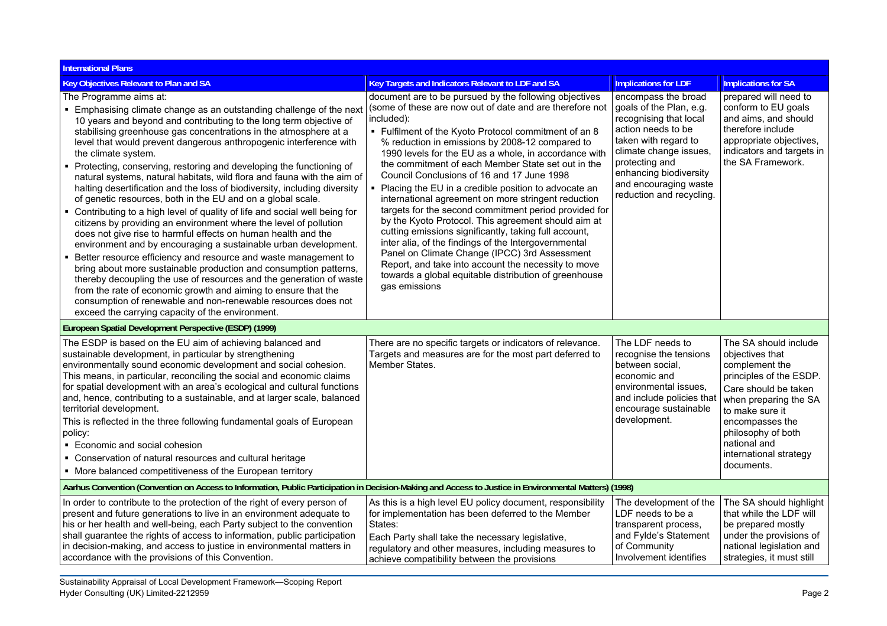| International Plans | | | |
|---|---|---|---|
| **Key Objectives Relevant to Plan and SA** | **Key Targets and Indicators Relevant to LDF and SA** | **Implications for LDF** | **Implications for SA** |
| The Programme aims at: <br>▪ Emphasising climate change as an outstanding challenge of the next 10 years and beyond and contributing to the long term objective of stabilising greenhouse gas concentrations in the atmosphere at a level that would prevent dangerous anthropogenic interference with the climate system. <br>▪ Protecting, conserving, restoring and developing the functioning of natural systems, natural habitats, wild flora and fauna with the aim of halting desertification and the loss of biodiversity, including diversity of genetic resources, both in the EU and on a global scale. <br>▪ Contributing to a high level of quality of life and social well being for citizens by providing an environment where the level of pollution does not give rise to harmful effects on human health and the environment and by encouraging a sustainable urban development. <br>▪ Better resource efficiency and resource and waste management to bring about more sustainable production and consumption patterns, thereby decoupling the use of resources and the generation of waste from the rate of economic growth and aiming to ensure that the consumption of renewable and non-renewable resources does not exceed the carrying capacity of the environment. | document are to be pursued by the following objectives (some of these are now out of date and are therefore not included): <br>▪ Fulfilment of the Kyoto Protocol commitment of an 8 % reduction in emissions by 2008-12 compared to 1990 levels for the EU as a whole, in accordance with the commitment of each Member State set out in the Council Conclusions of 16 and 17 June 1998 <br>▪ Placing the EU in a credible position to advocate an international agreement on more stringent reduction targets for the second commitment period provided for by the Kyoto Protocol. This agreement should aim at cutting emissions significantly, taking full account, inter alia, of the findings of the Intergovernmental Panel on Climate Change (IPCC) 3rd Assessment Report, and take into account the necessity to move towards a global equitable distribution of greenhouse gas emissions | encompass the broad goals of the Plan, e.g. recognising that local action needs to be taken with regard to climate change issues, protecting and enhancing biodiversity and encouraging waste reduction and recycling. | prepared will need to conform to EU goals and aims, and should therefore include appropriate objectives, indicators and targets in the SA Framework. |
| **European Spatial Development Perspective (ESDP) (1999)** | | | |
| The ESDP is based on the EU aim of achieving balanced and sustainable development, in particular by strengthening environmentally sound economic development and social cohesion. This means, in particular, reconciling the social and economic claims for spatial development with an area's ecological and cultural functions and, hence, contributing to a sustainable, and at larger scale, balanced territorial development. <br>This is reflected in the three following fundamental goals of European policy: <br>▪ Economic and social cohesion <br>▪ Conservation of natural resources and cultural heritage <br>▪ More balanced competitiveness of the European territory | There are no specific targets or indicators of relevance. Targets and measures are for the most part deferred to Member States. | The LDF needs to recognise the tensions between social, economic and environmental issues, and include policies that encourage sustainable development. | The SA should include objectives that complement the principles of the ESDP. Care should be taken when preparing the SA to make sure it encompasses the philosophy of both national and international strategy documents. |
| **Aarhus Convention (Convention on Access to Information, Public Participation in Decision-Making and Access to Justice in Environmental Matters) (1998)** | | | |
| In order to contribute to the protection of the right of every person of present and future generations to live in an environment adequate to his or her health and well-being, each Party subject to the convention shall guarantee the rights of access to information, public participation in decision-making, and access to justice in environmental matters in accordance with the provisions of this Convention. | As this is a high level EU policy document, responsibility for implementation has been deferred to the Member States: <br>Each Party shall take the necessary legislative, regulatory and other measures, including measures to achieve compatibility between the provisions | The development of the LDF needs to be a transparent process, and Fylde's Statement of Community Involvement identifies | The SA should highlight that while the LDF will be prepared mostly under the provisions of national legislation and strategies, it must still |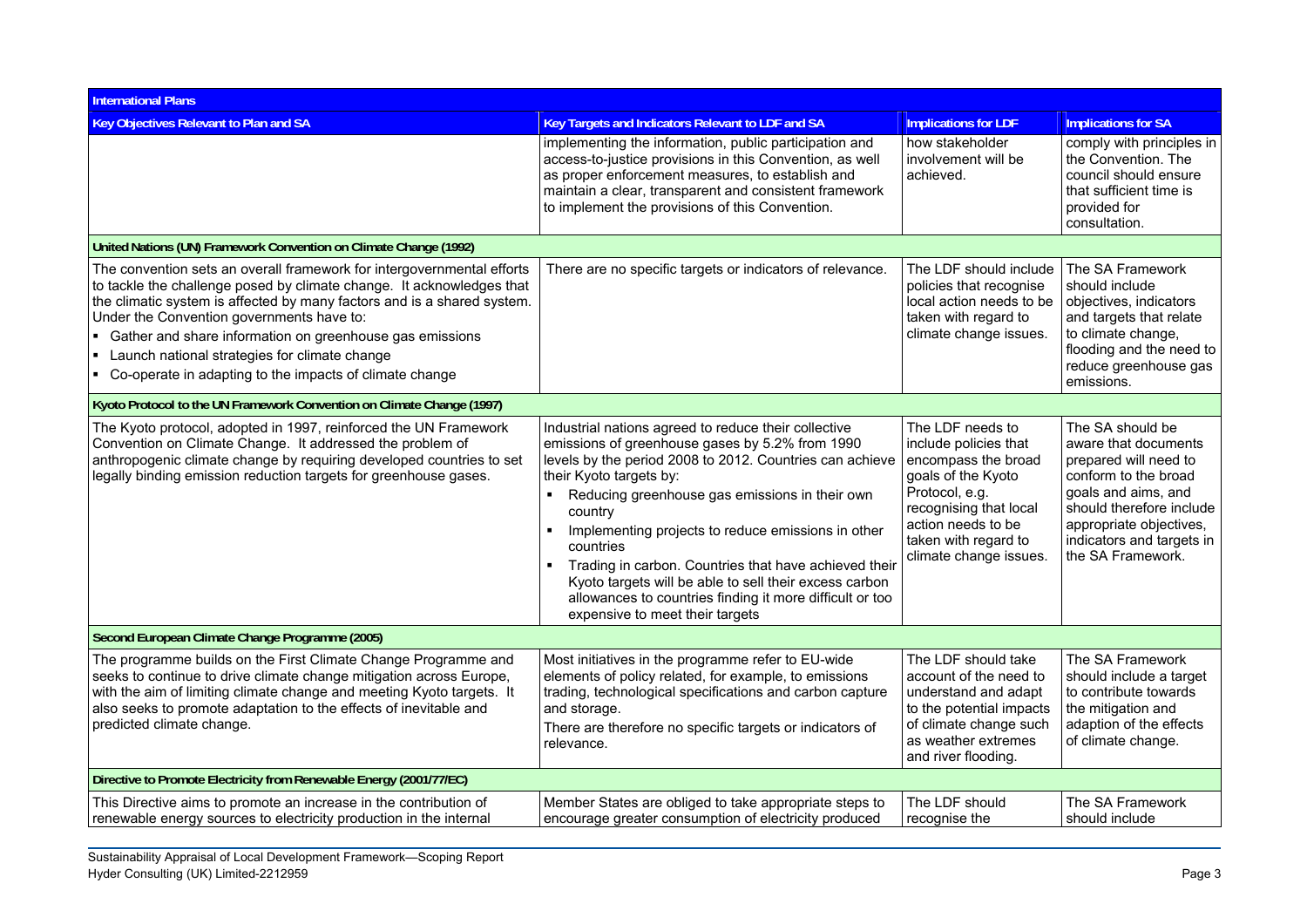| International Plans | | | |
|---|---|---|---|
| **Key Objectives Relevant to Plan and SA** | **Key Targets and Indicators Relevant to LDF and SA** | **Implications for LDF** | **Implications for SA** |
| | implementing the information, public participation and access-to-justice provisions in this Convention, as well as proper enforcement measures, to establish and maintain a clear, transparent and consistent framework to implement the provisions of this Convention. | how stakeholder involvement will be achieved. | comply with principles in the Convention. The council should ensure that sufficient time is provided for consultation. |
| **United Nations (UN) Framework Convention on Climate Change (1992)** | | | |
| The convention sets an overall framework for intergovernmental efforts to tackle the challenge posed by climate change. It acknowledges that the climatic system is affected by many factors and is a shared system. Under the Convention governments have to:<br>▪ Gather and share information on greenhouse gas emissions<br>▪ Launch national strategies for climate change<br>▪ Co-operate in adapting to the impacts of climate change | There are no specific targets or indicators of relevance. | The LDF should include policies that recognise local action needs to be taken with regard to climate change issues. | The SA Framework should include objectives, indicators and targets that relate to climate change, flooding and the need to reduce greenhouse gas emissions. |
| **Kyoto Protocol to the UN Framework Convention on Climate Change (1997)** | | | |
| The Kyoto protocol, adopted in 1997, reinforced the UN Framework Convention on Climate Change. It addressed the problem of anthropogenic climate change by requiring developed countries to set legally binding emission reduction targets for greenhouse gases. | Industrial nations agreed to reduce their collective emissions of greenhouse gases by 5.2% from 1990 levels by the period 2008 to 2012. Countries can achieve their Kyoto targets by:<br>▪ Reducing greenhouse gas emissions in their own country<br>▪ Implementing projects to reduce emissions in other countries<br>▪ Trading in carbon. Countries that have achieved their Kyoto targets will be able to sell their excess carbon allowances to countries finding it more difficult or too expensive to meet their targets | The LDF needs to include policies that encompass the broad goals of the Kyoto Protocol, e.g. recognising that local action needs to be taken with regard to climate change issues. | The SA should be aware that documents prepared will need to conform to the broad goals and aims, and should therefore include appropriate objectives, indicators and targets in the SA Framework. |
| **Second European Climate Change Programme (2005)** | | | |
| The programme builds on the First Climate Change Programme and seeks to continue to drive climate change mitigation across Europe, with the aim of limiting climate change and meeting Kyoto targets. It also seeks to promote adaptation to the effects of inevitable and predicted climate change. | Most initiatives in the programme refer to EU-wide elements of policy related, for example, to emissions trading, technological specifications and carbon capture and storage.<br>There are therefore no specific targets or indicators of relevance. | The LDF should take account of the need to understand and adapt to the potential impacts of climate change such as weather extremes and river flooding. | The SA Framework should include a target to contribute towards the mitigation and adaption of the effects of climate change. |
| **Directive to Promote Electricity from Renewable Energy (2001/77/EC)** | | | |
| This Directive aims to promote an increase in the contribution of renewable energy sources to electricity production in the internal | Member States are obliged to take appropriate steps to encourage greater consumption of electricity produced | The LDF should recognise the | The SA Framework should include |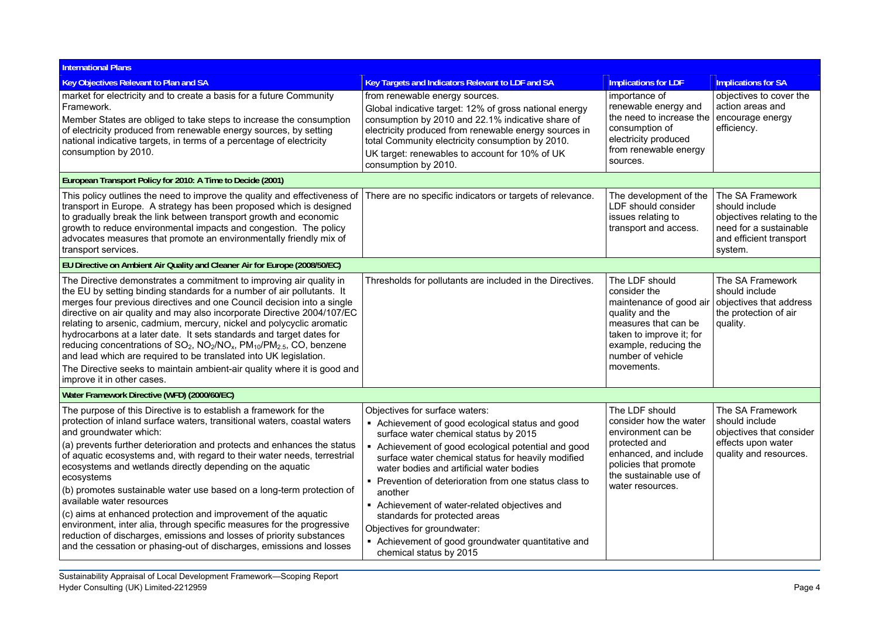| International Plans | | | |
|---|---|---|---|
| **Key Objectives Relevant to Plan and SA** | **Key Targets and Indicators Relevant to LDF and SA** | **Implications for LDF** | **Implications for SA** |
| market for electricity and to create a basis for a future Community Framework.<br>Member States are obliged to take steps to increase the consumption of electricity produced from renewable energy sources, by setting national indicative targets, in terms of a percentage of electricity consumption by 2010. | from renewable energy sources.<br>Global indicative target: 12% of gross national energy consumption by 2010 and 22.1% indicative share of electricity produced from renewable energy sources in total Community electricity consumption by 2010.<br>UK target: renewables to account for 10% of UK consumption by 2010. | importance of renewable energy and the need to increase the consumption of electricity produced from renewable energy sources. | objectives to cover the action areas and encourage energy efficiency. |
| **European Transport Policy for 2010: A Time to Decide (2001)** | | | |
| This policy outlines the need to improve the quality and effectiveness of transport in Europe. A strategy has been proposed which is designed to gradually break the link between transport growth and economic growth to reduce environmental impacts and congestion. The policy advocates measures that promote an environmentally friendly mix of transport services. | There are no specific indicators or targets of relevance. | The development of the LDF should consider issues relating to transport and access. | The SA Framework should include objectives relating to the need for a sustainable and efficient transport system. |
| **EU Directive on Ambient Air Quality and Cleaner Air for Europe (2008/50/EC)** | | | |
| The Directive demonstrates a commitment to improving air quality in the EU by setting binding standards for a number of air pollutants. It merges four previous directives and one Council decision into a single directive on air quality and may also incorporate Directive 2004/107/EC relating to arsenic, cadmium, mercury, nickel and polycyclic aromatic hydrocarbons at a later date. It sets standards and target dates for reducing concentrations of $SO_2$, $NO_2/NO_x$, $PM_{10}/PM_{2.5}$, CO, benzene and lead which are required to be translated into UK legislation.<br>The Directive seeks to maintain ambient-air quality where it is good and improve it in other cases. | Thresholds for pollutants are included in the Directives. | The LDF should consider the maintenance of good air quality and the measures that can be taken to improve it; for example, reducing the number of vehicle movements. | The SA Framework should include objectives that address the protection of air quality. |
| **Water Framework Directive (WFD) (2000/60/EC)** | | | |
| The purpose of this Directive is to establish a framework for the protection of inland surface waters, transitional waters, coastal waters and groundwater which:<br>(a) prevents further deterioration and protects and enhances the status of aquatic ecosystems and, with regard to their water needs, terrestrial ecosystems and wetlands directly depending on the aquatic ecosystems<br>(b) promotes sustainable water use based on a long-term protection of available water resources<br>(c) aims at enhanced protection and improvement of the aquatic environment, inter alia, through specific measures for the progressive reduction of discharges, emissions and losses of priority substances and the cessation or phasing-out of discharges, emissions and losses | Objectives for surface waters:<br>▪ Achievement of good ecological status and good surface water chemical status by 2015<br>▪ Achievement of good ecological potential and good surface water chemical status for heavily modified water bodies and artificial water bodies<br>▪ Prevention of deterioration from one status class to another<br>▪ Achievement of water-related objectives and standards for protected areas<br>Objectives for groundwater:<br>▪ Achievement of good groundwater quantitative and chemical status by 2015 | The LDF should consider how the water environment can be protected and enhanced, and include policies that promote the sustainable use of water resources. | The SA Framework should include objectives that consider effects upon water quality and resources. |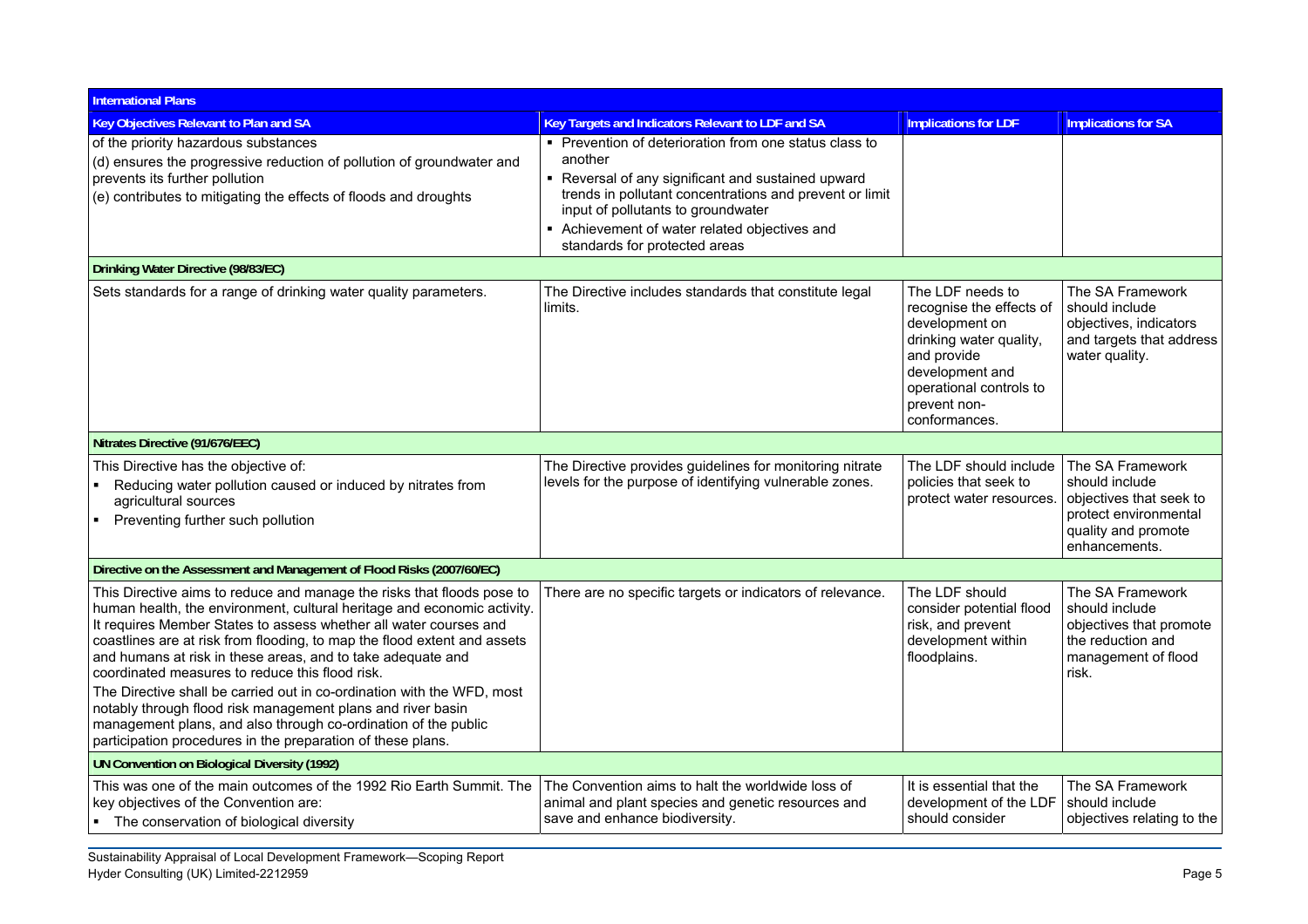| International Plans | | | |
|---|---|---|---|
| **Key Objectives Relevant to Plan and SA** | **Key Targets and Indicators Relevant to LDF and SA** | **Implications for LDF** | **Implications for SA** |
| of the priority hazardous substances<br>(d) ensures the progressive reduction of pollution of groundwater and prevents its further pollution<br>(e) contributes to mitigating the effects of floods and droughts | ▪ Prevention of deterioration from one status class to another<br>▪ Reversal of any significant and sustained upward trends in pollutant concentrations and prevent or limit input of pollutants to groundwater<br>▪ Achievement of water related objectives and standards for protected areas | | |
| **Drinking Water Directive (98/83/EC)** | | | |
| Sets standards for a range of drinking water quality parameters. | The Directive includes standards that constitute legal limits. | The LDF needs to recognise the effects of development on drinking water quality, and provide development and operational controls to prevent non-conformances. | The SA Framework should include objectives, indicators and targets that address water quality. |
| **Nitrates Directive (91/676/EEC)** | | | |
| This Directive has the objective of:<br>▪ Reducing water pollution caused or induced by nitrates from agricultural sources<br>▪ Preventing further such pollution | The Directive provides guidelines for monitoring nitrate levels for the purpose of identifying vulnerable zones. | The LDF should include policies that seek to protect water resources. | The SA Framework should include objectives that seek to protect environmental quality and promote enhancements. |
| **Directive on the Assessment and Management of Flood Risks (2007/60/EC)** | | | |
| This Directive aims to reduce and manage the risks that floods pose to human health, the environment, cultural heritage and economic activity. It requires Member States to assess whether all water courses and coastlines are at risk from flooding, to map the flood extent and assets and humans at risk in these areas, and to take adequate and coordinated measures to reduce this flood risk.<br>The Directive shall be carried out in co-ordination with the WFD, most notably through flood risk management plans and river basin management plans, and also through co-ordination of the public participation procedures in the preparation of these plans. | There are no specific targets or indicators of relevance. | The LDF should consider potential flood risk, and prevent development within floodplains. | The SA Framework should include objectives that promote the reduction and management of flood risk. |
| **UN Convention on Biological Diversity (1992)** | | | |
| This was one of the main outcomes of the 1992 Rio Earth Summit. The key objectives of the Convention are:<br>▪ The conservation of biological diversity | The Convention aims to halt the worldwide loss of animal and plant species and genetic resources and save and enhance biodiversity. | It is essential that the development of the LDF should consider | The SA Framework should include objectives relating to the |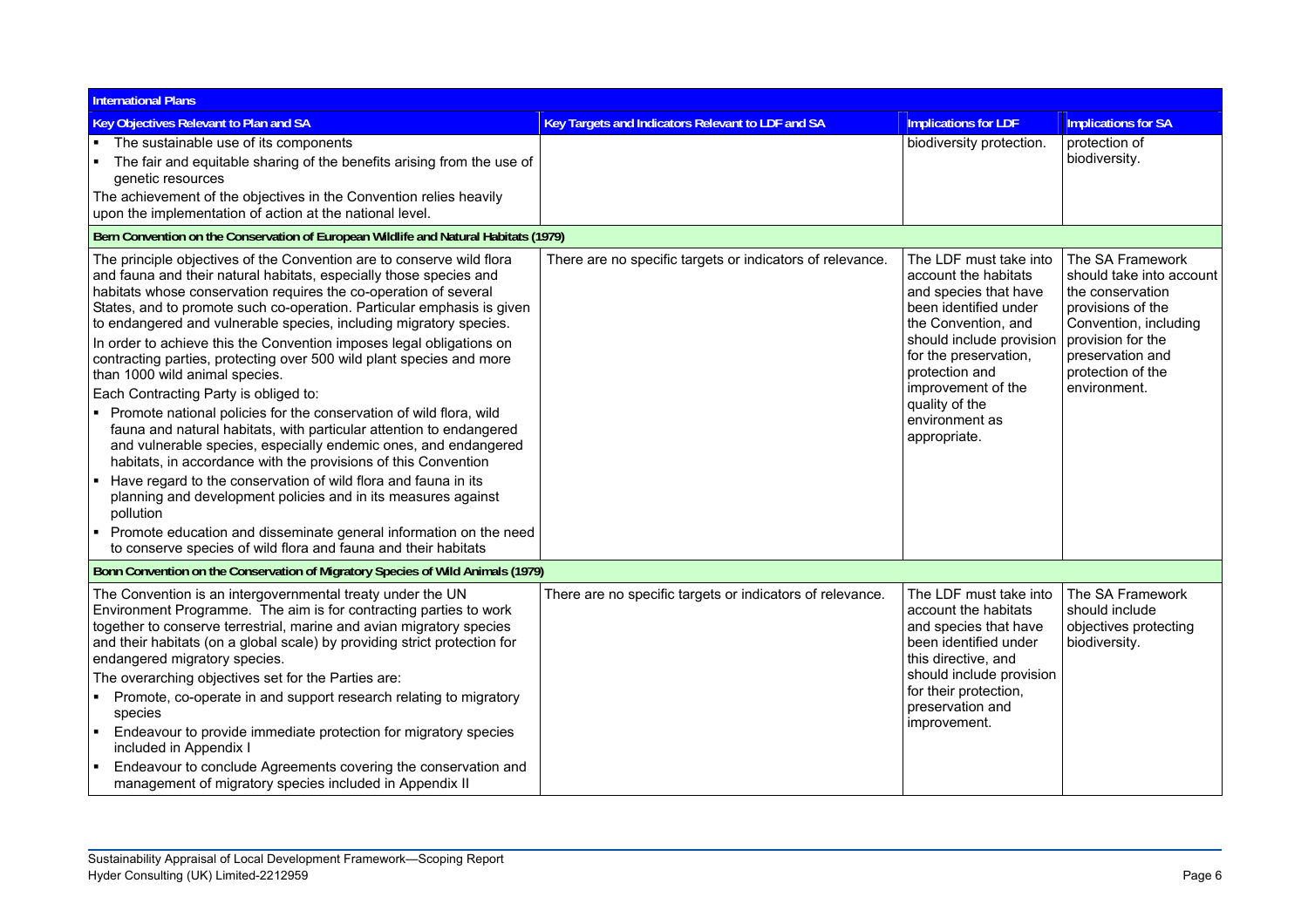| International Plans | | | |
|---|---|---|---|
| **Key Objectives Relevant to Plan and SA** | **Key Targets and Indicators Relevant to LDF and SA** | **Implications for LDF** | **Implications for SA** |
| ▪ The sustainable use of its components<br>▪ The fair and equitable sharing of the benefits arising from the use of genetic resources<br>The achievement of the objectives in the Convention relies heavily upon the implementation of action at the national level. | | biodiversity protection. | protection of biodiversity. |
| **Bern Convention on the Conservation of European Wildlife and Natural Habitats (1979)** | | | |
| The principle objectives of the Convention are to conserve wild flora and fauna and their natural habitats, especially those species and habitats whose conservation requires the co-operation of several States, and to promote such co-operation. Particular emphasis is given to endangered and vulnerable species, including migratory species.<br>In order to achieve this the Convention imposes legal obligations on contracting parties, protecting over 500 wild plant species and more than 1000 wild animal species.<br>Each Contracting Party is obliged to:<br>▪ Promote national policies for the conservation of wild flora, wild fauna and natural habitats, with particular attention to endangered and vulnerable species, especially endemic ones, and endangered habitats, in accordance with the provisions of this Convention<br>▪ Have regard to the conservation of wild flora and fauna in its planning and development policies and in its measures against pollution<br>▪ Promote education and disseminate general information on the need to conserve species of wild flora and fauna and their habitats | There are no specific targets or indicators of relevance. | The LDF must take into account the habitats and species that have been identified under the Convention, and should include provision for the preservation, protection and improvement of the quality of the environment as appropriate. | The SA Framework should take into account the conservation provisions of the Convention, including provision for the preservation and protection of the environment. |
| **Bonn Convention on the Conservation of Migratory Species of Wild Animals (1979)** | | | |
| The Convention is an intergovernmental treaty under the UN Environment Programme. The aim is for contracting parties to work together to conserve terrestrial, marine and avian migratory species and their habitats (on a global scale) by providing strict protection for endangered migratory species.<br>The overarching objectives set for the Parties are:<br>▪ Promote, co-operate in and support research relating to migratory species<br>▪ Endeavour to provide immediate protection for migratory species included in Appendix I<br>▪ Endeavour to conclude Agreements covering the conservation and management of migratory species included in Appendix II | There are no specific targets or indicators of relevance. | The LDF must take into account the habitats and species that have been identified under this directive, and should include provision for their protection, preservation and improvement. | The SA Framework should include objectives protecting biodiversity. |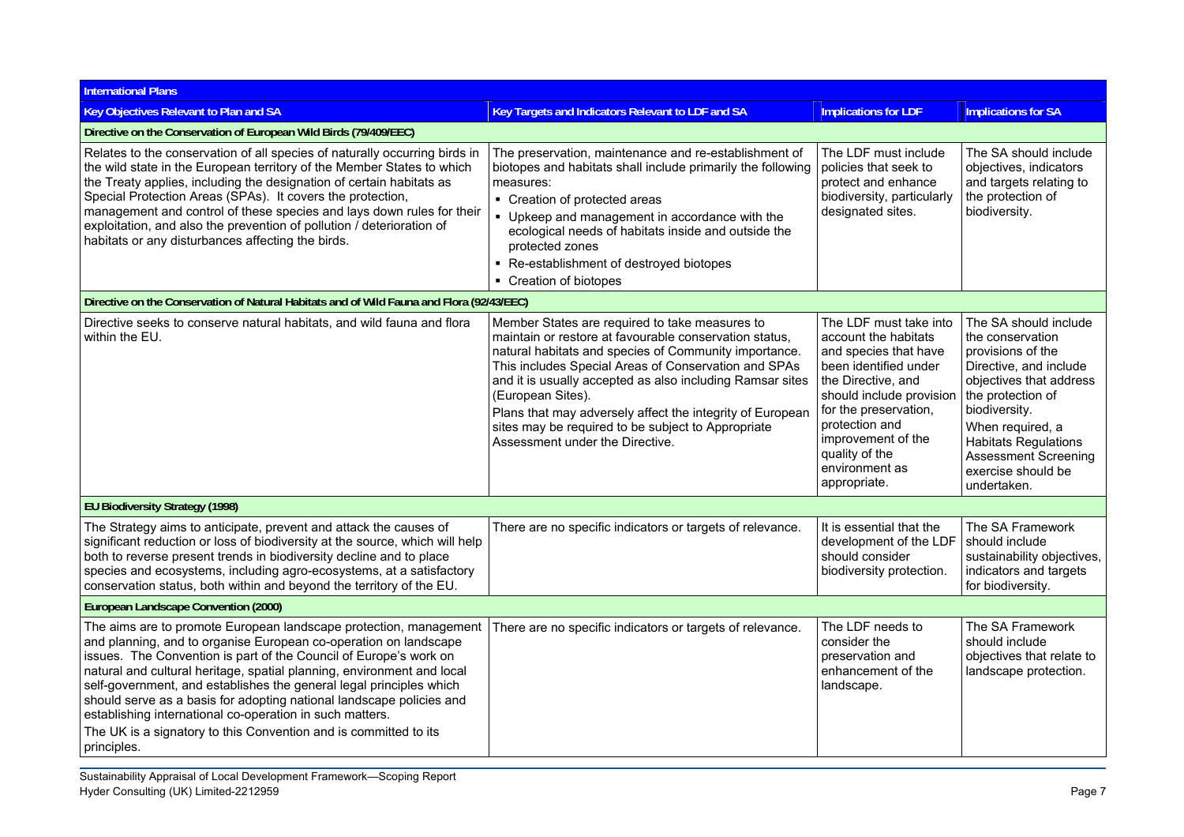| International Plans | | | |
|---|---|---|---|
| **Key Objectives Relevant to Plan and SA** | **Key Targets and Indicators Relevant to LDF and SA** | **Implications for LDF** | **Implications for SA** |
| **Directive on the Conservation of European Wild Birds (79/409/EEC)** | | | |
| Relates to the conservation of all species of naturally occurring birds in the wild state in the European territory of the Member States to which the Treaty applies, including the designation of certain habitats as Special Protection Areas (SPAs). It covers the protection, management and control of these species and lays down rules for their exploitation, and also the prevention of pollution / deterioration of habitats or any disturbances affecting the birds. | The preservation, maintenance and re-establishment of biotopes and habitats shall include primarily the following measures: <br>▪ Creation of protected areas <br>▪ Upkeep and management in accordance with the ecological needs of habitats inside and outside the protected zones <br>▪ Re-establishment of destroyed biotopes <br>▪ Creation of biotopes | The LDF must include policies that seek to protect and enhance biodiversity, particularly designated sites. | The SA should include objectives, indicators and targets relating to the protection of biodiversity. |
| **Directive on the Conservation of Natural Habitats and of Wild Fauna and Flora (92/43/EEC)** | | | |
| Directive seeks to conserve natural habitats, and wild fauna and flora within the EU. | Member States are required to take measures to maintain or restore at favourable conservation status, natural habitats and species of Community importance. This includes Special Areas of Conservation and SPAs and it is usually accepted as also including Ramsar sites (European Sites). <br>Plans that may adversely affect the integrity of European sites may be required to be subject to Appropriate Assessment under the Directive. | The LDF must take into account the habitats and species that have been identified under the Directive, and should include provision for the preservation, protection and improvement of the quality of the environment as appropriate. | The SA should include the conservation provisions of the Directive, and include objectives that address the protection of biodiversity. <br>When required, a Habitats Regulations Assessment Screening exercise should be undertaken. |
| **EU Biodiversity Strategy (1998)** | | | |
| The Strategy aims to anticipate, prevent and attack the causes of significant reduction or loss of biodiversity at the source, which will help both to reverse present trends in biodiversity decline and to place species and ecosystems, including agro-ecosystems, at a satisfactory conservation status, both within and beyond the territory of the EU. | There are no specific indicators or targets of relevance. | It is essential that the development of the LDF should consider biodiversity protection. | The SA Framework should include sustainability objectives, indicators and targets for biodiversity. |
| **European Landscape Convention (2000)** | | | |
| The aims are to promote European landscape protection, management and planning, and to organise European co-operation on landscape issues. The Convention is part of the Council of Europe's work on natural and cultural heritage, spatial planning, environment and local self-government, and establishes the general legal principles which should serve as a basis for adopting national landscape policies and establishing international co-operation in such matters. <br>The UK is a signatory to this Convention and is committed to its principles. | There are no specific indicators or targets of relevance. | The LDF needs to consider the preservation and enhancement of the landscape. | The SA Framework should include objectives that relate to landscape protection. |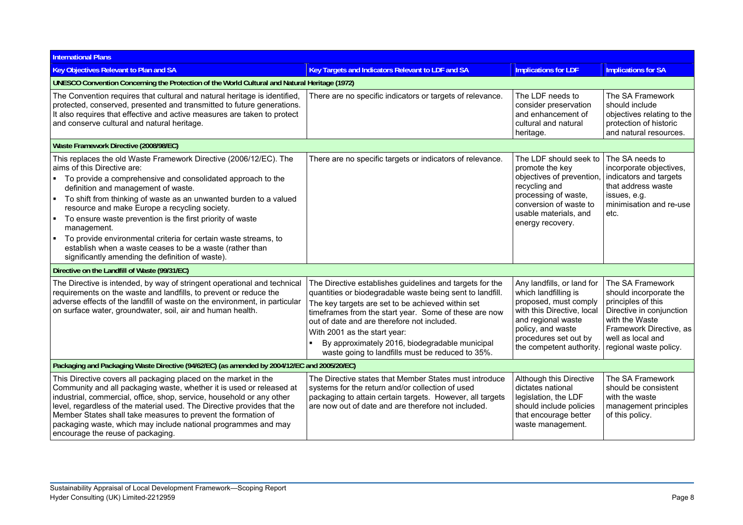| International Plans | | | |
|---|---|---|---|
| **Key Objectives Relevant to Plan and SA** | **Key Targets and Indicators Relevant to LDF and SA** | **Implications for LDF** | **Implications for SA** |
| **UNESCO Convention Concerning the Protection of the World Cultural and Natural Heritage (1972)** | | | |
| The Convention requires that cultural and natural heritage is identified, protected, conserved, presented and transmitted to future generations. It also requires that effective and active measures are taken to protect and conserve cultural and natural heritage. | There are no specific indicators or targets of relevance. | The LDF needs to consider preservation and enhancement of cultural and natural heritage. | The SA Framework should include objectives relating to the protection of historic and natural resources. |
| **Waste Framework Directive (2008/98/EC)** | | | |
| This replaces the old Waste Framework Directive (2006/12/EC). The aims of this Directive are: <br>▪ To provide a comprehensive and consolidated approach to the definition and management of waste. <br>▪ To shift from thinking of waste as an unwanted burden to a valued resource and make Europe a recycling society. <br>▪ To ensure waste prevention is the first priority of waste management. <br>▪ To provide environmental criteria for certain waste streams, to establish when a waste ceases to be a waste (rather than significantly amending the definition of waste). | There are no specific targets or indicators of relevance. | The LDF should seek to promote the key objectives of prevention, recycling and processing of waste, conversion of waste to usable materials, and energy recovery. | The SA needs to incorporate objectives, indicators and targets that address waste issues, e.g. minimisation and re-use etc. |
| **Directive on the Landfill of Waste (99/31/EC)** | | | |
| The Directive is intended, by way of stringent operational and technical requirements on the waste and landfills, to prevent or reduce the adverse effects of the landfill of waste on the environment, in particular on surface water, groundwater, soil, air and human health. | The Directive establishes guidelines and targets for the quantities or biodegradable waste being sent to landfill. <br>The key targets are set to be achieved within set timeframes from the start year. Some of these are now out of date and are therefore not included. <br>With 2001 as the start year: <br>▪ By approximately 2016, biodegradable municipal waste going to landfills must be reduced to 35%. | Any landfills, or land for which landfilling is proposed, must comply with this Directive, local and regional waste policy, and waste procedures set out by the competent authority. | The SA Framework should incorporate the principles of this Directive in conjunction with the Waste Framework Directive, as well as local and regional waste policy. |
| **Packaging and Packaging Waste Directive (94/62/EC) (as amended by 2004/12/EC and 2005/20/EC)** | | | |
| This Directive covers all packaging placed on the market in the Community and all packaging waste, whether it is used or released at industrial, commercial, office, shop, service, household or any other level, regardless of the material used. The Directive provides that the Member States shall take measures to prevent the formation of packaging waste, which may include national programmes and may encourage the reuse of packaging. | The Directive states that Member States must introduce systems for the return and/or collection of used packaging to attain certain targets. However, all targets are now out of date and are therefore not included. | Although this Directive dictates national legislation, the LDF should include policies that encourage better waste management. | The SA Framework should be consistent with the waste management principles of this policy. |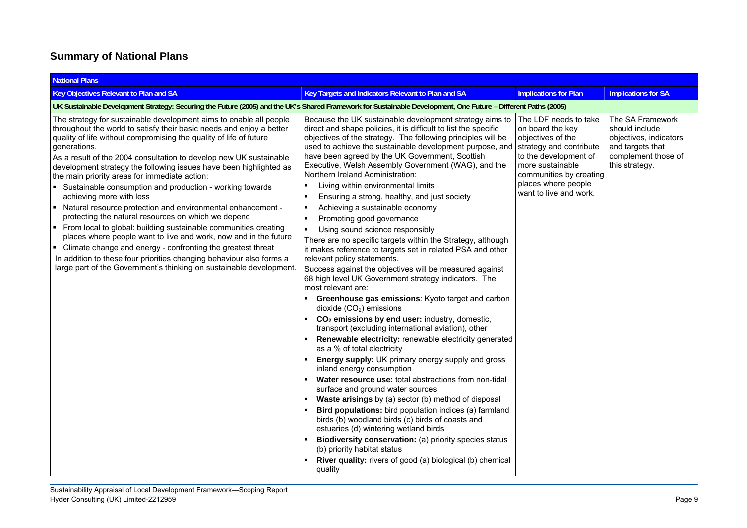## Summary of National Plans

| National Plans | | | |
|---|---|---|---|
| **Key Objectives Relevant to Plan and SA** | **Key Targets and Indicators Relevant to Plan and SA** | **Implications for Plan** | **Implications for SA** |
| **UK Sustainable Development Strategy: Securing the Future (2005) and the UK's Shared Framework for Sustainable Development, One Future – Different Paths (2005)** | | | |
| The strategy for sustainable development aims to enable all people throughout the world to satisfy their basic needs and enjoy a better quality of life without compromising the quality of life of future generations.<br>As a result of the 2004 consultation to develop new UK sustainable development strategy the following issues have been highlighted as the main priority areas for immediate action:<br>▪ Sustainable consumption and production - working towards achieving more with less<br>▪ Natural resource protection and environmental enhancement - protecting the natural resources on which we depend<br>▪ From local to global: building sustainable communities creating places where people want to live and work, now and in the future<br>▪ Climate change and energy - confronting the greatest threat<br>In addition to these four priorities changing behaviour also forms a large part of the Government's thinking on sustainable development. | Because the UK sustainable development strategy aims to direct and shape policies, it is difficult to list the specific objectives of the strategy. The following principles will be used to achieve the sustainable development purpose, and have been agreed by the UK Government, Scottish Executive, Welsh Assembly Government (WAG), and the Northern Ireland Administration:<br>▪ Living within environmental limits<br>▪ Ensuring a strong, healthy, and just society<br>▪ Achieving a sustainable economy<br>▪ Promoting good governance<br>▪ Using sound science responsibly<br>There are no specific targets within the Strategy, although it makes reference to targets set in related PSA and other relevant policy statements.<br>Success against the objectives will be measured against 68 high level UK Government strategy indicators. The most relevant are:<br>▪ **Greenhouse gas emissions**: Kyoto target and carbon dioxide ($CO_2$) emissions<br>▪ **$CO_2$ emissions by end user:** industry, domestic, transport (excluding international aviation), other<br>▪ **Renewable electricity:** renewable electricity generated as a % of total electricity<br>▪ **Energy supply:** UK primary energy supply and gross inland energy consumption<br>▪ **Water resource use:** total abstractions from non-tidal surface and ground water sources<br>▪ **Waste arisings** by (a) sector (b) method of disposal<br>▪ **Bird populations:** bird population indices (a) farmland birds (b) woodland birds (c) birds of coasts and estuaries (d) wintering wetland birds<br>▪ **Biodiversity conservation:** (a) priority species status (b) priority habitat status<br>▪ **River quality:** rivers of good (a) biological (b) chemical quality | The LDF needs to take on board the key objectives of the strategy and contribute to the development of more sustainable communities by creating places where people want to live and work. | The SA Framework should include objectives, indicators and targets that complement those of this strategy. |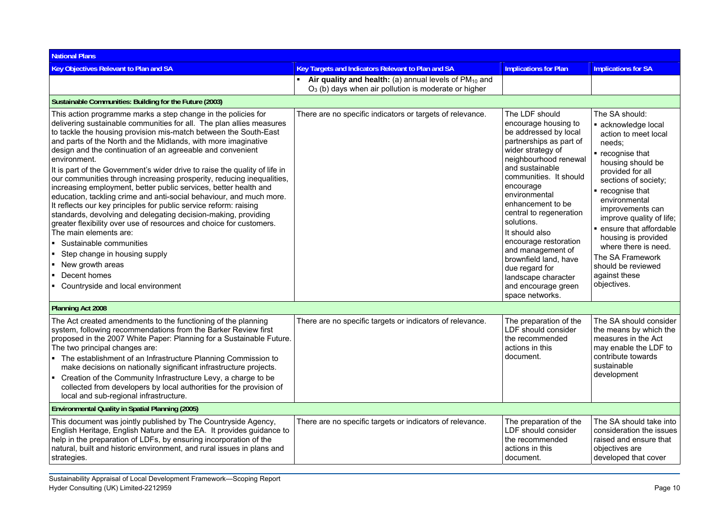| National Plans | | | |
|---|---|---|---|
| **Key Objectives Relevant to Plan and SA** | **Key Targets and Indicators Relevant to Plan and SA** | **Implications for Plan** | **Implications for SA** |
| | ▪ **Air quality and health:** (a) annual levels of $PM_{10}$ and $O_3$ (b) days when air pollution is moderate or higher | | |
| **Sustainable Communities: Building for the Future (2003)** | | | |
| This action programme marks a step change in the policies for delivering sustainable communities for all. The plan allies measures to tackle the housing provision mis-match between the South-East and parts of the North and the Midlands, with more imaginative design and the continuation of an agreeable and convenient environment.<br>It is part of the Government's wider drive to raise the quality of life in our communities through increasing prosperity, reducing inequalities, increasing employment, better public services, better health and education, tackling crime and anti-social behaviour, and much more. It reflects our key principles for public service reform: raising standards, devolving and delegating decision-making, providing greater flexibility over use of resources and choice for customers.<br>The main elements are:<br>▪ Sustainable communities<br>▪ Step change in housing supply<br>▪ New growth areas<br>▪ Decent homes<br>▪ Countryside and local environment | There are no specific indicators or targets of relevance. | The LDF should encourage housing to be addressed by local partnerships as part of wider strategy of neighbourhood renewal and sustainable communities. It should encourage environmental enhancement to be central to regeneration solutions.<br>It should also encourage restoration and management of brownfield land, have due regard for landscape character and encourage green space networks. | The SA should:<br>▪ acknowledge local action to meet local needs;<br>▪ recognise that housing should be provided for all sections of society;<br>▪ recognise that environmental improvements can improve quality of life;<br>▪ ensure that affordable housing is provided where there is need.<br>The SA Framework should be reviewed against these objectives. |
| **Planning Act 2008** | | | |
| The Act created amendments to the functioning of the planning system, following recommendations from the Barker Review first proposed in the 2007 White Paper: Planning for a Sustainable Future. The two principal changes are:<br>▪ The establishment of an Infrastructure Planning Commission to make decisions on nationally significant infrastructure projects.<br>▪ Creation of the Community Infrastructure Levy, a charge to be collected from developers by local authorities for the provision of local and sub-regional infrastructure. | There are no specific targets or indicators of relevance. | The preparation of the LDF should consider the recommended actions in this document. | The SA should consider the means by which the measures in the Act may enable the LDF to contribute towards sustainable development |
| **Environmental Quality in Spatial Planning (2005)** | | | |
| This document was jointly published by The Countryside Agency, English Heritage, English Nature and the EA. It provides guidance to help in the preparation of LDFs, by ensuring incorporation of the natural, built and historic environment, and rural issues in plans and strategies. | There are no specific targets or indicators of relevance. | The preparation of the LDF should consider the recommended actions in this document. | The SA should take into consideration the issues raised and ensure that objectives are developed that cover |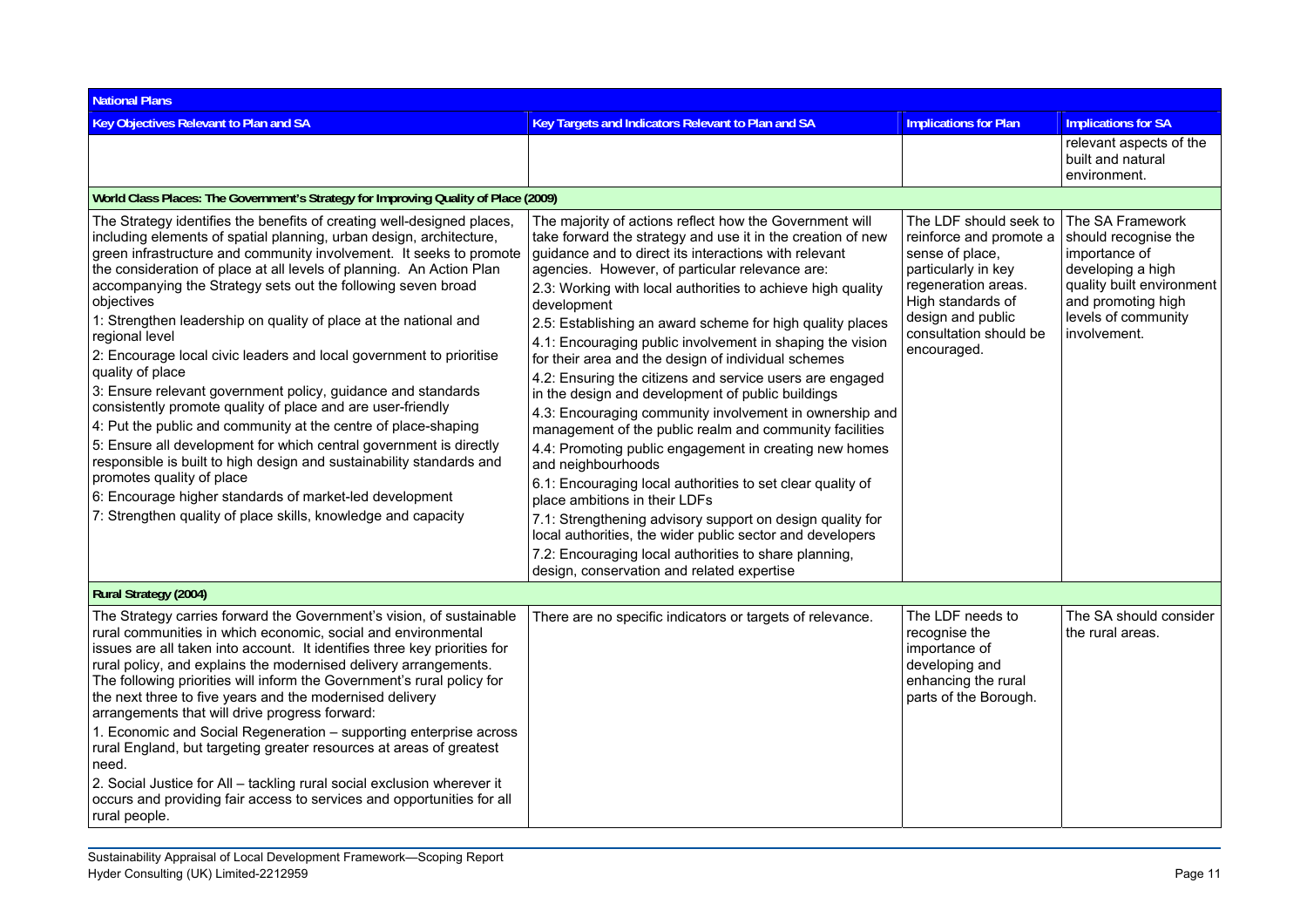| National Plans | | | |
|---|---|---|---|
| **Key Objectives Relevant to Plan and SA** | **Key Targets and Indicators Relevant to Plan and SA** | **Implications for Plan** | **Implications for SA** |
| | | | relevant aspects of the built and natural environment. |
| **World Class Places: The Government's Strategy for Improving Quality of Place (2009)** | | | |
| The Strategy identifies the benefits of creating well-designed places, including elements of spatial planning, urban design, architecture, green infrastructure and community involvement. It seeks to promote the consideration of place at all levels of planning. An Action Plan accompanying the Strategy sets out the following seven broad objectives<br>1: Strengthen leadership on quality of place at the national and regional level<br>2: Encourage local civic leaders and local government to prioritise quality of place<br>3: Ensure relevant government policy, guidance and standards consistently promote quality of place and are user-friendly<br>4: Put the public and community at the centre of place-shaping<br>5: Ensure all development for which central government is directly responsible is built to high design and sustainability standards and promotes quality of place<br>6: Encourage higher standards of market-led development<br>7: Strengthen quality of place skills, knowledge and capacity | The majority of actions reflect how the Government will take forward the strategy and use it in the creation of new guidance and to direct its interactions with relevant agencies. However, of particular relevance are:<br>2.3: Working with local authorities to achieve high quality development<br>2.5: Establishing an award scheme for high quality places<br>4.1: Encouraging public involvement in shaping the vision for their area and the design of individual schemes<br>4.2: Ensuring the citizens and service users are engaged in the design and development of public buildings<br>4.3: Encouraging community involvement in ownership and management of the public realm and community facilities<br>4.4: Promoting public engagement in creating new homes and neighbourhoods<br>6.1: Encouraging local authorities to set clear quality of place ambitions in their LDFs<br>7.1: Strengthening advisory support on design quality for local authorities, the wider public sector and developers<br>7.2: Encouraging local authorities to share planning, design, conservation and related expertise | The LDF should seek to reinforce and promote a sense of place, particularly in key regeneration areas. High standards of design and public consultation should be encouraged. | The SA Framework should recognise the importance of developing a high quality built environment and promoting high levels of community involvement. |
| **Rural Strategy (2004)** | | | |
| The Strategy carries forward the Government's vision, of sustainable rural communities in which economic, social and environmental issues are all taken into account. It identifies three key priorities for rural policy, and explains the modernised delivery arrangements. The following priorities will inform the Government's rural policy for the next three to five years and the modernised delivery arrangements that will drive progress forward:<br>1. Economic and Social Regeneration – supporting enterprise across rural England, but targeting greater resources at areas of greatest need.<br>2. Social Justice for All – tackling rural social exclusion wherever it occurs and providing fair access to services and opportunities for all rural people. | There are no specific indicators or targets of relevance. | The LDF needs to recognise the importance of developing and enhancing the rural parts of the Borough. | The SA should consider the rural areas. |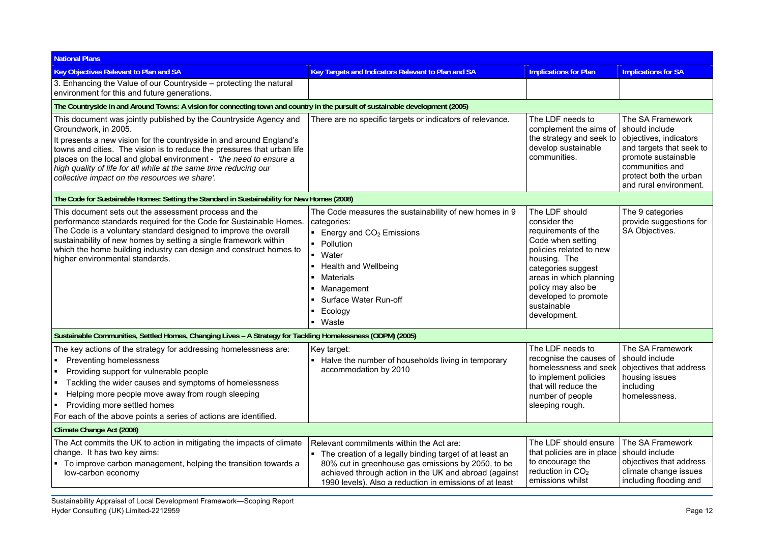| National Plans | | | |
|---|---|---|---|
| **Key Objectives Relevant to Plan and SA** | **Key Targets and Indicators Relevant to Plan and SA** | **Implications for Plan** | **Implications for SA** |
| 3. Enhancing the Value of our Countryside – protecting the natural environment for this and future generations. | | | |
| **The Countryside in and Around Towns: A vision for connecting town and country in the pursuit of sustainable development (2005)** | | | |
| This document was jointly published by the Countryside Agency and Groundwork, in 2005. It presents a new vision for the countryside in and around England's towns and cities. The vision is to reduce the pressures that urban life places on the local and global environment - *'the need to ensure a high quality of life for all while at the same time reducing our collective impact on the resources we share'.* | There are no specific targets or indicators of relevance. | The LDF needs to complement the aims of the strategy and seek to develop sustainable communities. | The SA Framework should include objectives, indicators and targets that seek to promote sustainable communities and protect both the urban and rural environment. |
| **The Code for Sustainable Homes: Setting the Standard in Sustainability for New Homes (2008)** | | | |
| This document sets out the assessment process and the performance standards required for the Code for Sustainable Homes. The Code is a voluntary standard designed to improve the overall sustainability of new homes by setting a single framework within which the home building industry can design and construct homes to higher environmental standards. | The Code measures the sustainability of new homes in 9 categories:<br>▪ Energy and $CO_2$ Emissions<br>▪ Pollution<br>▪ Water<br>▪ Health and Wellbeing<br>▪ Materials<br>▪ Management<br>▪ Surface Water Run-off<br>▪ Ecology<br>▪ Waste | The LDF should consider the requirements of the Code when setting policies related to new housing. The categories suggest areas in which planning policy may also be developed to promote sustainable development. | The 9 categories provide suggestions for SA Objectives. |
| **Sustainable Communities, Settled Homes, Changing Lives – A Strategy for Tackling Homelessness (ODPM) (2005)** | | | |
| The key actions of the strategy for addressing homelessness are:<br>▪ Preventing homelessness<br>▪ Providing support for vulnerable people<br>▪ Tackling the wider causes and symptoms of homelessness<br>▪ Helping more people move away from rough sleeping<br>▪ Providing more settled homes<br>For each of the above points a series of actions are identified. | Key target:<br>▪ Halve the number of households living in temporary accommodation by 2010 | The LDF needs to recognise the causes of homelessness and seek to implement policies that will reduce the number of people sleeping rough. | The SA Framework should include objectives that address housing issues including homelessness. |
| **Climate Change Act (2008)** | | | |
| The Act commits the UK to action in mitigating the impacts of climate change. It has two key aims:<br>▪ To improve carbon management, helping the transition towards a low-carbon economy | Relevant commitments within the Act are:<br>▪ The creation of a legally binding target of at least an 80% cut in greenhouse gas emissions by 2050, to be achieved through action in the UK and abroad (against 1990 levels). Also a reduction in emissions of at least | The LDF should ensure that policies are in place to encourage the reduction in $CO_2$ emissions whilst | The SA Framework should include objectives that address climate change issues including flooding and |

Sustainability Appraisal of Local Development Framework—Scoping Report
Hyder Consulting (UK) Limited-2212959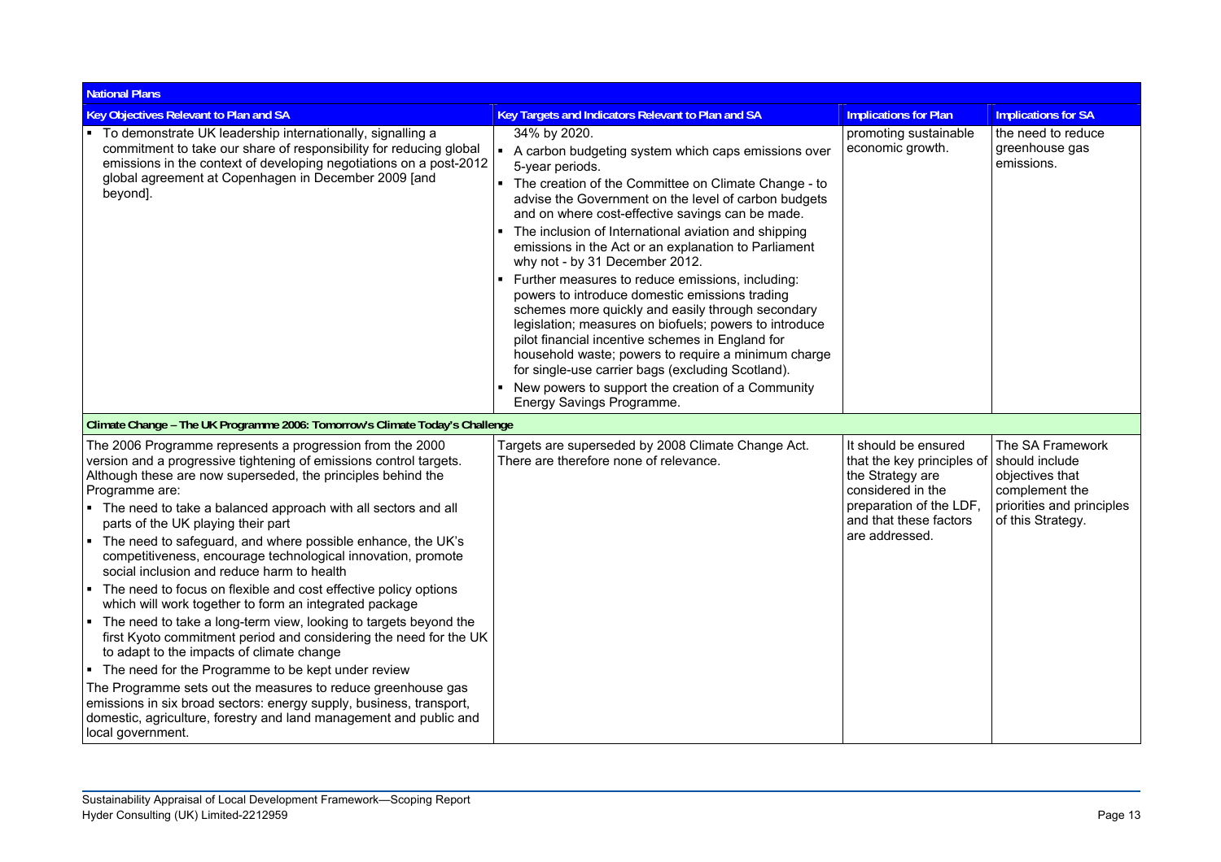| National Plans | | | |
|---|---|---|---|
| **Key Objectives Relevant to Plan and SA** | **Key Targets and Indicators Relevant to Plan and SA** | **Implications for Plan** | **Implications for SA** |
| ▪ To demonstrate UK leadership internationally, signalling a commitment to take our share of responsibility for reducing global emissions in the context of developing negotiations on a post-2012 global agreement at Copenhagen in December 2009 [and beyond]. | 34% by 2020.<br>▪ A carbon budgeting system which caps emissions over 5-year periods.<br>▪ The creation of the Committee on Climate Change - to advise the Government on the level of carbon budgets and on where cost-effective savings can be made.<br>▪ The inclusion of International aviation and shipping emissions in the Act or an explanation to Parliament why not - by 31 December 2012.<br>▪ Further measures to reduce emissions, including: powers to introduce domestic emissions trading schemes more quickly and easily through secondary legislation; measures on biofuels; powers to introduce pilot financial incentive schemes in England for household waste; powers to require a minimum charge for single-use carrier bags (excluding Scotland).<br>▪ New powers to support the creation of a Community Energy Savings Programme. | promoting sustainable economic growth. | the need to reduce greenhouse gas emissions. |
| **Climate Change – The UK Programme 2006: Tomorrow's Climate Today's Challenge** | | | |
| The 2006 Programme represents a progression from the 2000 version and a progressive tightening of emissions control targets. Although these are now superseded, the principles behind the Programme are:<br>▪ The need to take a balanced approach with all sectors and all parts of the UK playing their part<br>▪ The need to safeguard, and where possible enhance, the UK's competitiveness, encourage technological innovation, promote social inclusion and reduce harm to health<br>▪ The need to focus on flexible and cost effective policy options which will work together to form an integrated package<br>▪ The need to take a long-term view, looking to targets beyond the first Kyoto commitment period and considering the need for the UK to adapt to the impacts of climate change<br>▪ The need for the Programme to be kept under review<br>The Programme sets out the measures to reduce greenhouse gas emissions in six broad sectors: energy supply, business, transport, domestic, agriculture, forestry and land management and public and local government. | Targets are superseded by 2008 Climate Change Act. There are therefore none of relevance. | It should be ensured that the key principles of the Strategy are considered in the preparation of the LDF, and that these factors are addressed. | The SA Framework should include objectives that complement the priorities and principles of this Strategy. |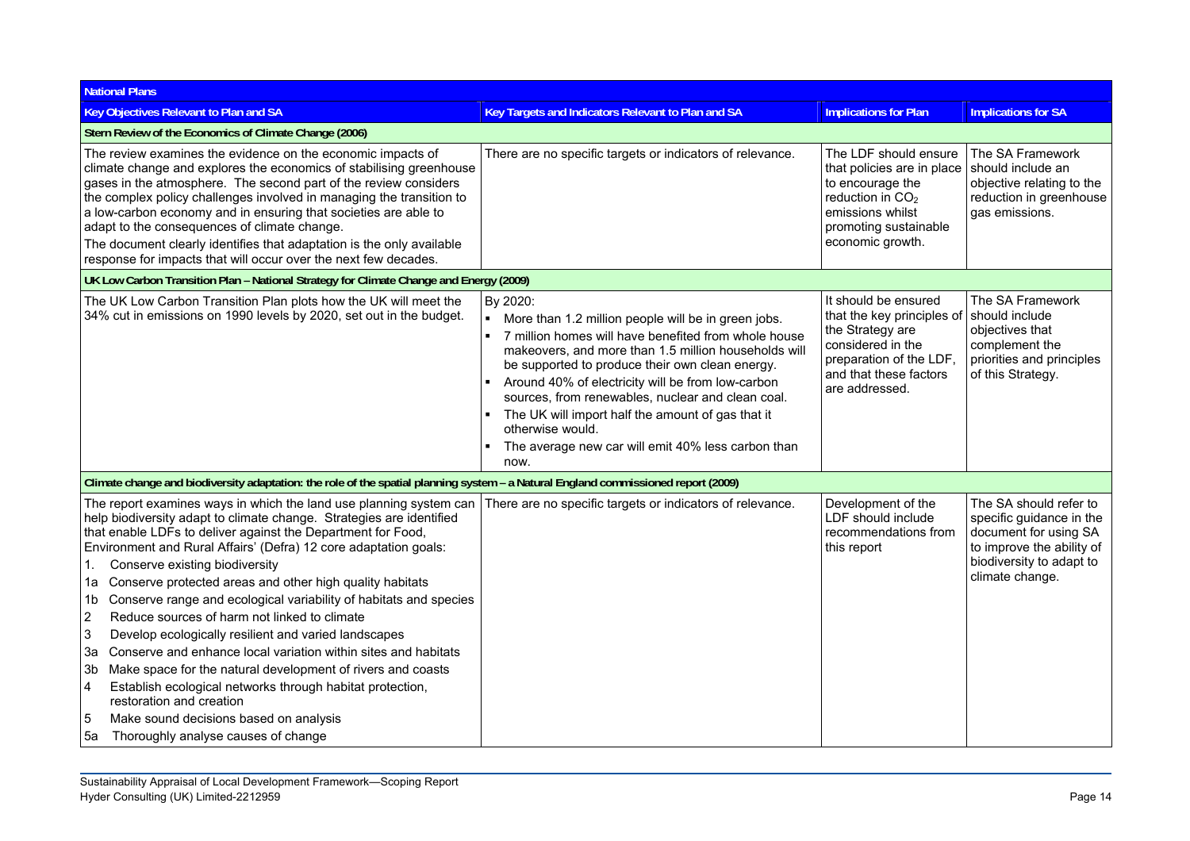| National Plans | | | |
|---|---|---|---|
| **Key Objectives Relevant to Plan and SA** | **Key Targets and Indicators Relevant to Plan and SA** | **Implications for Plan** | **Implications for SA** |
| **Stern Review of the Economics of Climate Change (2006)** | | | |
| The review examines the evidence on the economic impacts of climate change and explores the economics of stabilising greenhouse gases in the atmosphere. The second part of the review considers the complex policy challenges involved in managing the transition to a low-carbon economy and in ensuring that societies are able to adapt to the consequences of climate change.<br>The document clearly identifies that adaptation is the only available response for impacts that will occur over the next few decades. | There are no specific targets or indicators of relevance. | The LDF should ensure that policies are in place to encourage the reduction in $CO_2$ emissions whilst promoting sustainable economic growth. | The SA Framework should include an objective relating to the reduction in greenhouse gas emissions. |
| **UK Low Carbon Transition Plan – National Strategy for Climate Change and Energy (2009)** | | | |
| The UK Low Carbon Transition Plan plots how the UK will meet the 34% cut in emissions on 1990 levels by 2020, set out in the budget. | By 2020:<br>▪ More than 1.2 million people will be in green jobs.<br>▪ 7 million homes will have benefited from whole house makeovers, and more than 1.5 million households will be supported to produce their own clean energy.<br>▪ Around 40% of electricity will be from low-carbon sources, from renewables, nuclear and clean coal.<br>▪ The UK will import half the amount of gas that it otherwise would.<br>▪ The average new car will emit 40% less carbon than now. | It should be ensured that the key principles of the Strategy are considered in the preparation of the LDF, and that these factors are addressed. | The SA Framework should include objectives that complement the priorities and principles of this Strategy. |
| **Climate change and biodiversity adaptation: the role of the spatial planning system – a Natural England commissioned report (2009)** | | | |
| The report examines ways in which the land use planning system can help biodiversity adapt to climate change. Strategies are identified that enable LDFs to deliver against the Department for Food, Environment and Rural Affairs' (Defra) 12 core adaptation goals:<br>1. Conserve existing biodiversity<br>1a Conserve protected areas and other high quality habitats<br>1b Conserve range and ecological variability of habitats and species<br>2 Reduce sources of harm not linked to climate<br>3 Develop ecologically resilient and varied landscapes<br>3a Conserve and enhance local variation within sites and habitats<br>3b Make space for the natural development of rivers and coasts<br>4 Establish ecological networks through habitat protection, restoration and creation<br>5 Make sound decisions based on analysis<br>5a Thoroughly analyse causes of change | There are no specific targets or indicators of relevance. | Development of the LDF should include recommendations from this report | The SA should refer to specific guidance in the document for using SA to improve the ability of biodiversity to adapt to climate change. |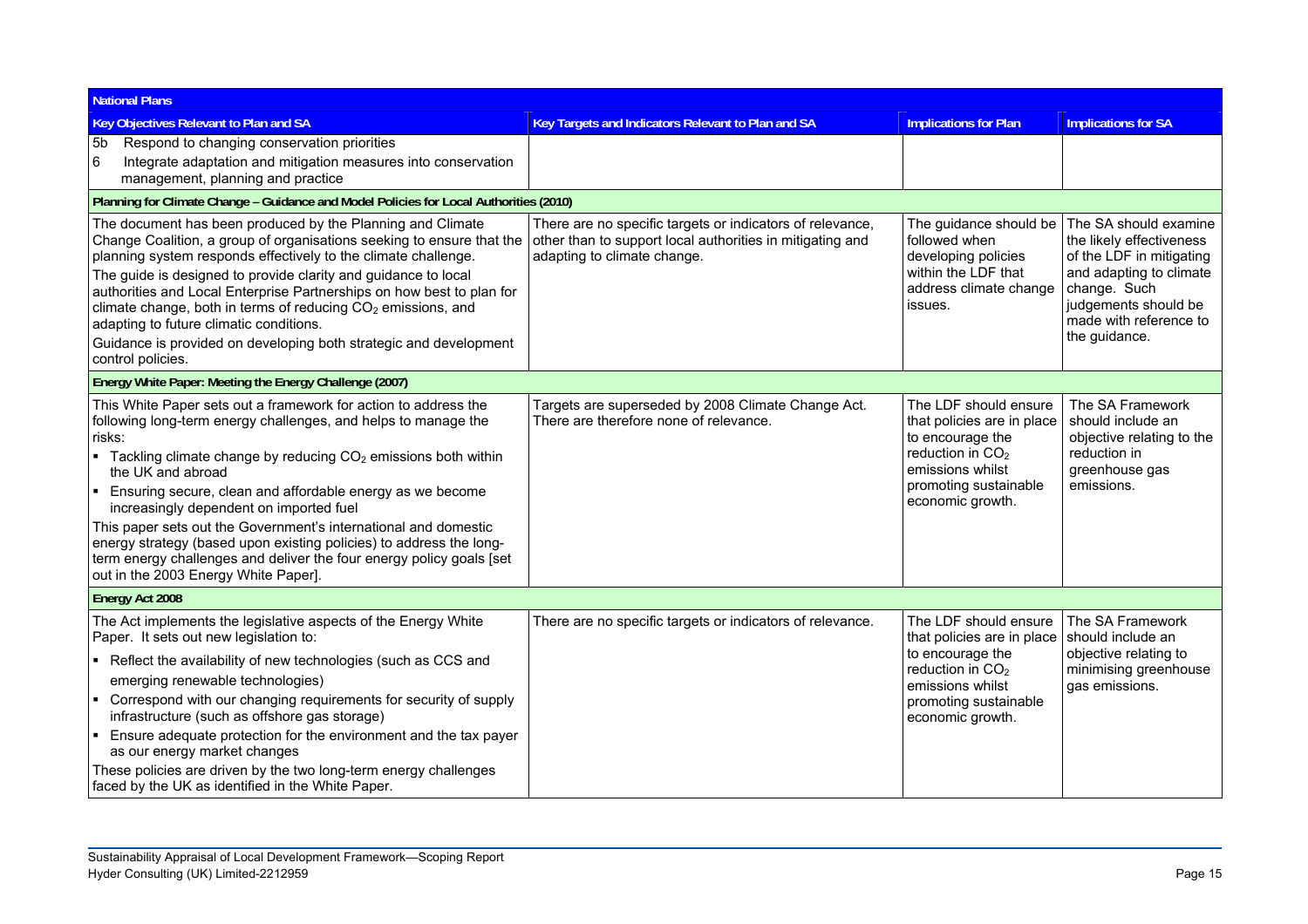| National Plans | | | |
|---|---|---|---|
| **Key Objectives Relevant to Plan and SA** | **Key Targets and Indicators Relevant to Plan and SA** | **Implications for Plan** | **Implications for SA** |
| 5b Respond to changing conservation priorities<br>6 Integrate adaptation and mitigation measures into conservation management, planning and practice | | | |
| **Planning for Climate Change – Guidance and Model Policies for Local Authorities (2010)** | | | |
| The document has been produced by the Planning and Climate Change Coalition, a group of organisations seeking to ensure that the planning system responds effectively to the climate challenge.<br>The guide is designed to provide clarity and guidance to local authorities and Local Enterprise Partnerships on how best to plan for climate change, both in terms of reducing $CO_2$ emissions, and adapting to future climatic conditions.<br>Guidance is provided on developing both strategic and development control policies. | There are no specific targets or indicators of relevance, other than to support local authorities in mitigating and adapting to climate change. | The guidance should be followed when developing policies within the LDF that address climate change issues. | The SA should examine the likely effectiveness of the LDF in mitigating and adapting to climate change. Such judgements should be made with reference to the guidance. |
| **Energy White Paper: Meeting the Energy Challenge (2007)** | | | |
| This White Paper sets out a framework for action to address the following long-term energy challenges, and helps to manage the risks:<br>▪ Tackling climate change by reducing $CO_2$ emissions both within the UK and abroad<br>▪ Ensuring secure, clean and affordable energy as we become increasingly dependent on imported fuel<br>This paper sets out the Government's international and domestic energy strategy (based upon existing policies) to address the long-term energy challenges and deliver the four energy policy goals [set out in the 2003 Energy White Paper]. | Targets are superseded by 2008 Climate Change Act. There are therefore none of relevance. | The LDF should ensure that policies are in place to encourage the reduction in $CO_2$ emissions whilst promoting sustainable economic growth. | The SA Framework should include an objective relating to the reduction in greenhouse gas emissions. |
| **Energy Act 2008** | | | |
| The Act implements the legislative aspects of the Energy White Paper. It sets out new legislation to:<br>▪ Reflect the availability of new technologies (such as CCS and emerging renewable technologies)<br>▪ Correspond with our changing requirements for security of supply infrastructure (such as offshore gas storage)<br>▪ Ensure adequate protection for the environment and the tax payer as our energy market changes<br>These policies are driven by the two long-term energy challenges faced by the UK as identified in the White Paper. | There are no specific targets or indicators of relevance. | The LDF should ensure that policies are in place to encourage the reduction in $CO_2$ emissions whilst promoting sustainable economic growth. | The SA Framework should include an objective relating to minimising greenhouse gas emissions. |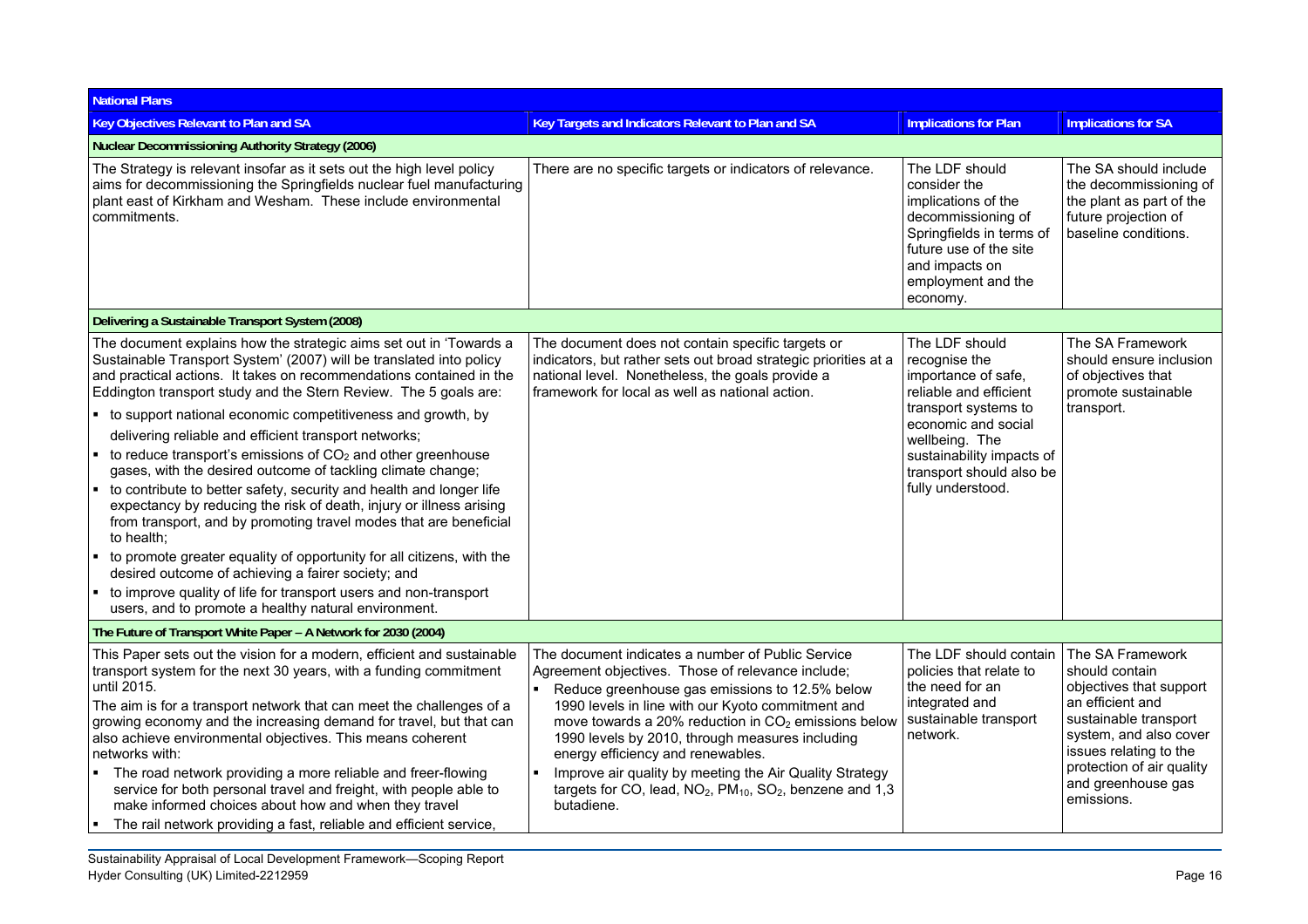| National Plans | | | |
|---|---|---|---|
| **Key Objectives Relevant to Plan and SA** | **Key Targets and Indicators Relevant to Plan and SA** | **Implications for Plan** | **Implications for SA** |
| **Nuclear Decommissioning Authority Strategy (2006)** | | | |
| The Strategy is relevant insofar as it sets out the high level policy aims for decommissioning the Springfields nuclear fuel manufacturing plant east of Kirkham and Wesham. These include environmental commitments. | There are no specific targets or indicators of relevance. | The LDF should consider the implications of the decommissioning of Springfields in terms of future use of the site and impacts on employment and the economy. | The SA should include the decommissioning of the plant as part of the future projection of baseline conditions. |
| **Delivering a Sustainable Transport System (2008)** | | | |
| The document explains how the strategic aims set out in 'Towards a Sustainable Transport System' (2007) will be translated into policy and practical actions. It takes on recommendations contained in the Eddington transport study and the Stern Review. The 5 goals are:<br>▪ to support national economic competitiveness and growth, by delivering reliable and efficient transport networks;<br>▪ to reduce transport's emissions of $CO_2$ and other greenhouse gases, with the desired outcome of tackling climate change;<br>▪ to contribute to better safety, security and health and longer life expectancy by reducing the risk of death, injury or illness arising from transport, and by promoting travel modes that are beneficial to health;<br>▪ to promote greater equality of opportunity for all citizens, with the desired outcome of achieving a fairer society; and<br>▪ to improve quality of life for transport users and non-transport users, and to promote a healthy natural environment. | The document does not contain specific targets or indicators, but rather sets out broad strategic priorities at a national level. Nonetheless, the goals provide a framework for local as well as national action. | The LDF should recognise the importance of safe, reliable and efficient transport systems to economic and social wellbeing. The sustainability impacts of transport should also be fully understood. | The SA Framework should ensure inclusion of objectives that promote sustainable transport. |
| **The Future of Transport White Paper – A Network for 2030 (2004)** | | | |
| This Paper sets out the vision for a modern, efficient and sustainable transport system for the next 30 years, with a funding commitment until 2015.<br>The aim is for a transport network that can meet the challenges of a growing economy and the increasing demand for travel, but that can also achieve environmental objectives. This means coherent networks with:<br>▪ The road network providing a more reliable and freer-flowing service for both personal travel and freight, with people able to make informed choices about how and when they travel<br>▪ The rail network providing a fast, reliable and efficient service, | The document indicates a number of Public Service Agreement objectives. Those of relevance include;<br>▪ Reduce greenhouse gas emissions to 12.5% below 1990 levels in line with our Kyoto commitment and move towards a 20% reduction in $CO_2$ emissions below 1990 levels by 2010, through measures including energy efficiency and renewables.<br>▪ Improve air quality by meeting the Air Quality Strategy targets for CO, lead, $NO_2$, $PM_{10}$, $SO_2$, benzene and 1,3 butadiene. | The LDF should contain policies that relate to the need for an integrated and sustainable transport network. | The SA Framework should contain objectives that support an efficient and sustainable transport system, and also cover issues relating to the protection of air quality and greenhouse gas emissions. |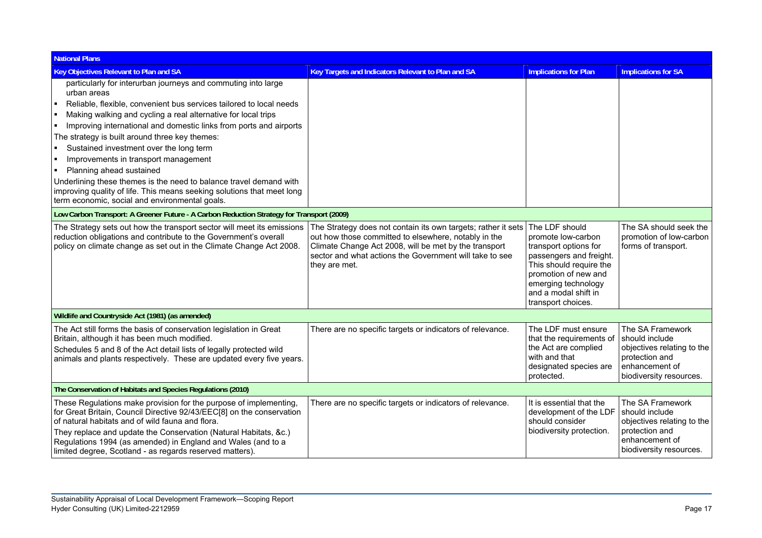| National Plans | | | |
|---|---|---|---|
| **Key Objectives Relevant to Plan and SA** | **Key Targets and Indicators Relevant to Plan and SA** | **Implications for Plan** | **Implications for SA** |
| particularly for interurban journeys and commuting into large urban areas<br>▪ Reliable, flexible, convenient bus services tailored to local needs<br>▪ Making walking and cycling a real alternative for local trips<br>▪ Improving international and domestic links from ports and airports<br>The strategy is built around three key themes:<br>▪ Sustained investment over the long term<br>▪ Improvements in transport management<br>▪ Planning ahead sustained<br>Underlining these themes is the need to balance travel demand with improving quality of life. This means seeking solutions that meet long term economic, social and environmental goals. | | | |
| **Low Carbon Transport: A Greener Future - A Carbon Reduction Strategy for Transport (2009)** | | | |
| The Strategy sets out how the transport sector will meet its emissions reduction obligations and contribute to the Government's overall policy on climate change as set out in the Climate Change Act 2008. | The Strategy does not contain its own targets; rather it sets out how those committed to elsewhere, notably in the Climate Change Act 2008, will be met by the transport sector and what actions the Government will take to see they are met. | The LDF should promote low-carbon transport options for passengers and freight. This should require the promotion of new and emerging technology and a modal shift in transport choices. | The SA should seek the promotion of low-carbon forms of transport. |
| **Wildlife and Countryside Act (1981) (as amended)** | | | |
| The Act still forms the basis of conservation legislation in Great Britain, although it has been much modified.<br>Schedules 5 and 8 of the Act detail lists of legally protected wild animals and plants respectively. These are updated every five years. | There are no specific targets or indicators of relevance. | The LDF must ensure that the requirements of the Act are complied with and that designated species are protected. | The SA Framework should include objectives relating to the protection and enhancement of biodiversity resources. |
| **The Conservation of Habitats and Species Regulations (2010)** | | | |
| These Regulations make provision for the purpose of implementing, for Great Britain, Council Directive 92/43/EEC[8] on the conservation of natural habitats and of wild fauna and flora.<br>They replace and update the Conservation (Natural Habitats, &c.) Regulations 1994 (as amended) in England and Wales (and to a limited degree, Scotland - as regards reserved matters). | There are no specific targets or indicators of relevance. | It is essential that the development of the LDF should consider biodiversity protection. | The SA Framework should include objectives relating to the protection and enhancement of biodiversity resources. |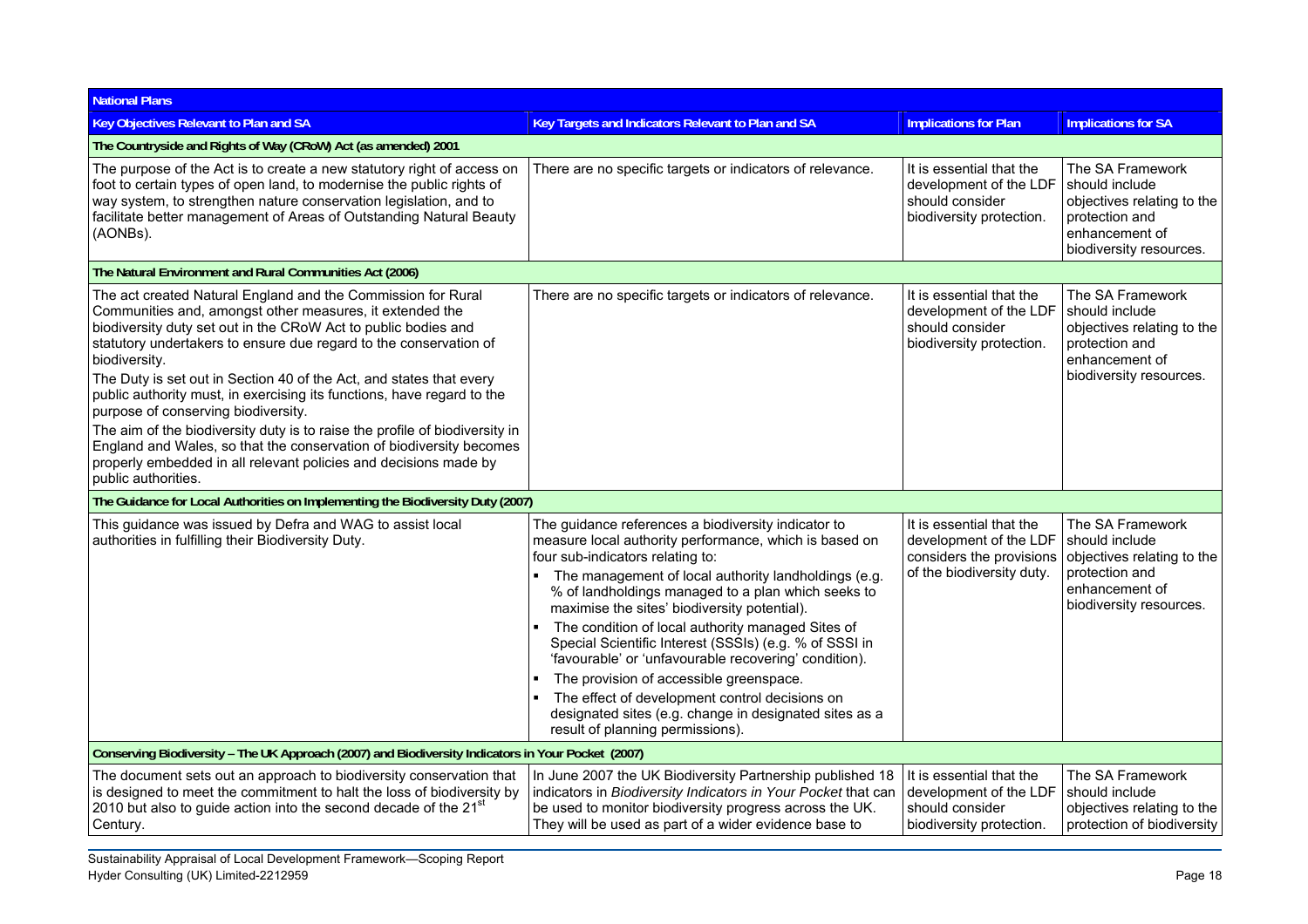| National Plans | | | |
|---|---|---|---|
| **Key Objectives Relevant to Plan and SA** | **Key Targets and Indicators Relevant to Plan and SA** | **Implications for Plan** | **Implications for SA** |
| **The Countryside and Rights of Way (CRoW) Act (as amended) 2001** | | | |
| The purpose of the Act is to create a new statutory right of access on foot to certain types of open land, to modernise the public rights of way system, to strengthen nature conservation legislation, and to facilitate better management of Areas of Outstanding Natural Beauty (AONBs). | There are no specific targets or indicators of relevance. | It is essential that the development of the LDF should consider biodiversity protection. | The SA Framework should include objectives relating to the protection and enhancement of biodiversity resources. |
| **The Natural Environment and Rural Communities Act (2006)** | | | |
| The act created Natural England and the Commission for Rural Communities and, amongst other measures, it extended the biodiversity duty set out in the CRoW Act to public bodies and statutory undertakers to ensure due regard to the conservation of biodiversity.<br>The Duty is set out in Section 40 of the Act, and states that every public authority must, in exercising its functions, have regard to the purpose of conserving biodiversity.<br>The aim of the biodiversity duty is to raise the profile of biodiversity in England and Wales, so that the conservation of biodiversity becomes properly embedded in all relevant policies and decisions made by public authorities. | There are no specific targets or indicators of relevance. | It is essential that the development of the LDF should consider biodiversity protection. | The SA Framework should include objectives relating to the protection and enhancement of biodiversity resources. |
| **The Guidance for Local Authorities on Implementing the Biodiversity Duty (2007)** | | | |
| This guidance was issued by Defra and WAG to assist local authorities in fulfilling their Biodiversity Duty. | The guidance references a biodiversity indicator to measure local authority performance, which is based on four sub-indicators relating to:<br>▪ The management of local authority landholdings (e.g. % of landholdings managed to a plan which seeks to maximise the sites' biodiversity potential).<br>▪ The condition of local authority managed Sites of Special Scientific Interest (SSSIs) (e.g. % of SSSI in 'favourable' or 'unfavourable recovering' condition).<br>▪ The provision of accessible greenspace.<br>▪ The effect of development control decisions on designated sites (e.g. change in designated sites as a result of planning permissions). | It is essential that the development of the LDF considers the provisions of the biodiversity duty. | The SA Framework should include objectives relating to the protection and enhancement of biodiversity resources. |
| **Conserving Biodiversity – The UK Approach (2007) and Biodiversity Indicators in Your Pocket (2007)** | | | |
| The document sets out an approach to biodiversity conservation that is designed to meet the commitment to halt the loss of biodiversity by 2010 but also to guide action into the second decade of the 21st Century. | In June 2007 the UK Biodiversity Partnership published 18 indicators in *Biodiversity Indicators in Your Pocket* that can be used to monitor biodiversity progress across the UK. They will be used as part of a wider evidence base to | It is essential that the development of the LDF should consider biodiversity protection. | The SA Framework should include objectives relating to the protection of biodiversity |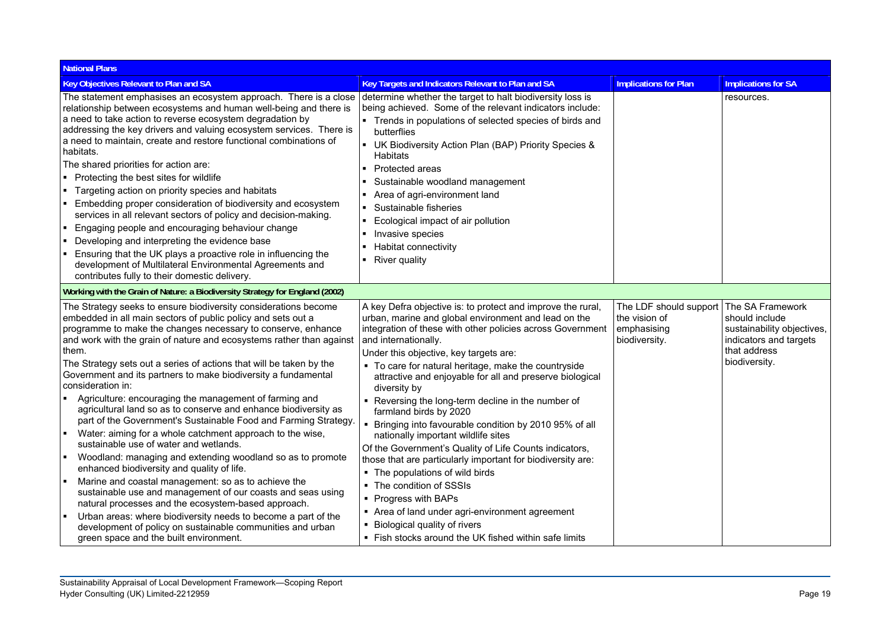| National Plans | | | |
|---|---|---|---|
| **Key Objectives Relevant to Plan and SA** | **Key Targets and Indicators Relevant to Plan and SA** | **Implications for Plan** | **Implications for SA** |
| The statement emphasises an ecosystem approach. There is a close relationship between ecosystems and human well-being and there is a need to take action to reverse ecosystem degradation by addressing the key drivers and valuing ecosystem services. There is a need to maintain, create and restore functional combinations of habitats.<br>The shared priorities for action are:<br>▪ Protecting the best sites for wildlife<br>▪ Targeting action on priority species and habitats<br>▪ Embedding proper consideration of biodiversity and ecosystem services in all relevant sectors of policy and decision-making.<br>▪ Engaging people and encouraging behaviour change<br>▪ Developing and interpreting the evidence base<br>▪ Ensuring that the UK plays a proactive role in influencing the development of Multilateral Environmental Agreements and contributes fully to their domestic delivery. | determine whether the target to halt biodiversity loss is being achieved. Some of the relevant indicators include:<br>▪ Trends in populations of selected species of birds and butterflies<br>▪ UK Biodiversity Action Plan (BAP) Priority Species & Habitats<br>▪ Protected areas<br>▪ Sustainable woodland management<br>▪ Area of agri-environment land<br>▪ Sustainable fisheries<br>▪ Ecological impact of air pollution<br>▪ Invasive species<br>▪ Habitat connectivity<br>▪ River quality | | resources. |
| **Working with the Grain of Nature: a Biodiversity Strategy for England (2002)** | | | |
| The Strategy seeks to ensure biodiversity considerations become embedded in all main sectors of public policy and sets out a programme to make the changes necessary to conserve, enhance and work with the grain of nature and ecosystems rather than against them.<br>The Strategy sets out a series of actions that will be taken by the Government and its partners to make biodiversity a fundamental consideration in:<br>▪ Agriculture: encouraging the management of farming and agricultural land so as to conserve and enhance biodiversity as part of the Government's Sustainable Food and Farming Strategy.<br>▪ Water: aiming for a whole catchment approach to the wise, sustainable use of water and wetlands.<br>▪ Woodland: managing and extending woodland so as to promote enhanced biodiversity and quality of life.<br>▪ Marine and coastal management: so as to achieve the sustainable use and management of our coasts and seas using natural processes and the ecosystem-based approach.<br>▪ Urban areas: where biodiversity needs to become a part of the development of policy on sustainable communities and urban green space and the built environment. | A key Defra objective is: to protect and improve the rural, urban, marine and global environment and lead on the integration of these with other policies across Government and internationally.<br>Under this objective, key targets are:<br>▪ To care for natural heritage, make the countryside attractive and enjoyable for all and preserve biological diversity by<br>▪ Reversing the long-term decline in the number of farmland birds by 2020<br>▪ Bringing into favourable condition by 2010 95% of all nationally important wildlife sites<br>Of the Government's Quality of Life Counts indicators, those that are particularly important for biodiversity are:<br>▪ The populations of wild birds<br>▪ The condition of SSSIs<br>▪ Progress with BAPs<br>▪ Area of land under agri-environment agreement<br>▪ Biological quality of rivers<br>▪ Fish stocks around the UK fished within safe limits | The LDF should support the vision of emphasising biodiversity. | The SA Framework should include sustainability objectives, indicators and targets that address biodiversity. |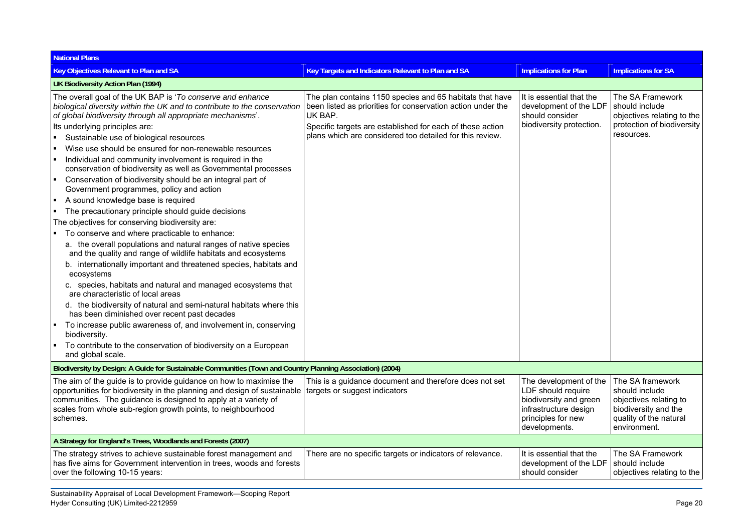| National Plans | | | |
|---|---|---|---|
| **Key Objectives Relevant to Plan and SA** | **Key Targets and Indicators Relevant to Plan and SA** | **Implications for Plan** | **Implications for SA** |
| **UK Biodiversity Action Plan (1994)** | | | |
| The overall goal of the UK BAP is '*To conserve and enhance biological diversity within the UK and to contribute to the conservation of global biodiversity through all appropriate mechanisms*'.<br>Its underlying principles are:<br>▪ Sustainable use of biological resources<br>▪ Wise use should be ensured for non-renewable resources<br>▪ Individual and community involvement is required in the conservation of biodiversity as well as Governmental processes<br>▪ Conservation of biodiversity should be an integral part of Government programmes, policy and action<br>▪ A sound knowledge base is required<br>▪ The precautionary principle should guide decisions<br>The objectives for conserving biodiversity are:<br>▪ To conserve and where practicable to enhance:<br>a. the overall populations and natural ranges of native species and the quality and range of wildlife habitats and ecosystems<br>b. internationally important and threatened species, habitats and ecosystems<br>c. species, habitats and natural and managed ecosystems that are characteristic of local areas<br>d. the biodiversity of natural and semi-natural habitats where this has been diminished over recent past decades<br>▪ To increase public awareness of, and involvement in, conserving biodiversity.<br>▪ To contribute to the conservation of biodiversity on a European and global scale. | The plan contains 1150 species and 65 habitats that have been listed as priorities for conservation action under the UK BAP.<br>Specific targets are established for each of these action plans which are considered too detailed for this review. | It is essential that the development of the LDF should consider biodiversity protection. | The SA Framework should include objectives relating to the protection of biodiversity resources. |
| **Biodiversity by Design: A Guide for Sustainable Communities (Town and Country Planning Association) (2004)** | | | |
| The aim of the guide is to provide guidance on how to maximise the opportunities for biodiversity in the planning and design of sustainable communities. The guidance is designed to apply at a variety of scales from whole sub-region growth points, to neighbourhood schemes. | This is a guidance document and therefore does not set targets or suggest indicators | The development of the LDF should require biodiversity and green infrastructure design principles for new developments. | The SA framework should include objectives relating to biodiversity and the quality of the natural environment. |
| **A Strategy for England's Trees, Woodlands and Forests (2007)** | | | |
| The strategy strives to achieve sustainable forest management and has five aims for Government intervention in trees, woods and forests over the following 10-15 years: | There are no specific targets or indicators of relevance. | It is essential that the development of the LDF should consider | The SA Framework should include objectives relating to the |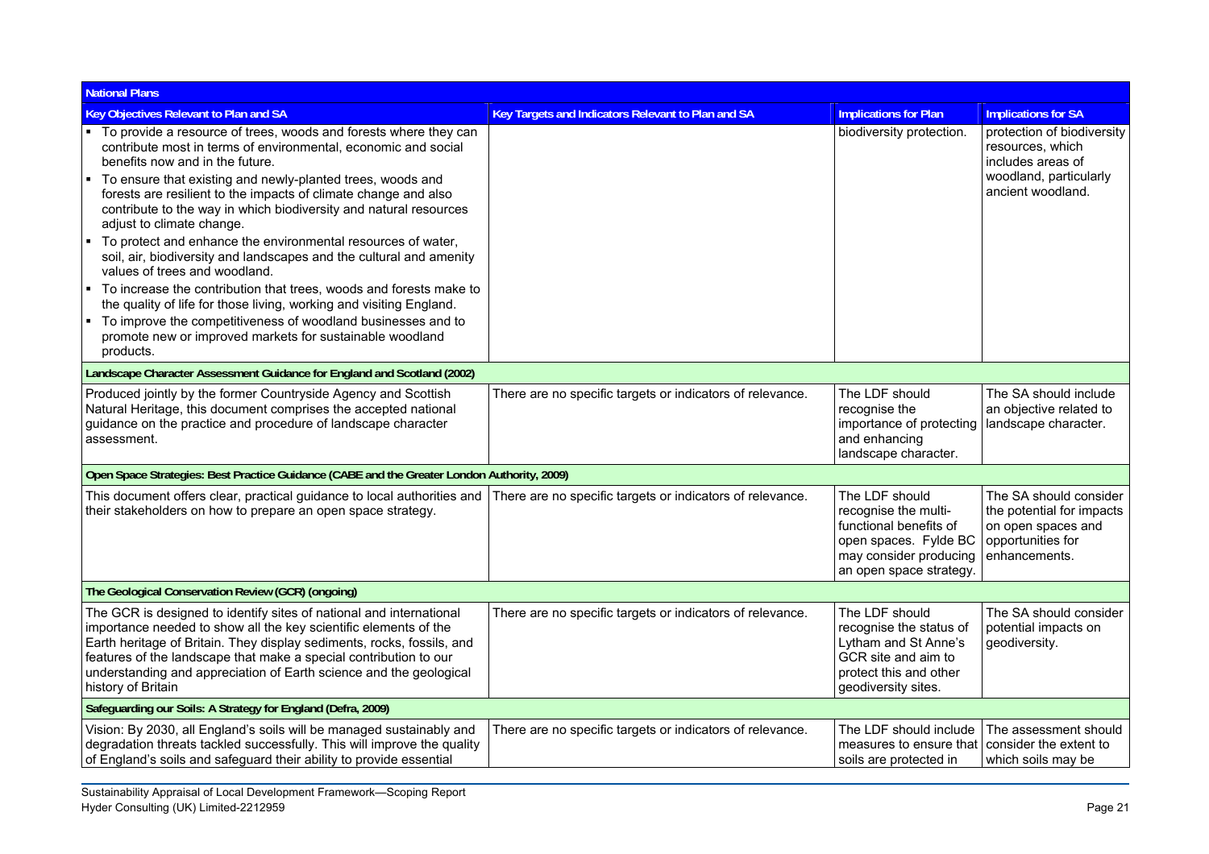| National Plans | | | |
|---|---|---|---|
| **Key Objectives Relevant to Plan and SA** | **Key Targets and Indicators Relevant to Plan and SA** | **Implications for Plan** | **Implications for SA** |
| ▪ To provide a resource of trees, woods and forests where they can contribute most in terms of environmental, economic and social benefits now and in the future.<br>▪ To ensure that existing and newly-planted trees, woods and forests are resilient to the impacts of climate change and also contribute to the way in which biodiversity and natural resources adjust to climate change.<br>▪ To protect and enhance the environmental resources of water, soil, air, biodiversity and landscapes and the cultural and amenity values of trees and woodland.<br>▪ To increase the contribution that trees, woods and forests make to the quality of life for those living, working and visiting England.<br>▪ To improve the competitiveness of woodland businesses and to promote new or improved markets for sustainable woodland products. | | biodiversity protection. | protection of biodiversity resources, which includes areas of woodland, particularly ancient woodland. |
| **Landscape Character Assessment Guidance for England and Scotland (2002)** | | | |
| Produced jointly by the former Countryside Agency and Scottish Natural Heritage, this document comprises the accepted national guidance on the practice and procedure of landscape character assessment. | There are no specific targets or indicators of relevance. | The LDF should recognise the importance of protecting and enhancing landscape character. | The SA should include an objective related to landscape character. |
| **Open Space Strategies: Best Practice Guidance (CABE and the Greater London Authority, 2009)** | | | |
| This document offers clear, practical guidance to local authorities and their stakeholders on how to prepare an open space strategy. | There are no specific targets or indicators of relevance. | The LDF should recognise the multi-functional benefits of open spaces. Fylde BC may consider producing an open space strategy. | The SA should consider the potential for impacts on open spaces and opportunities for enhancements. |
| **The Geological Conservation Review (GCR) (ongoing)** | | | |
| The GCR is designed to identify sites of national and international importance needed to show all the key scientific elements of the Earth heritage of Britain. They display sediments, rocks, fossils, and features of the landscape that make a special contribution to our understanding and appreciation of Earth science and the geological history of Britain | There are no specific targets or indicators of relevance. | The LDF should recognise the status of Lytham and St Anne's GCR site and aim to protect this and other geodiversity sites. | The SA should consider potential impacts on geodiversity. |
| **Safeguarding our Soils: A Strategy for England (Defra, 2009)** | | | |
| Vision: By 2030, all England's soils will be managed sustainably and degradation threats tackled successfully. This will improve the quality of England's soils and safeguard their ability to provide essential | There are no specific targets or indicators of relevance. | The LDF should include measures to ensure that soils are protected in | The assessment should consider the extent to which soils may be |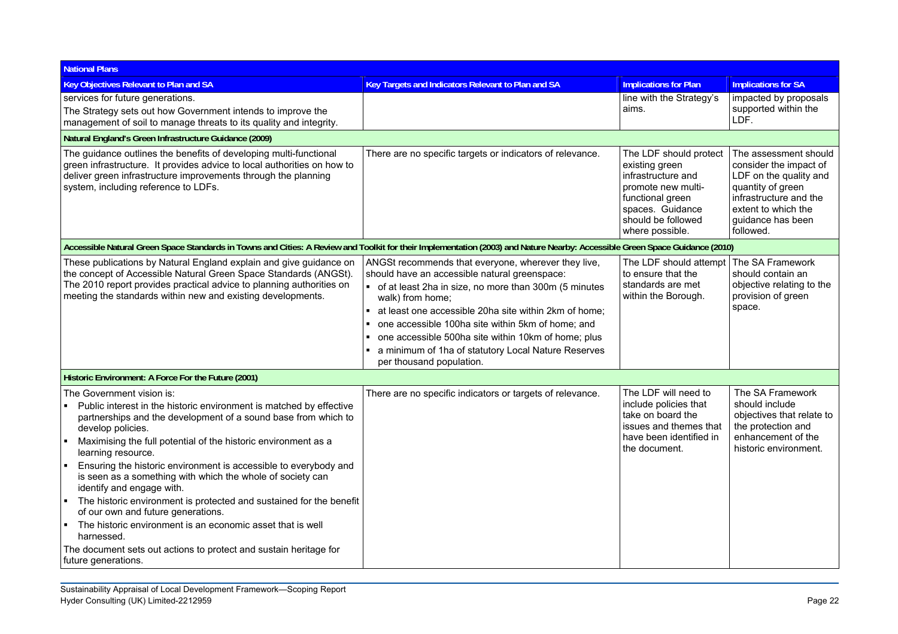| National Plans | | | |
|---|---|---|---|
| **Key Objectives Relevant to Plan and SA** | **Key Targets and Indicators Relevant to Plan and SA** | **Implications for Plan** | **Implications for SA** |
| services for future generations.<br>The Strategy sets out how Government intends to improve the management of soil to manage threats to its quality and integrity. | | line with the Strategy's aims. | impacted by proposals supported within the LDF. |
| **Natural England's Green Infrastructure Guidance (2009)** | | | |
| The guidance outlines the benefits of developing multi-functional green infrastructure. It provides advice to local authorities on how to deliver green infrastructure improvements through the planning system, including reference to LDFs. | There are no specific targets or indicators of relevance. | The LDF should protect existing green infrastructure and promote new multi-functional green spaces. Guidance should be followed where possible. | The assessment should consider the impact of LDF on the quality and quantity of green infrastructure and the extent to which the guidance has been followed. |
| **Accessible Natural Green Space Standards in Towns and Cities: A Review and Toolkit for their Implementation (2003) and Nature Nearby: Accessible Green Space Guidance (2010)** | | | |
| These publications by Natural England explain and give guidance on the concept of Accessible Natural Green Space Standards (ANGSt). The 2010 report provides practical advice to planning authorities on meeting the standards within new and existing developments. | ANGSt recommends that everyone, wherever they live, should have an accessible natural greenspace:<br>▪ of at least 2ha in size, no more than 300m (5 minutes walk) from home;<br>▪ at least one accessible 20ha site within 2km of home;<br>▪ one accessible 100ha site within 5km of home; and<br>▪ one accessible 500ha site within 10km of home; plus<br>▪ a minimum of 1ha of statutory Local Nature Reserves per thousand population. | The LDF should attempt to ensure that the standards are met within the Borough. | The SA Framework should contain an objective relating to the provision of green space. |
| **Historic Environment: A Force For the Future (2001)** | | | |
| The Government vision is:<br>▪ Public interest in the historic environment is matched by effective partnerships and the development of a sound base from which to develop policies.<br>▪ Maximising the full potential of the historic environment as a learning resource.<br>▪ Ensuring the historic environment is accessible to everybody and is seen as a something with which the whole of society can identify and engage with.<br>▪ The historic environment is protected and sustained for the benefit of our own and future generations.<br>▪ The historic environment is an economic asset that is well harnessed.<br>The document sets out actions to protect and sustain heritage for future generations. | There are no specific indicators or targets of relevance. | The LDF will need to include policies that take on board the issues and themes that have been identified in the document. | The SA Framework should include objectives that relate to the protection and enhancement of the historic environment. |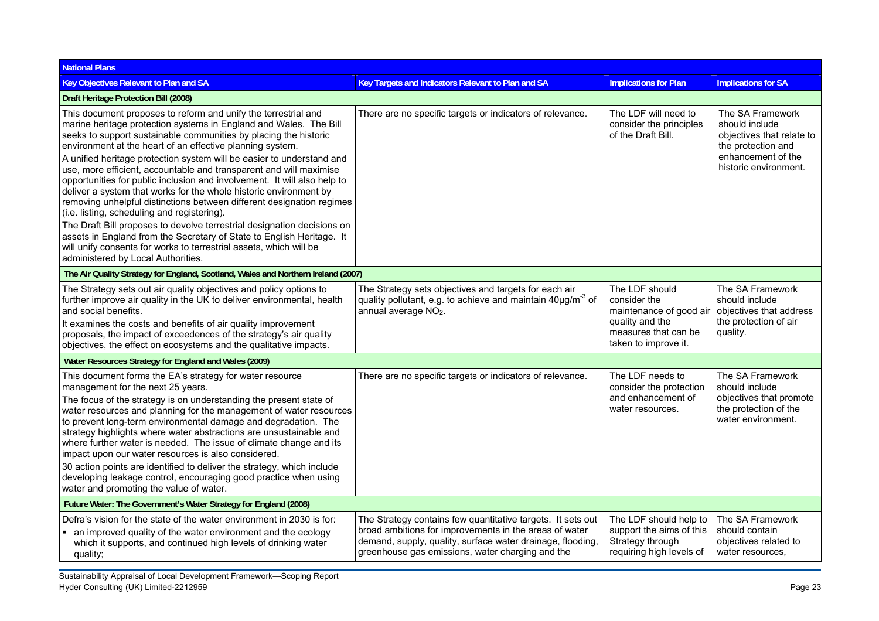| National Plans | | | |
|---|---|---|---|
| **Key Objectives Relevant to Plan and SA** | **Key Targets and Indicators Relevant to Plan and SA** | **Implications for Plan** | **Implications for SA** |
| **Draft Heritage Protection Bill (2008)** | | | |
| This document proposes to reform and unify the terrestrial and marine heritage protection systems in England and Wales. The Bill seeks to support sustainable communities by placing the historic environment at the heart of an effective planning system. A unified heritage protection system will be easier to understand and use, more efficient, accountable and transparent and will maximise opportunities for public inclusion and involvement. It will also help to deliver a system that works for the whole historic environment by removing unhelpful distinctions between different designation regimes (i.e. listing, scheduling and registering). The Draft Bill proposes to devolve terrestrial designation decisions on assets in England from the Secretary of State to English Heritage. It will unify consents for works to terrestrial assets, which will be administered by Local Authorities. | There are no specific targets or indicators of relevance. | The LDF will need to consider the principles of the Draft Bill. | The SA Framework should include objectives that relate to the protection and enhancement of the historic environment. |
| **The Air Quality Strategy for England, Scotland, Wales and Northern Ireland (2007)** | | | |
| The Strategy sets out air quality objectives and policy options to further improve air quality in the UK to deliver environmental, health and social benefits. It examines the costs and benefits of air quality improvement proposals, the impact of exceedences of the strategy's air quality objectives, the effect on ecosystems and the qualitative impacts. | The Strategy sets objectives and targets for each air quality pollutant, e.g. to achieve and maintain $40\mu g/m^{-3}$ of annual average $NO_2$. | The LDF should consider the maintenance of good air quality and the measures that can be taken to improve it. | The SA Framework should include objectives that address the protection of air quality. |
| **Water Resources Strategy for England and Wales (2009)** | | | |
| This document forms the EA's strategy for water resource management for the next 25 years. The focus of the strategy is on understanding the present state of water resources and planning for the management of water resources to prevent long-term environmental damage and degradation. The strategy highlights where water abstractions are unsustainable and where further water is needed. The issue of climate change and its impact upon our water resources is also considered. 30 action points are identified to deliver the strategy, which include developing leakage control, encouraging good practice when using water and promoting the value of water. | There are no specific targets or indicators of relevance. | The LDF needs to consider the protection and enhancement of water resources. | The SA Framework should include objectives that promote the protection of the water environment. |
| **Future Water: The Government's Water Strategy for England (2008)** | | | |
| Defra's vision for the state of the water environment in 2030 is for:<br>▪ an improved quality of the water environment and the ecology which it supports, and continued high levels of drinking water quality; | The Strategy contains few quantitative targets. It sets out broad ambitions for improvements in the areas of water demand, supply, quality, surface water drainage, flooding, greenhouse gas emissions, water charging and the | The LDF should help to support the aims of this Strategy through requiring high levels of | The SA Framework should contain objectives related to water resources, |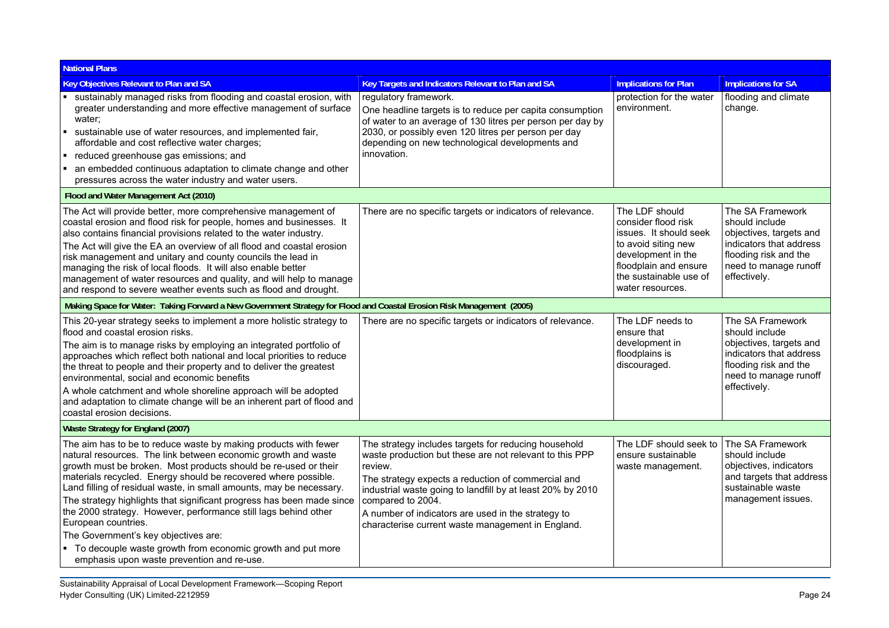| National Plans | | | |
|---|---|---|---|
| **Key Objectives Relevant to Plan and SA** | **Key Targets and Indicators Relevant to Plan and SA** | **Implications for Plan** | **Implications for SA** |
| ▪ sustainably managed risks from flooding and coastal erosion, with greater understanding and more effective management of surface water;<br>▪ sustainable use of water resources, and implemented fair, affordable and cost reflective water charges;<br>▪ reduced greenhouse gas emissions; and<br>▪ an embedded continuous adaptation to climate change and other pressures across the water industry and water users. | regulatory framework.<br>One headline targets is to reduce per capita consumption of water to an average of 130 litres per person per day by 2030, or possibly even 120 litres per person per day depending on new technological developments and innovation. | protection for the water environment. | flooding and climate change. |
| **Flood and Water Management Act (2010)** | | | |
| The Act will provide better, more comprehensive management of coastal erosion and flood risk for people, homes and businesses. It also contains financial provisions related to the water industry.<br>The Act will give the EA an overview of all flood and coastal erosion risk management and unitary and county councils the lead in managing the risk of local floods. It will also enable better management of water resources and quality, and will help to manage and respond to severe weather events such as flood and drought. | There are no specific targets or indicators of relevance. | The LDF should consider flood risk issues. It should seek to avoid siting new development in the floodplain and ensure the sustainable use of water resources. | The SA Framework should include objectives, targets and indicators that address flooding risk and the need to manage runoff effectively. |
| **Making Space for Water: Taking Forward a New Government Strategy for Flood and Coastal Erosion Risk Management (2005)** | | | |
| This 20-year strategy seeks to implement a more holistic strategy to flood and coastal erosion risks.<br>The aim is to manage risks by employing an integrated portfolio of approaches which reflect both national and local priorities to reduce the threat to people and their property and to deliver the greatest environmental, social and economic benefits<br>A whole catchment and whole shoreline approach will be adopted and adaptation to climate change will be an inherent part of flood and coastal erosion decisions. | There are no specific targets or indicators of relevance. | The LDF needs to ensure that development in floodplains is discouraged. | The SA Framework should include objectives, targets and indicators that address flooding risk and the need to manage runoff effectively. |
| **Waste Strategy for England (2007)** | | | |
| The aim has to be to reduce waste by making products with fewer natural resources. The link between economic growth and waste growth must be broken. Most products should be re-used or their materials recycled. Energy should be recovered where possible. Land filling of residual waste, in small amounts, may be necessary.<br>The strategy highlights that significant progress has been made since the 2000 strategy. However, performance still lags behind other European countries.<br>The Government's key objectives are:<br>▪ To decouple waste growth from economic growth and put more emphasis upon waste prevention and re-use. | The strategy includes targets for reducing household waste production but these are not relevant to this PPP review.<br>The strategy expects a reduction of commercial and industrial waste going to landfill by at least 20% by 2010 compared to 2004.<br>A number of indicators are used in the strategy to characterise current waste management in England. | The LDF should seek to ensure sustainable waste management. | The SA Framework should include objectives, indicators and targets that address sustainable waste management issues. |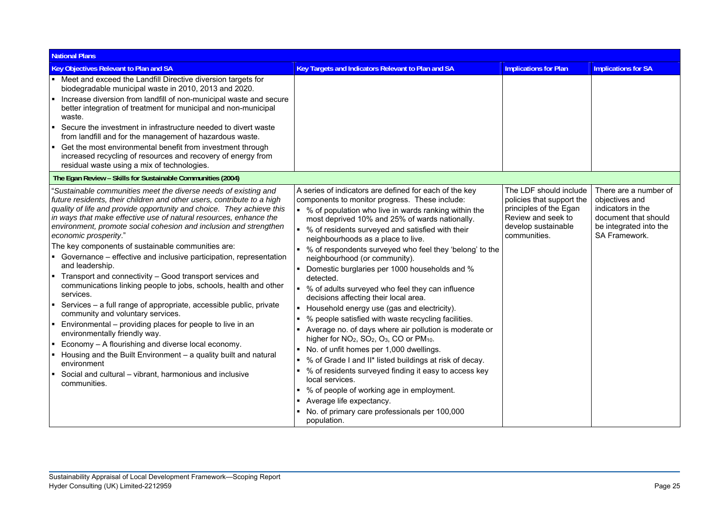| National Plans | | | |
|---|---|---|---|
| **Key Objectives Relevant to Plan and SA** | **Key Targets and Indicators Relevant to Plan and SA** | **Implications for Plan** | **Implications for SA** |
| ▪ Meet and exceed the Landfill Directive diversion targets for biodegradable municipal waste in 2010, 2013 and 2020.<br>▪ Increase diversion from landfill of non-municipal waste and secure better integration of treatment for municipal and non-municipal waste.<br>▪ Secure the investment in infrastructure needed to divert waste from landfill and for the management of hazardous waste.<br>▪ Get the most environmental benefit from investment through increased recycling of resources and recovery of energy from residual waste using a mix of technologies. | | | |
| **The Egan Review – Skills for Sustainable Communities (2004)** | | | |
| "*Sustainable communities meet the diverse needs of existing and future residents, their children and other users, contribute to a high quality of life and provide opportunity and choice. They achieve this in ways that make effective use of natural resources, enhance the environment, promote social cohesion and inclusion and strengthen economic prosperity*."<br>The key components of sustainable communities are:<br>▪ Governance – effective and inclusive participation, representation and leadership.<br>▪ Transport and connectivity – Good transport services and communications linking people to jobs, schools, health and other services.<br>▪ Services – a full range of appropriate, accessible public, private community and voluntary services.<br>▪ Environmental – providing places for people to live in an environmentally friendly way.<br>▪ Economy – A flourishing and diverse local economy.<br>▪ Housing and the Built Environment – a quality built and natural environment<br>▪ Social and cultural – vibrant, harmonious and inclusive communities. | A series of indicators are defined for each of the key components to monitor progress. These include:<br>▪ % of population who live in wards ranking within the most deprived 10% and 25% of wards nationally.<br>▪ % of residents surveyed and satisfied with their neighbourhoods as a place to live.<br>▪ % of respondents surveyed who feel they 'belong' to the neighbourhood (or community).<br>▪ Domestic burglaries per 1000 households and % detected.<br>▪ % of adults surveyed who feel they can influence decisions affecting their local area.<br>▪ Household energy use (gas and electricity).<br>▪ % people satisfied with waste recycling facilities.<br>▪ Average no. of days where air pollution is moderate or higher for $NO_2$, $SO_2$, $O_3$, CO or $PM_{10}$.<br>▪ No. of unfit homes per 1,000 dwellings.<br>▪ % of Grade I and II* listed buildings at risk of decay.<br>▪ % of residents surveyed finding it easy to access key local services.<br>▪ % of people of working age in employment.<br>▪ Average life expectancy.<br>▪ No. of primary care professionals per 100,000 population. | The LDF should include policies that support the principles of the Egan Review and seek to develop sustainable communities. | There are a number of objectives and indicators in the document that should be integrated into the SA Framework. |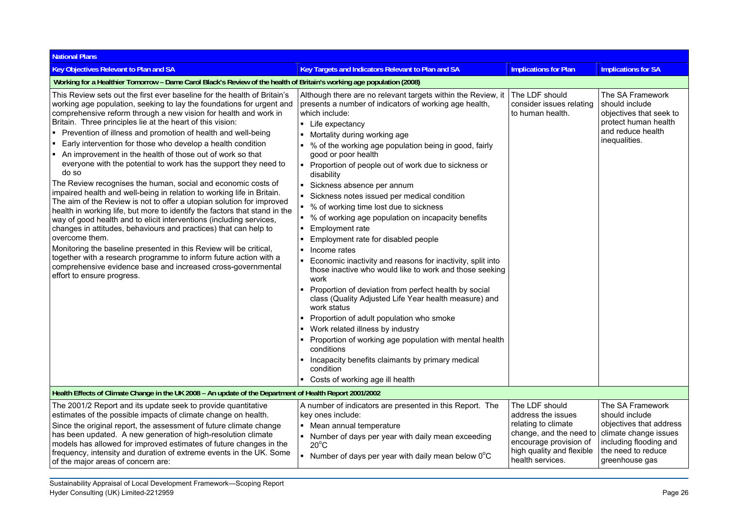| National Plans | | | |
|---|---|---|---|
| **Key Objectives Relevant to Plan and SA** | **Key Targets and Indicators Relevant to Plan and SA** | **Implications for Plan** | **Implications for SA** |
| **Working for a Healthier Tomorrow – Dame Carol Black's Review of the health of Britain's working age population (2008)** | | | |
| This Review sets out the first ever baseline for the health of Britain's working age population, seeking to lay the foundations for urgent and comprehensive reform through a new vision for health and work in Britain. Three principles lie at the heart of this vision:<br>▪ Prevention of illness and promotion of health and well-being<br>▪ Early intervention for those who develop a health condition<br>▪ An improvement in the health of those out of work so that everyone with the potential to work has the support they need to do so<br>The Review recognises the human, social and economic costs of impaired health and well-being in relation to working life in Britain. The aim of the Review is not to offer a utopian solution for improved health in working life, but more to identify the factors that stand in the way of good health and to elicit interventions (including services, changes in attitudes, behaviours and practices) that can help to overcome them.<br>Monitoring the baseline presented in this Review will be critical, together with a research programme to inform future action with a comprehensive evidence base and increased cross-governmental effort to ensure progress. | Although there are no relevant targets within the Review, it presents a number of indicators of working age health, which include:<br>▪ Life expectancy<br>▪ Mortality during working age<br>▪ % of the working age population being in good, fairly good or poor health<br>▪ Proportion of people out of work due to sickness or disability<br>▪ Sickness absence per annum<br>▪ Sickness notes issued per medical condition<br>▪ % of working time lost due to sickness<br>▪ % of working age population on incapacity benefits<br>▪ Employment rate<br>▪ Employment rate for disabled people<br>▪ Income rates<br>▪ Economic inactivity and reasons for inactivity, split into those inactive who would like to work and those seeking work<br>▪ Proportion of deviation from perfect health by social class (Quality Adjusted Life Year health measure) and work status<br>▪ Proportion of adult population who smoke<br>▪ Work related illness by industry<br>▪ Proportion of working age population with mental health conditions<br>▪ Incapacity benefits claimants by primary medical condition<br>▪ Costs of working age ill health | The LDF should consider issues relating to human health. | The SA Framework should include objectives that seek to protect human health and reduce health inequalities. |
| **Health Effects of Climate Change in the UK 2008 – An update of the Department of Health Report 2001/2002** | | | |
| The 2001/2 Report and its update seek to provide quantitative estimates of the possible impacts of climate change on health.<br>Since the original report, the assessment of future climate change has been updated. A new generation of high-resolution climate models has allowed for improved estimates of future changes in the frequency, intensity and duration of extreme events in the UK. Some of the major areas of concern are: | A number of indicators are presented in this Report. The key ones include:<br>▪ Mean annual temperature<br>▪ Number of days per year with daily mean exceeding $20^{o}C$<br>▪ Number of days per year with daily mean below $0^{o}C$ | The LDF should address the issues relating to climate change, and the need to encourage provision of high quality and flexible health services. | The SA Framework should include objectives that address climate change issues including flooding and the need to reduce greenhouse gas |

Sustainability Appraisal of Local Development Framework—Scoping Report
Hyder Consulting (UK) Limited-2212959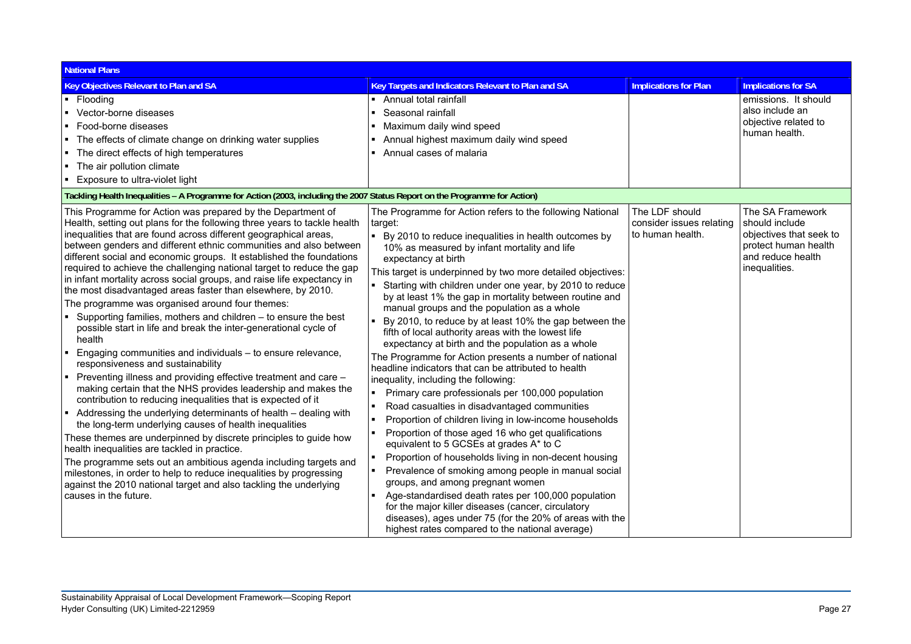| National Plans | | | |
|---|---|---|---|
| **Key Objectives Relevant to Plan and SA** | **Key Targets and Indicators Relevant to Plan and SA** | **Implications for Plan** | **Implications for SA** |
| ▪ Flooding<br>▪ Vector-borne diseases<br>▪ Food-borne diseases<br>▪ The effects of climate change on drinking water supplies<br>▪ The direct effects of high temperatures<br>▪ The air pollution climate<br>▪ Exposure to ultra-violet light | ▪ Annual total rainfall<br>▪ Seasonal rainfall<br>▪ Maximum daily wind speed<br>▪ Annual highest maximum daily wind speed<br>▪ Annual cases of malaria | | emissions. It should also include an objective related to human health. |
| **Tackling Health Inequalities – A Programme for Action (2003, including the 2007 Status Report on the Programme for Action)** | | | |
| This Programme for Action was prepared by the Department of Health, setting out plans for the following three years to tackle health inequalities that are found across different geographical areas, between genders and different ethnic communities and also between different social and economic groups. It established the foundations required to achieve the challenging national target to reduce the gap in infant mortality across social groups, and raise life expectancy in the most disadvantaged areas faster than elsewhere, by 2010.<br>The programme was organised around four themes:<br>▪ Supporting families, mothers and children – to ensure the best possible start in life and break the inter-generational cycle of health<br>▪ Engaging communities and individuals – to ensure relevance, responsiveness and sustainability<br>▪ Preventing illness and providing effective treatment and care – making certain that the NHS provides leadership and makes the contribution to reducing inequalities that is expected of it<br>▪ Addressing the underlying determinants of health – dealing with the long-term underlying causes of health inequalities<br>These themes are underpinned by discrete principles to guide how health inequalities are tackled in practice.<br>The programme sets out an ambitious agenda including targets and milestones, in order to help to reduce inequalities by progressing against the 2010 national target and also tackling the underlying causes in the future. | The Programme for Action refers to the following National target:<br>▪ By 2010 to reduce inequalities in health outcomes by 10% as measured by infant mortality and life expectancy at birth<br>This target is underpinned by two more detailed objectives:<br>▪ Starting with children under one year, by 2010 to reduce by at least 1% the gap in mortality between routine and manual groups and the population as a whole<br>▪ By 2010, to reduce by at least 10% the gap between the fifth of local authority areas with the lowest life expectancy at birth and the population as a whole<br>The Programme for Action presents a number of national headline indicators that can be attributed to health inequality, including the following:<br>▪ Primary care professionals per 100,000 population<br>▪ Road casualties in disadvantaged communities<br>▪ Proportion of children living in low-income households<br>▪ Proportion of those aged 16 who get qualifications equivalent to 5 GCSEs at grades A* to C<br>▪ Proportion of households living in non-decent housing<br>▪ Prevalence of smoking among people in manual social groups, and among pregnant women<br>▪ Age-standardised death rates per 100,000 population for the major killer diseases (cancer, circulatory diseases), ages under 75 (for the 20% of areas with the highest rates compared to the national average) | The LDF should consider issues relating to human health. | The SA Framework should include objectives that seek to protect human health and reduce health inequalities. |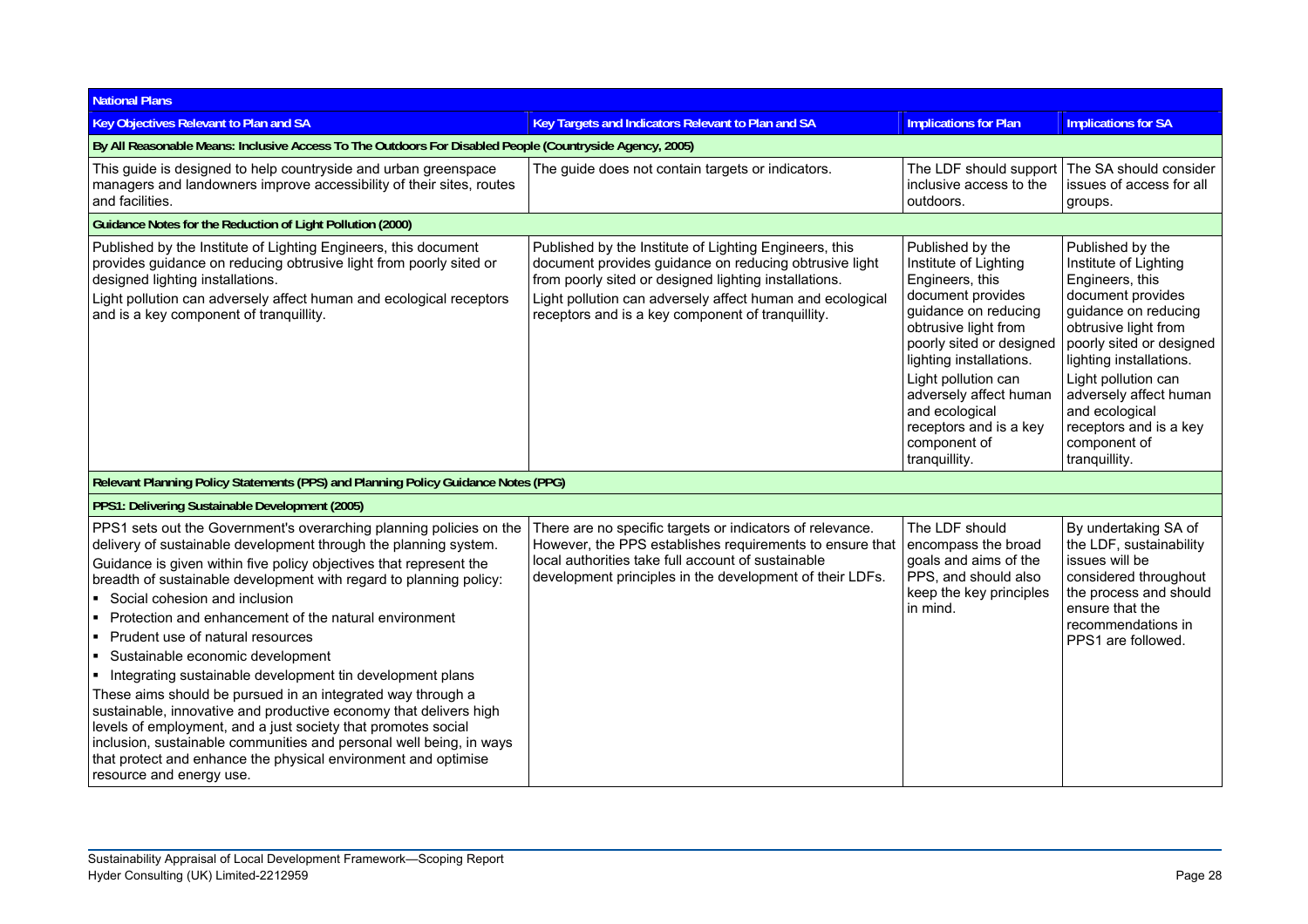| National Plans | | | |
|---|---|---|---|
| **Key Objectives Relevant to Plan and SA** | **Key Targets and Indicators Relevant to Plan and SA** | **Implications for Plan** | **Implications for SA** |
| **By All Reasonable Means: Inclusive Access To The Outdoors For Disabled People (Countryside Agency, 2005)** | | | |
| This guide is designed to help countryside and urban greenspace managers and landowners improve accessibility of their sites, routes and facilities. | The guide does not contain targets or indicators. | The LDF should support inclusive access to the outdoors. | The SA should consider issues of access for all groups. |
| **Guidance Notes for the Reduction of Light Pollution (2000)** | | | |
| Published by the Institute of Lighting Engineers, this document provides guidance on reducing obtrusive light from poorly sited or designed lighting installations.<br>Light pollution can adversely affect human and ecological receptors and is a key component of tranquillity. | Published by the Institute of Lighting Engineers, this document provides guidance on reducing obtrusive light from poorly sited or designed lighting installations.<br>Light pollution can adversely affect human and ecological receptors and is a key component of tranquillity. | Published by the Institute of Lighting Engineers, this document provides guidance on reducing obtrusive light from poorly sited or designed lighting installations.<br>Light pollution can adversely affect human and ecological receptors and is a key component of tranquillity. | Published by the Institute of Lighting Engineers, this document provides guidance on reducing obtrusive light from poorly sited or designed lighting installations.<br>Light pollution can adversely affect human and ecological receptors and is a key component of tranquillity. |
| **Relevant Planning Policy Statements (PPS) and Planning Policy Guidance Notes (PPG)** | | | |
| **PPS1: Delivering Sustainable Development (2005)** | | | |
| PPS1 sets out the Government's overarching planning policies on the delivery of sustainable development through the planning system.<br>Guidance is given within five policy objectives that represent the breadth of sustainable development with regard to planning policy:<br>▪ Social cohesion and inclusion<br>▪ Protection and enhancement of the natural environment<br>▪ Prudent use of natural resources<br>▪ Sustainable economic development<br>▪ Integrating sustainable development tin development plans<br>These aims should be pursued in an integrated way through a sustainable, innovative and productive economy that delivers high levels of employment, and a just society that promotes social inclusion, sustainable communities and personal well being, in ways that protect and enhance the physical environment and optimise resource and energy use. | There are no specific targets or indicators of relevance. However, the PPS establishes requirements to ensure that local authorities take full account of sustainable development principles in the development of their LDFs. | The LDF should encompass the broad goals and aims of the PPS, and should also keep the key principles in mind. | By undertaking SA of the LDF, sustainability issues will be considered throughout the process and should ensure that the recommendations in PPS1 are followed. |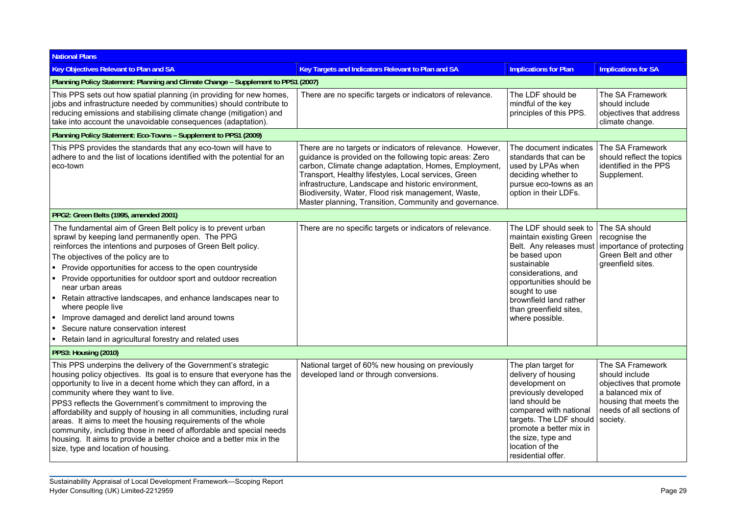| National Plans | | | |
|---|---|---|---|
| **Key Objectives Relevant to Plan and SA** | **Key Targets and Indicators Relevant to Plan and SA** | **Implications for Plan** | **Implications for SA** |
| **Planning Policy Statement: Planning and Climate Change – Supplement to PPS1 (2007)** | | | |
| This PPS sets out how spatial planning (in providing for new homes, jobs and infrastructure needed by communities) should contribute to reducing emissions and stabilising climate change (mitigation) and take into account the unavoidable consequences (adaptation). | There are no specific targets or indicators of relevance. | The LDF should be mindful of the key principles of this PPS. | The SA Framework should include objectives that address climate change. |
| **Planning Policy Statement: Eco-Towns – Supplement to PPS1 (2009)** | | | |
| This PPS provides the standards that any eco-town will have to adhere to and the list of locations identified with the potential for an eco-town | There are no targets or indicators of relevance. However, guidance is provided on the following topic areas: Zero carbon, Climate change adaptation, Homes, Employment, Transport, Healthy lifestyles, Local services, Green infrastructure, Landscape and historic environment, Biodiversity, Water, Flood risk management, Waste, Master planning, Transition, Community and governance. | The document indicates standards that can be used by LPAs when deciding whether to pursue eco-towns as an option in their LDFs. | The SA Framework should reflect the topics identified in the PPS Supplement. |
| **PPG2: Green Belts (1995, amended 2001)** | | | |
| The fundamental aim of Green Belt policy is to prevent urban sprawl by keeping land permanently open. The PPG reinforces the intentions and purposes of Green Belt policy.<br>The objectives of the policy are to<br>▪ Provide opportunities for access to the open countryside<br>▪ Provide opportunities for outdoor sport and outdoor recreation near urban areas<br>▪ Retain attractive landscapes, and enhance landscapes near to where people live<br>▪ Improve damaged and derelict land around towns<br>▪ Secure nature conservation interest<br>▪ Retain land in agricultural forestry and related uses | There are no specific targets or indicators of relevance. | The LDF should seek to maintain existing Green Belt. Any releases must be based upon sustainable considerations, and opportunities should be sought to use brownfield land rather than greenfield sites, where possible. | The SA should recognise the importance of protecting Green Belt and other greenfield sites. |
| **PPS3: Housing (2010)** | | | |
| This PPS underpins the delivery of the Government's strategic housing policy objectives. Its goal is to ensure that everyone has the opportunity to live in a decent home which they can afford, in a community where they want to live.<br>PPS3 reflects the Government's commitment to improving the affordability and supply of housing in all communities, including rural areas. It aims to meet the housing requirements of the whole community, including those in need of affordable and special needs housing. It aims to provide a better choice and a better mix in the size, type and location of housing. | National target of 60% new housing on previously developed land or through conversions. | The plan target for delivery of housing development on previously developed land should be compared with national targets. The LDF should promote a better mix in the size, type and location of the residential offer. | The SA Framework should include objectives that promote a balanced mix of housing that meets the needs of all sections of society. |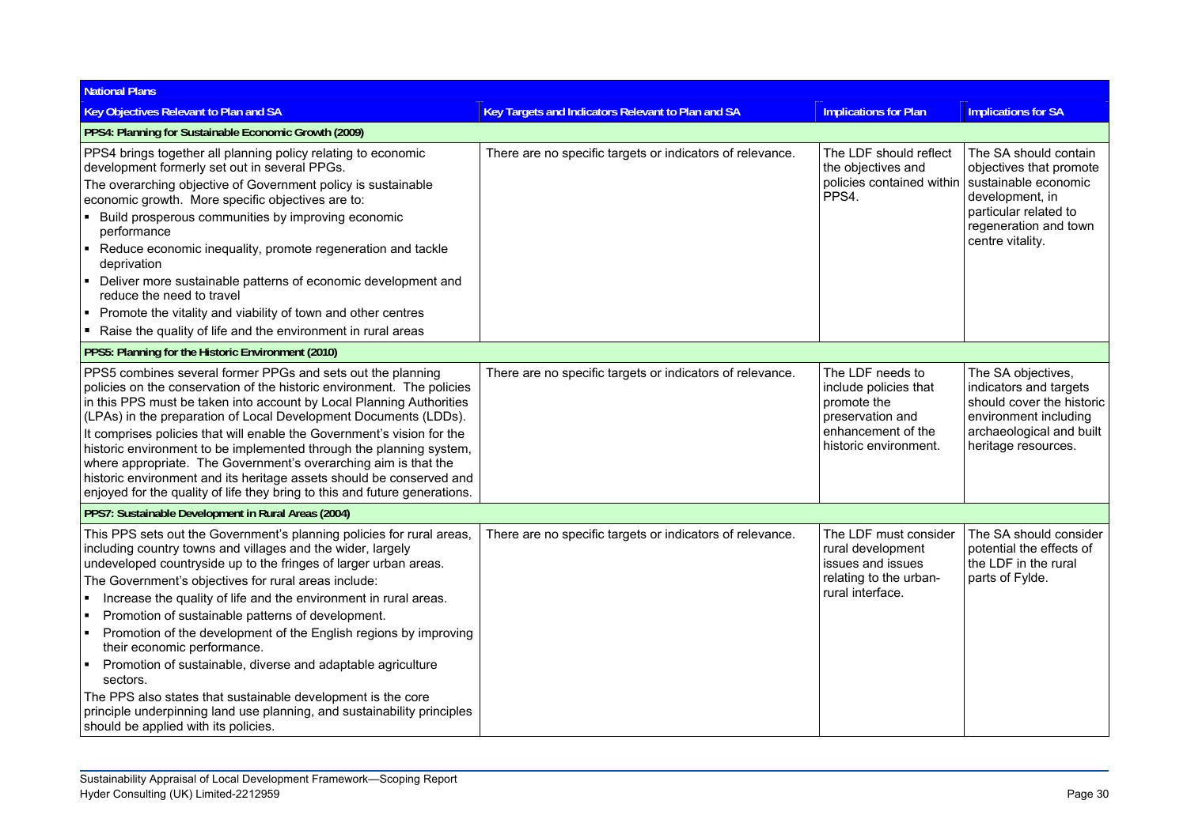| National Plans | | | |
|---|---|---|---|
| **Key Objectives Relevant to Plan and SA** | **Key Targets and Indicators Relevant to Plan and SA** | **Implications for Plan** | **Implications for SA** |
| **PPS4: Planning for Sustainable Economic Growth (2009)** | | | |
| PPS4 brings together all planning policy relating to economic development formerly set out in several PPGs.<br>The overarching objective of Government policy is sustainable economic growth. More specific objectives are to:<br>▪ Build prosperous communities by improving economic performance<br>▪ Reduce economic inequality, promote regeneration and tackle deprivation<br>▪ Deliver more sustainable patterns of economic development and reduce the need to travel<br>▪ Promote the vitality and viability of town and other centres<br>▪ Raise the quality of life and the environment in rural areas | There are no specific targets or indicators of relevance. | The LDF should reflect the objectives and policies contained within PPS4. | The SA should contain objectives that promote sustainable economic development, in particular related to regeneration and town centre vitality. |
| **PPS5: Planning for the Historic Environment (2010)** | | | |
| PPS5 combines several former PPGs and sets out the planning policies on the conservation of the historic environment. The policies in this PPS must be taken into account by Local Planning Authorities (LPAs) in the preparation of Local Development Documents (LDDs).<br>It comprises policies that will enable the Government's vision for the historic environment to be implemented through the planning system, where appropriate. The Government's overarching aim is that the historic environment and its heritage assets should be conserved and enjoyed for the quality of life they bring to this and future generations. | There are no specific targets or indicators of relevance. | The LDF needs to include policies that promote the preservation and enhancement of the historic environment. | The SA objectives, indicators and targets should cover the historic environment including archaeological and built heritage resources. |
| **PPS7: Sustainable Development in Rural Areas (2004)** | | | |
| This PPS sets out the Government's planning policies for rural areas, including country towns and villages and the wider, largely undeveloped countryside up to the fringes of larger urban areas.<br>The Government's objectives for rural areas include:<br>▪ Increase the quality of life and the environment in rural areas.<br>▪ Promotion of sustainable patterns of development.<br>▪ Promotion of the development of the English regions by improving their economic performance.<br>▪ Promotion of sustainable, diverse and adaptable agriculture sectors.<br>The PPS also states that sustainable development is the core principle underpinning land use planning, and sustainability principles should be applied with its policies. | There are no specific targets or indicators of relevance. | The LDF must consider rural development issues and issues relating to the urban-rural interface. | The SA should consider potential the effects of the LDF in the rural parts of Fylde. |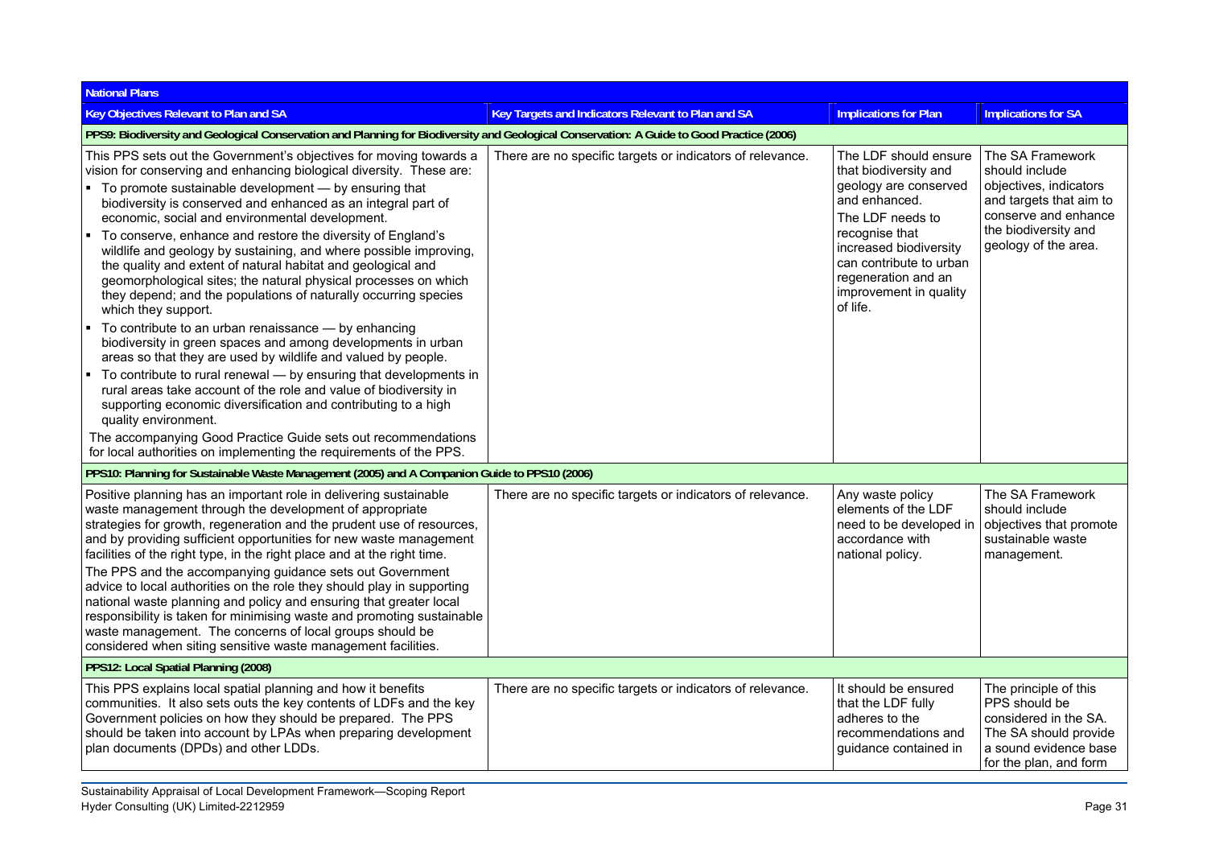| National Plans | | | |
|---|---|---|---|
| **Key Objectives Relevant to Plan and SA** | **Key Targets and Indicators Relevant to Plan and SA** | **Implications for Plan** | **Implications for SA** |
| **PPS9: Biodiversity and Geological Conservation and Planning for Biodiversity and Geological Conservation: A Guide to Good Practice (2006)** | | | |
| This PPS sets out the Government's objectives for moving towards a vision for conserving and enhancing biological diversity. These are:<br>▪ To promote sustainable development — by ensuring that biodiversity is conserved and enhanced as an integral part of economic, social and environmental development.<br>▪ To conserve, enhance and restore the diversity of England's wildlife and geology by sustaining, and where possible improving, the quality and extent of natural habitat and geological and geomorphological sites; the natural physical processes on which they depend; and the populations of naturally occurring species which they support.<br>▪ To contribute to an urban renaissance — by enhancing biodiversity in green spaces and among developments in urban areas so that they are used by wildlife and valued by people.<br>▪ To contribute to rural renewal — by ensuring that developments in rural areas take account of the role and value of biodiversity in supporting economic diversification and contributing to a high quality environment.<br>The accompanying Good Practice Guide sets out recommendations for local authorities on implementing the requirements of the PPS. | There are no specific targets or indicators of relevance. | The LDF should ensure that biodiversity and geology are conserved and enhanced.<br>The LDF needs to recognise that increased biodiversity can contribute to urban regeneration and an improvement in quality of life. | The SA Framework should include objectives, indicators and targets that aim to conserve and enhance the biodiversity and geology of the area. |
| **PPS10: Planning for Sustainable Waste Management (2005) and A Companion Guide to PPS10 (2006)** | | | |
| Positive planning has an important role in delivering sustainable waste management through the development of appropriate strategies for growth, regeneration and the prudent use of resources, and by providing sufficient opportunities for new waste management facilities of the right type, in the right place and at the right time.<br>The PPS and the accompanying guidance sets out Government advice to local authorities on the role they should play in supporting national waste planning and policy and ensuring that greater local responsibility is taken for minimising waste and promoting sustainable waste management. The concerns of local groups should be considered when siting sensitive waste management facilities. | There are no specific targets or indicators of relevance. | Any waste policy elements of the LDF need to be developed in accordance with national policy. | The SA Framework should include objectives that promote sustainable waste management. |
| **PPS12: Local Spatial Planning (2008)** | | | |
| This PPS explains local spatial planning and how it benefits communities. It also sets outs the key contents of LDFs and the key Government policies on how they should be prepared. The PPS should be taken into account by LPAs when preparing development plan documents (DPDs) and other LDDs. | There are no specific targets or indicators of relevance. | It should be ensured that the LDF fully adheres to the recommendations and guidance contained in | The principle of this PPS should be considered in the SA. The SA should provide a sound evidence base for the plan, and form |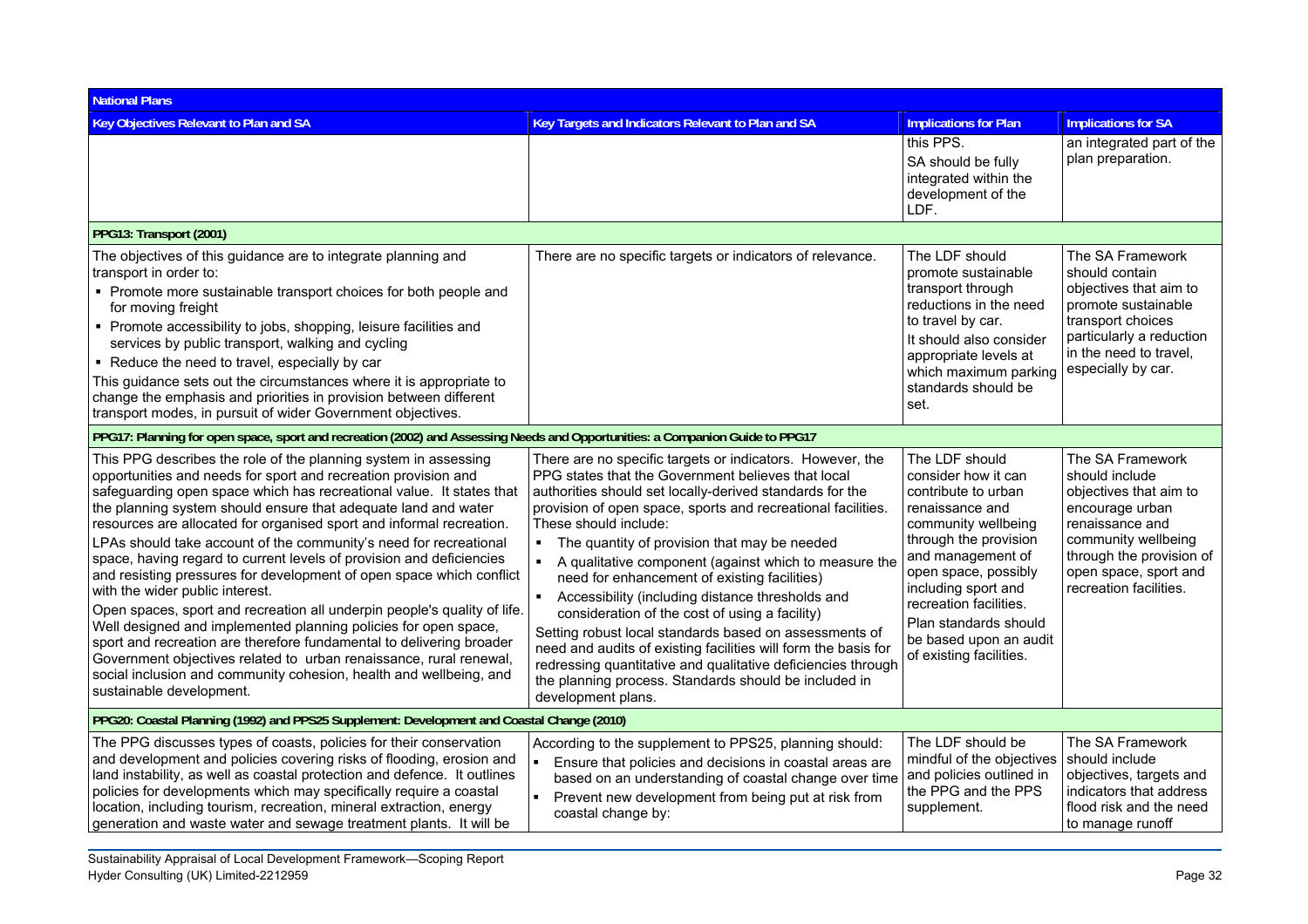| Key Objectives Relevant to Plan and SA | Key Targets and Indicators Relevant to Plan and SA | Implications for Plan | Implications for SA |
|---|---|---|---|
| **National Plans** | | | |
| | | this PPS. SA should be fully integrated within the development of the LDF. | an integrated part of the plan preparation. |
| **PPG13: Transport (2001)** | | | |
| The objectives of this guidance are to integrate planning and transport in order to: ▪ Promote more sustainable transport choices for both people and for moving freight ▪ Promote accessibility to jobs, shopping, leisure facilities and services by public transport, walking and cycling ▪ Reduce the need to travel, especially by car. This guidance sets out the circumstances where it is appropriate to change the emphasis and priorities in provision between different transport modes, in pursuit of wider Government objectives. | There are no specific targets or indicators of relevance. | The LDF should promote sustainable transport through reductions in the need to travel by car. It should also consider appropriate levels at which maximum parking standards should be set. | The SA Framework should contain objectives that aim to promote sustainable transport choices particularly a reduction in the need to travel, especially by car. |
| **PPG17: Planning for open space, sport and recreation (2002) and Assessing Needs and Opportunities: a Companion Guide to PPG17** | | | |
| This PPG describes the role of the planning system in assessing opportunities and needs for sport and recreation provision and safeguarding open space which has recreational value. It states that the planning system should ensure that adequate land and water resources are allocated for organised sport and informal recreation. LPAs should take account of the community's need for recreational space, having regard to current levels of provision and deficiencies and resisting pressures for development of open space which conflict with the wider public interest. Open spaces, sport and recreation all underpin people's quality of life. Well designed and implemented planning policies for open space, sport and recreation are therefore fundamental to delivering broader Government objectives related to urban renaissance, rural renewal, social inclusion and community cohesion, health and wellbeing, and sustainable development. | There are no specific targets or indicators. However, the PPG states that the Government believes that local authorities should set locally-derived standards for the provision of open space, sports and recreational facilities. These should include: ▪ The quantity of provision that may be needed ▪ A qualitative component (against which to measure the need for enhancement of existing facilities) ▪ Accessibility (including distance thresholds and consideration of the cost of using a facility). Setting robust local standards based on assessments of need and audits of existing facilities will form the basis for redressing quantitative and qualitative deficiencies through the planning process. Standards should be included in development plans. | The LDF should consider how it can contribute to urban renaissance and community wellbeing through the provision and management of open space, possibly including sport and recreation facilities. Plan standards should be based upon an audit of existing facilities. | The SA Framework should include objectives that aim to encourage urban renaissance and community wellbeing through the provision of open space, sport and recreation facilities. |
| **PPG20: Coastal Planning (1992) and PPS25 Supplement: Development and Coastal Change (2010)** | | | |
| The PPG discusses types of coasts, policies for their conservation and development and policies covering risks of flooding, erosion and land instability, as well as coastal protection and defence. It outlines policies for developments which may specifically require a coastal location, including tourism, recreation, mineral extraction, energy generation and waste water and sewage treatment plants. It will be | According to the supplement to PPS25, planning should: ▪ Ensure that policies and decisions in coastal areas are based on an understanding of coastal change over time ▪ Prevent new development from being put at risk from coastal change by: | The LDF should be mindful of the objectives and policies outlined in the PPG and the PPS supplement. | The SA Framework should include objectives, targets and indicators that address flood risk and the need to manage runoff |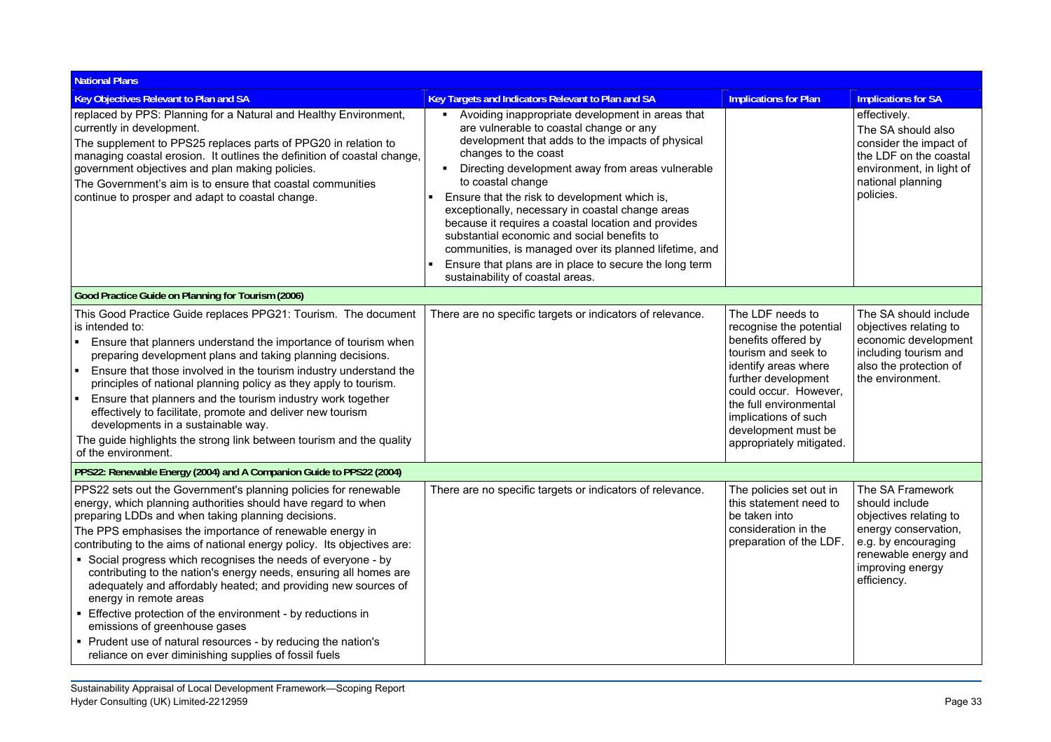| National Plans | | | |
|---|---|---|---|
| **Key Objectives Relevant to Plan and SA** | **Key Targets and Indicators Relevant to Plan and SA** | **Implications for Plan** | **Implications for SA** |
| replaced by PPS: Planning for a Natural and Healthy Environment, currently in development.<br>The supplement to PPS25 replaces parts of PPG20 in relation to managing coastal erosion. It outlines the definition of coastal change, government objectives and plan making policies.<br>The Government's aim is to ensure that coastal communities continue to prosper and adapt to coastal change. | ▪ Avoiding inappropriate development in areas that are vulnerable to coastal change or any development that adds to the impacts of physical changes to the coast<br>▪ Directing development away from areas vulnerable to coastal change<br>▪ Ensure that the risk to development which is, exceptionally, necessary in coastal change areas because it requires a coastal location and provides substantial economic and social benefits to communities, is managed over its planned lifetime, and<br>▪ Ensure that plans are in place to secure the long term sustainability of coastal areas. | | effectively.<br>The SA should also consider the impact of the LDF on the coastal environment, in light of national planning policies. |
| **Good Practice Guide on Planning for Tourism (2006)** | | | |
| This Good Practice Guide replaces PPG21: Tourism. The document is intended to:<br>▪ Ensure that planners understand the importance of tourism when preparing development plans and taking planning decisions.<br>▪ Ensure that those involved in the tourism industry understand the principles of national planning policy as they apply to tourism.<br>▪ Ensure that planners and the tourism industry work together effectively to facilitate, promote and deliver new tourism developments in a sustainable way.<br>The guide highlights the strong link between tourism and the quality of the environment. | There are no specific targets or indicators of relevance. | The LDF needs to recognise the potential benefits offered by tourism and seek to identify areas where further development could occur. However, the full environmental implications of such development must be appropriately mitigated. | The SA should include objectives relating to economic development including tourism and also the protection of the environment. |
| **PPS22: Renewable Energy (2004) and A Companion Guide to PPS22 (2004)** | | | |
| PPS22 sets out the Government's planning policies for renewable energy, which planning authorities should have regard to when preparing LDDs and when taking planning decisions.<br>The PPS emphasises the importance of renewable energy in contributing to the aims of national energy policy. Its objectives are:<br>▪ Social progress which recognises the needs of everyone - by contributing to the nation's energy needs, ensuring all homes are adequately and affordably heated; and providing new sources of energy in remote areas<br>▪ Effective protection of the environment - by reductions in emissions of greenhouse gases<br>▪ Prudent use of natural resources - by reducing the nation's reliance on ever diminishing supplies of fossil fuels | There are no specific targets or indicators of relevance. | The policies set out in this statement need to be taken into consideration in the preparation of the LDF. | The SA Framework should include objectives relating to energy conservation, e.g. by encouraging renewable energy and improving energy efficiency. |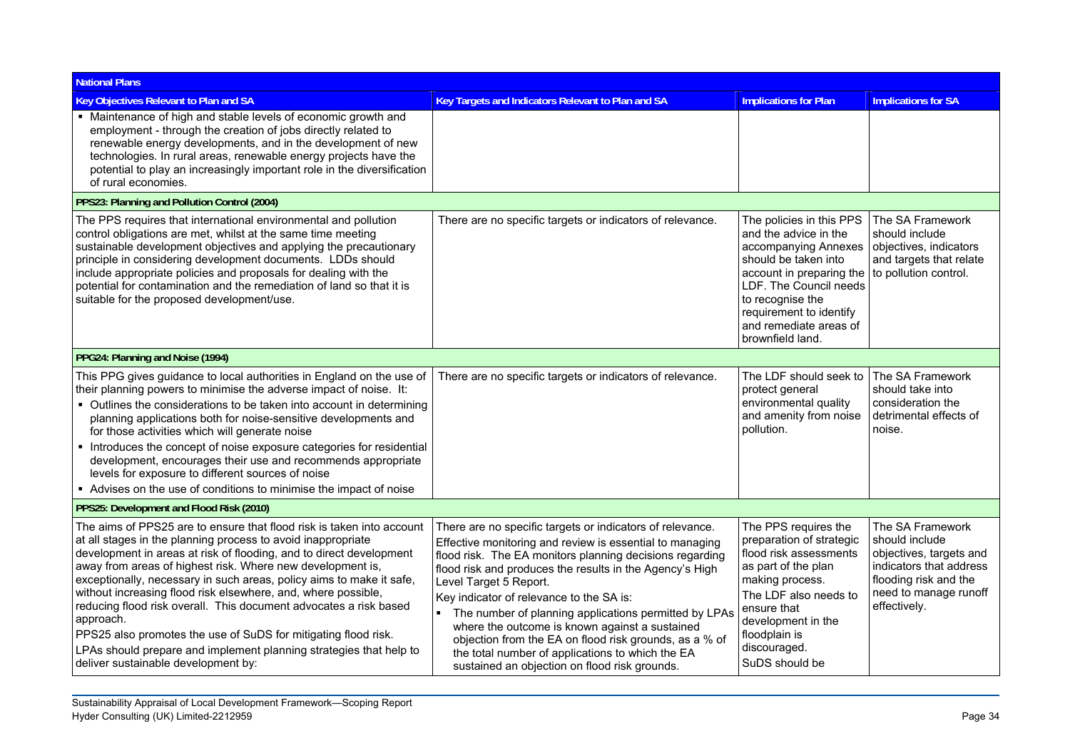| National Plans | | | |
|---|---|---|---|
| **Key Objectives Relevant to Plan and SA** | **Key Targets and Indicators Relevant to Plan and SA** | **Implications for Plan** | **Implications for SA** |
| ▪ Maintenance of high and stable levels of economic growth and employment - through the creation of jobs directly related to renewable energy developments, and in the development of new technologies. In rural areas, renewable energy projects have the potential to play an increasingly important role in the diversification of rural economies. | | | |
| **PPS23: Planning and Pollution Control (2004)** | | | |
| The PPS requires that international environmental and pollution control obligations are met, whilst at the same time meeting sustainable development objectives and applying the precautionary principle in considering development documents. LDDs should include appropriate policies and proposals for dealing with the potential for contamination and the remediation of land so that it is suitable for the proposed development/use. | There are no specific targets or indicators of relevance. | The policies in this PPS and the advice in the accompanying Annexes should be taken into account in preparing the LDF. The Council needs to recognise the requirement to identify and remediate areas of brownfield land. | The SA Framework should include objectives, indicators and targets that relate to pollution control. |
| **PPG24: Planning and Noise (1994)** | | | |
| This PPG gives guidance to local authorities in England on the use of their planning powers to minimise the adverse impact of noise. It:<br>▪ Outlines the considerations to be taken into account in determining planning applications both for noise-sensitive developments and for those activities which will generate noise<br>▪ Introduces the concept of noise exposure categories for residential development, encourages their use and recommends appropriate levels for exposure to different sources of noise<br>▪ Advises on the use of conditions to minimise the impact of noise | There are no specific targets or indicators of relevance. | The LDF should seek to protect general environmental quality and amenity from noise pollution. | The SA Framework should take into consideration the detrimental effects of noise. |
| **PPS25: Development and Flood Risk (2010)** | | | |
| The aims of PPS25 are to ensure that flood risk is taken into account at all stages in the planning process to avoid inappropriate development in areas at risk of flooding, and to direct development away from areas of highest risk. Where new development is, exceptionally, necessary in such areas, policy aims to make it safe, without increasing flood risk elsewhere, and, where possible, reducing flood risk overall. This document advocates a risk based approach.<br>PPS25 also promotes the use of SuDS for mitigating flood risk.<br>LPAs should prepare and implement planning strategies that help to deliver sustainable development by: | There are no specific targets or indicators of relevance.<br>Effective monitoring and review is essential to managing flood risk. The EA monitors planning decisions regarding flood risk and produces the results in the Agency's High Level Target 5 Report.<br>Key indicator of relevance to the SA is:<br>▪ The number of planning applications permitted by LPAs where the outcome is known against a sustained objection from the EA on flood risk grounds, as a % of the total number of applications to which the EA sustained an objection on flood risk grounds. | The PPS requires the preparation of strategic flood risk assessments as part of the plan making process.<br>The LDF also needs to ensure that development in the floodplain is discouraged.<br>SuDS should be | The SA Framework should include objectives, targets and indicators that address flooding risk and the need to manage runoff effectively. |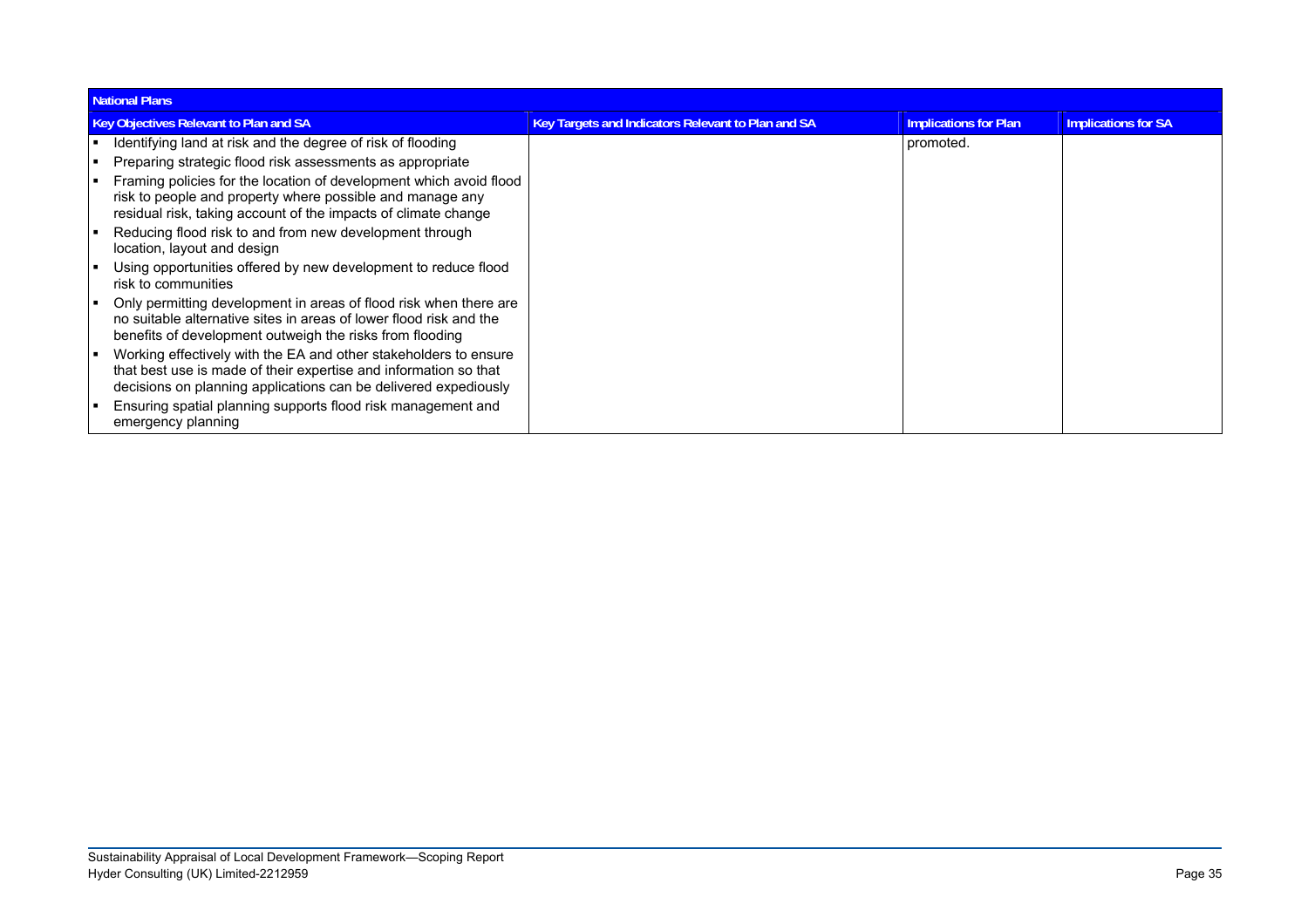| National Plans | | | |
|---|---|---|---|
| **Key Objectives Relevant to Plan and SA** | **Key Targets and Indicators Relevant to Plan and SA** | **Implications for Plan** | **Implications for SA** |
| ▪ Identifying land at risk and the degree of risk of flooding<br>▪ Preparing strategic flood risk assessments as appropriate<br>▪ Framing policies for the location of development which avoid flood risk to people and property where possible and manage any residual risk, taking account of the impacts of climate change<br>▪ Reducing flood risk to and from new development through location, layout and design<br>▪ Using opportunities offered by new development to reduce flood risk to communities<br>▪ Only permitting development in areas of flood risk when there are no suitable alternative sites in areas of lower flood risk and the benefits of development outweigh the risks from flooding<br>▪ Working effectively with the EA and other stakeholders to ensure that best use is made of their expertise and information so that decisions on planning applications can be delivered expediously<br>▪ Ensuring spatial planning supports flood risk management and emergency planning | | promoted. | |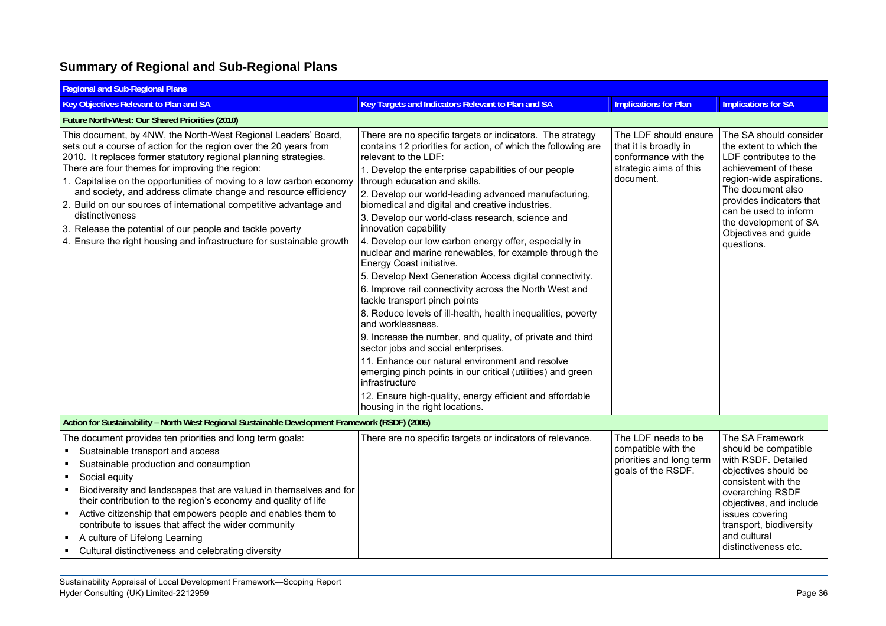## Summary of Regional and Sub-Regional Plans

| Regional and Sub-Regional Plans | | | |
|---|---|---|---|
| **Key Objectives Relevant to Plan and SA** | **Key Targets and Indicators Relevant to Plan and SA** | **Implications for Plan** | **Implications for SA** |
| **Future North-West: Our Shared Priorities (2010)** | | | |
| This document, by 4NW, the North-West Regional Leaders' Board, sets out a course of action for the region over the 20 years from 2010. It replaces former statutory regional planning strategies.<br>There are four themes for improving the region:<br>1. Capitalise on the opportunities of moving to a low carbon economy and society, and address climate change and resource efficiency<br>2. Build on our sources of international competitive advantage and distinctiveness<br>3. Release the potential of our people and tackle poverty<br>4. Ensure the right housing and infrastructure for sustainable growth | There are no specific targets or indicators. The strategy contains 12 priorities for action, of which the following are relevant to the LDF:<br>1. Develop the enterprise capabilities of our people through education and skills.<br>2. Develop our world-leading advanced manufacturing, biomedical and digital and creative industries.<br>3. Develop our world-class research, science and innovation capability<br>4. Develop our low carbon energy offer, especially in nuclear and marine renewables, for example through the Energy Coast initiative.<br>5. Develop Next Generation Access digital connectivity.<br>6. Improve rail connectivity across the North West and tackle transport pinch points<br>8. Reduce levels of ill-health, health inequalities, poverty and worklessness.<br>9. Increase the number, and quality, of private and third sector jobs and social enterprises.<br>11. Enhance our natural environment and resolve emerging pinch points in our critical (utilities) and green infrastructure<br>12. Ensure high-quality, energy efficient and affordable housing in the right locations. | The LDF should ensure that it is broadly in conformance with the strategic aims of this document. | The SA should consider the extent to which the LDF contributes to the achievement of these region-wide aspirations. The document also provides indicators that can be used to inform the development of SA Objectives and guide questions. |
| **Action for Sustainability – North West Regional Sustainable Development Framework (RSDF) (2005)** | | | |
| The document provides ten priorities and long term goals:<br>▪ Sustainable transport and access<br>▪ Sustainable production and consumption<br>▪ Social equity<br>▪ Biodiversity and landscapes that are valued in themselves and for their contribution to the region's economy and quality of life<br>▪ Active citizenship that empowers people and enables them to contribute to issues that affect the wider community<br>▪ A culture of Lifelong Learning<br>▪ Cultural distinctiveness and celebrating diversity | There are no specific targets or indicators of relevance. | The LDF needs to be compatible with the priorities and long term goals of the RSDF. | The SA Framework should be compatible with RSDF. Detailed objectives should be consistent with the overarching RSDF objectives, and include issues covering transport, biodiversity and cultural distinctiveness etc. |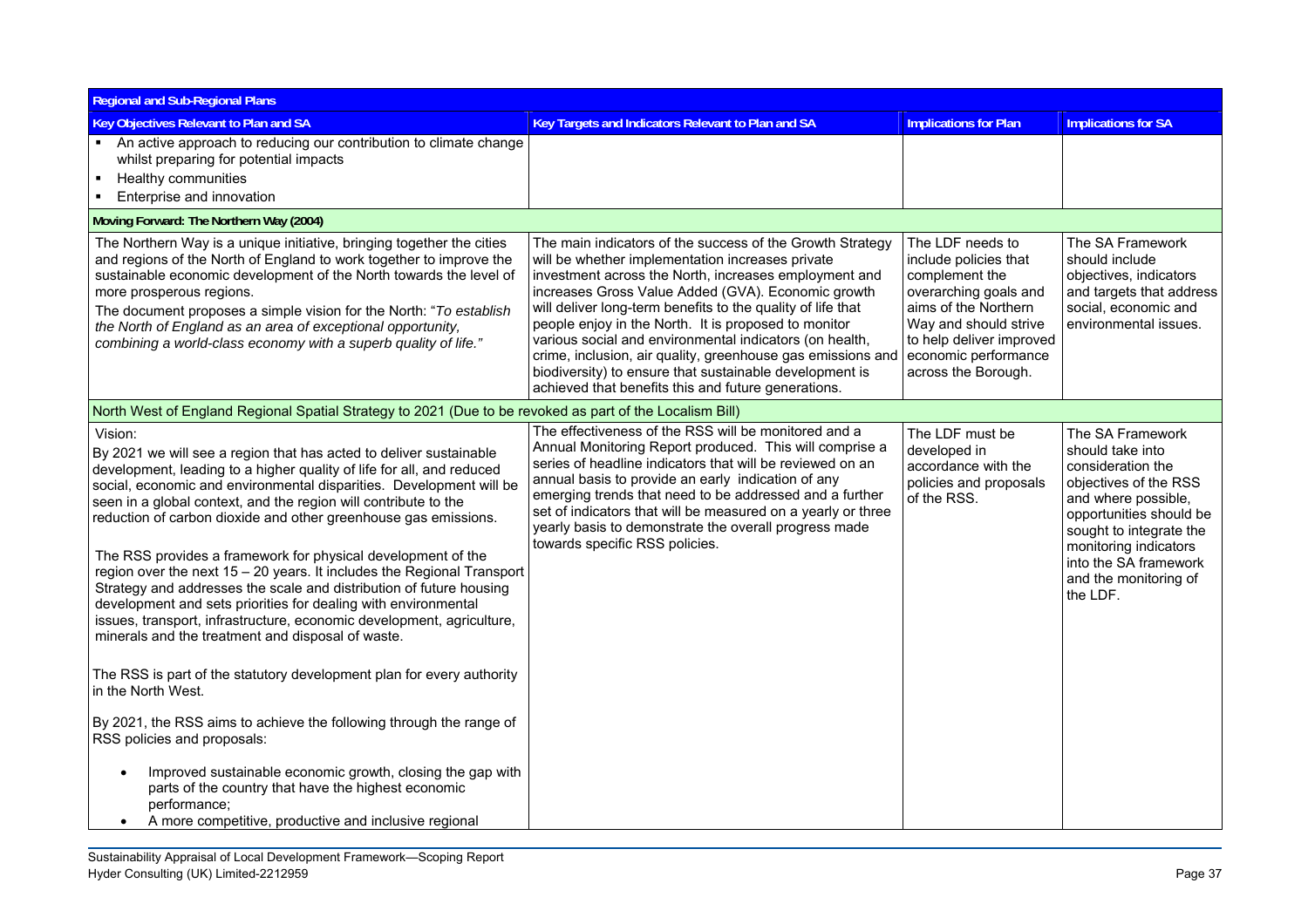| Regional and Sub-Regional Plans | | | |
|---|---|---|---|
| **Key Objectives Relevant to Plan and SA** | **Key Targets and Indicators Relevant to Plan and SA** | **Implications for Plan** | **Implications for SA** |
| ▪ An active approach to reducing our contribution to climate change whilst preparing for potential impacts<br>▪ Healthy communities<br>▪ Enterprise and innovation | | | |
| **Moving Forward: The Northern Way (2004)** | | | |
| The Northern Way is a unique initiative, bringing together the cities and regions of the North of England to work together to improve the sustainable economic development of the North towards the level of more prosperous regions.<br>The document proposes a simple vision for the North: "*To establish the North of England as an area of exceptional opportunity, combining a world-class economy with a superb quality of life.*" | The main indicators of the success of the Growth Strategy will be whether implementation increases private investment across the North, increases employment and increases Gross Value Added (GVA). Economic growth will deliver long-term benefits to the quality of life that people enjoy in the North. It is proposed to monitor various social and environmental indicators (on health, crime, inclusion, air quality, greenhouse gas emissions and biodiversity) to ensure that sustainable development is achieved that benefits this and future generations. | The LDF needs to include policies that complement the overarching goals and aims of the Northern Way and should strive to help deliver improved economic performance across the Borough. | The SA Framework should include objectives, indicators and targets that address social, economic and environmental issues. |
| North West of England Regional Spatial Strategy to 2021 (Due to be revoked as part of the Localism Bill) | | | |
| Vision:<br>By 2021 we will see a region that has acted to deliver sustainable development, leading to a higher quality of life for all, and reduced social, economic and environmental disparities. Development will be seen in a global context, and the region will contribute to the reduction of carbon dioxide and other greenhouse gas emissions.<br><br>The RSS provides a framework for physical development of the region over the next 15 – 20 years. It includes the Regional Transport Strategy and addresses the scale and distribution of future housing development and sets priorities for dealing with environmental issues, transport, infrastructure, economic development, agriculture, minerals and the treatment and disposal of waste.<br><br>The RSS is part of the statutory development plan for every authority in the North West.<br><br>By 2021, the RSS aims to achieve the following through the range of RSS policies and proposals:<br>• Improved sustainable economic growth, closing the gap with parts of the country that have the highest economic performance;<br>• A more competitive, productive and inclusive regional | The effectiveness of the RSS will be monitored and a Annual Monitoring Report produced. This will comprise a series of headline indicators that will be reviewed on an annual basis to provide an early indication of any emerging trends that need to be addressed and a further set of indicators that will be measured on a yearly or three yearly basis to demonstrate the overall progress made towards specific RSS policies. | The LDF must be developed in accordance with the policies and proposals of the RSS. | The SA Framework should take into consideration the objectives of the RSS and where possible, opportunities should be sought to integrate the monitoring indicators into the SA framework and the monitoring of the LDF. |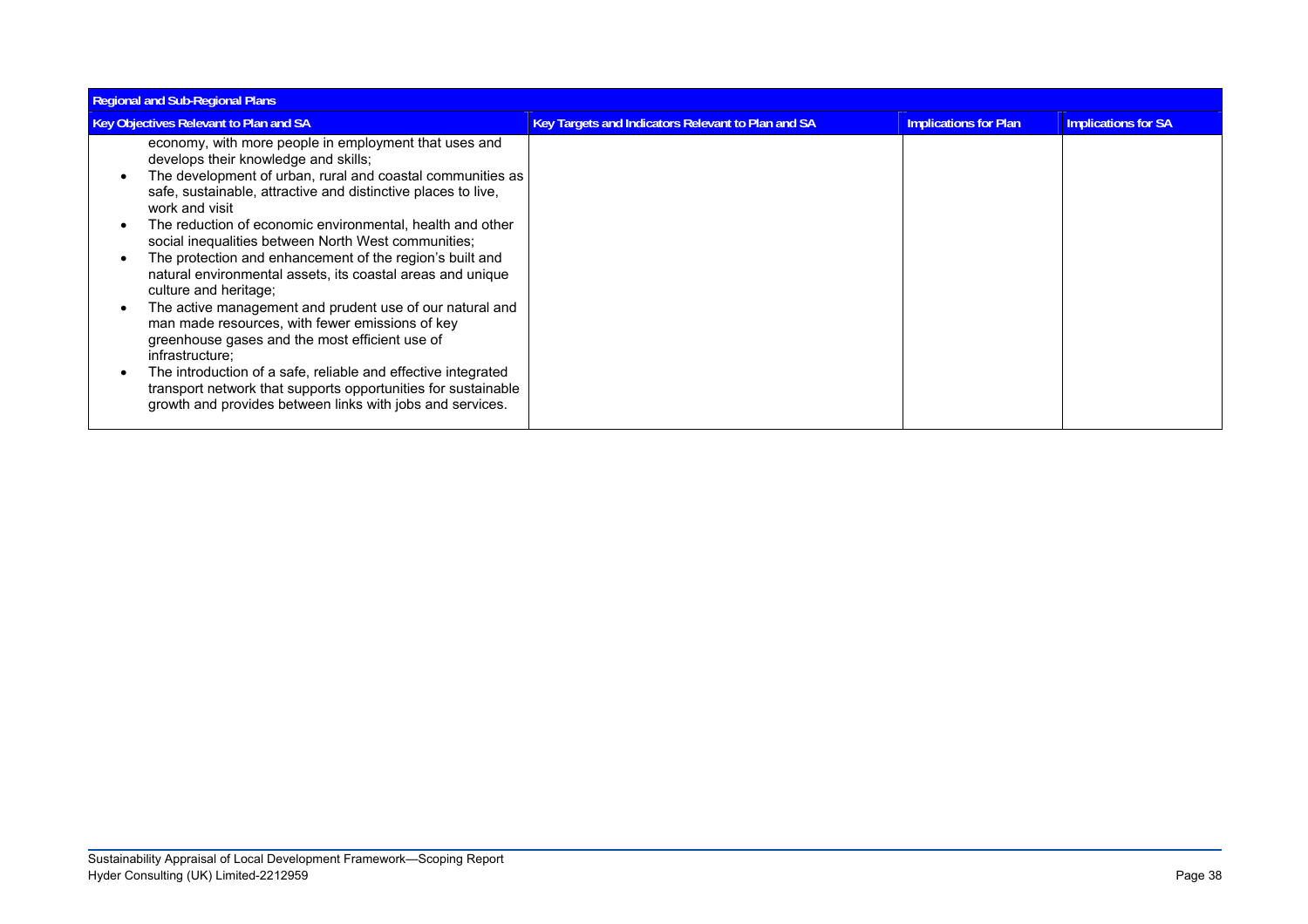| Regional and Sub-Regional Plans | | | |
|---|---|---|---|
| Key Objectives Relevant to Plan and SA | Key Targets and Indicators Relevant to Plan and SA | Implications for Plan | Implications for SA |
| economy, with more people in employment that uses and develops their knowledge and skills;<br>• The development of urban, rural and coastal communities as safe, sustainable, attractive and distinctive places to live, work and visit<br>• The reduction of economic environmental, health and other social inequalities between North West communities;<br>• The protection and enhancement of the region's built and natural environmental assets, its coastal areas and unique culture and heritage;<br>• The active management and prudent use of our natural and man made resources, with fewer emissions of key greenhouse gases and the most efficient use of infrastructure;<br>• The introduction of a safe, reliable and effective integrated transport network that supports opportunities for sustainable growth and provides between links with jobs and services. | | | |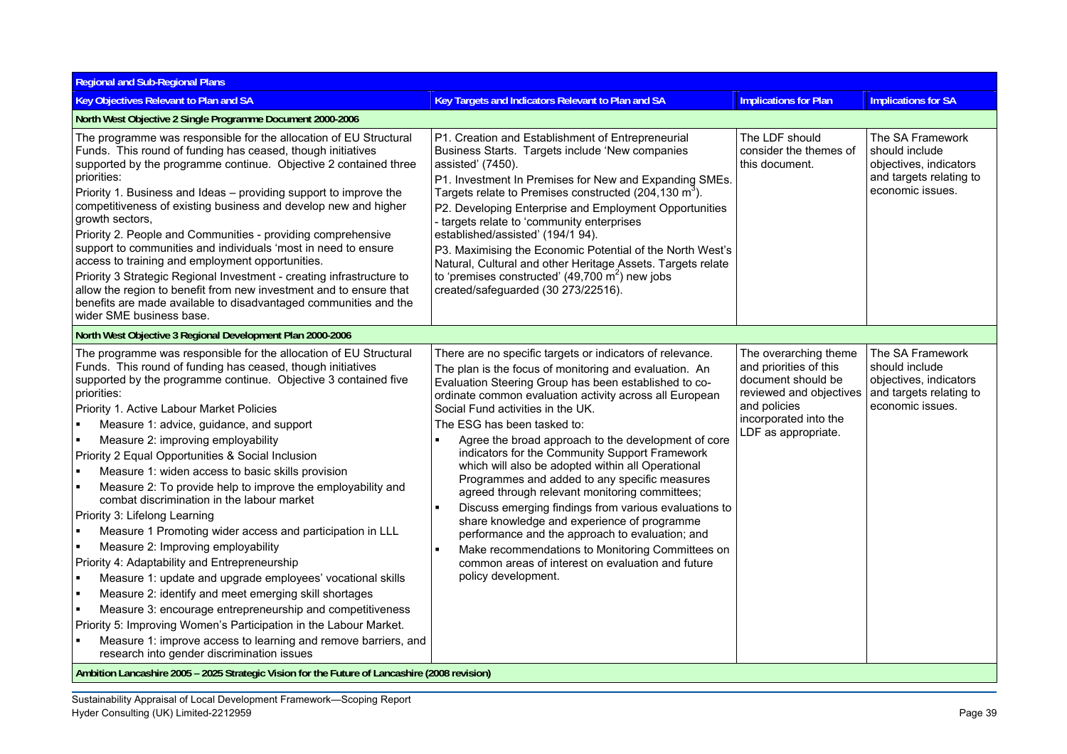| Regional and Sub-Regional Plans | | | |
|---|---|---|---|
| **Key Objectives Relevant to Plan and SA** | **Key Targets and Indicators Relevant to Plan and SA** | **Implications for Plan** | **Implications for SA** |
| **North West Objective 2 Single Programme Document 2000-2006** | | | |
| The programme was responsible for the allocation of EU Structural Funds. This round of funding has ceased, though initiatives supported by the programme continue. Objective 2 contained three priorities:<br>Priority 1. Business and Ideas – providing support to improve the competitiveness of existing business and develop new and higher growth sectors,<br>Priority 2. People and Communities - providing comprehensive support to communities and individuals 'most in need to ensure access to training and employment opportunities.<br>Priority 3 Strategic Regional Investment - creating infrastructure to allow the region to benefit from new investment and to ensure that benefits are made available to disadvantaged communities and the wider SME business base. | P1. Creation and Establishment of Entrepreneurial Business Starts. Targets include 'New companies assisted' (7450).<br>P1. Investment In Premises for New and Expanding SMEs. Targets relate to Premises constructed (204,130 $m^3$).<br>P2. Developing Enterprise and Employment Opportunities - targets relate to 'community enterprises established/assisted' (194/1 94).<br>P3. Maximising the Economic Potential of the North West's Natural, Cultural and other Heritage Assets. Targets relate to 'premises constructed' (49,700 $m^2$) new jobs created/safeguarded (30 273/22516). | The LDF should consider the themes of this document. | The SA Framework should include objectives, indicators and targets relating to economic issues. |
| **North West Objective 3 Regional Development Plan 2000-2006** | | | |
| The programme was responsible for the allocation of EU Structural Funds. This round of funding has ceased, though initiatives supported by the programme continue. Objective 3 contained five priorities:<br>Priority 1. Active Labour Market Policies<br>▪ Measure 1: advice, guidance, and support<br>▪ Measure 2: improving employability<br>Priority 2 Equal Opportunities & Social Inclusion<br>▪ Measure 1: widen access to basic skills provision<br>▪ Measure 2: To provide help to improve the employability and combat discrimination in the labour market<br>Priority 3: Lifelong Learning<br>▪ Measure 1 Promoting wider access and participation in LLL<br>▪ Measure 2: Improving employability<br>Priority 4: Adaptability and Entrepreneurship<br>▪ Measure 1: update and upgrade employees' vocational skills<br>▪ Measure 2: identify and meet emerging skill shortages<br>▪ Measure 3: encourage entrepreneurship and competitiveness<br>Priority 5: Improving Women's Participation in the Labour Market.<br>▪ Measure 1: improve access to learning and remove barriers, and research into gender discrimination issues | There are no specific targets or indicators of relevance.<br>The plan is the focus of monitoring and evaluation. An Evaluation Steering Group has been established to co-ordinate common evaluation activity across all European Social Fund activities in the UK.<br>The ESG has been tasked to:<br>▪ Agree the broad approach to the development of core indicators for the Community Support Framework which will also be adopted within all Operational Programmes and added to any specific measures agreed through relevant monitoring committees;<br>▪ Discuss emerging findings from various evaluations to share knowledge and experience of programme performance and the approach to evaluation; and<br>▪ Make recommendations to Monitoring Committees on common areas of interest on evaluation and future policy development. | The overarching theme and priorities of this document should be reviewed and objectives and policies incorporated into the LDF as appropriate. | The SA Framework should include objectives, indicators and targets relating to economic issues. |
| **Ambition Lancashire 2005 – 2025 Strategic Vision for the Future of Lancashire (2008 revision)** | | | |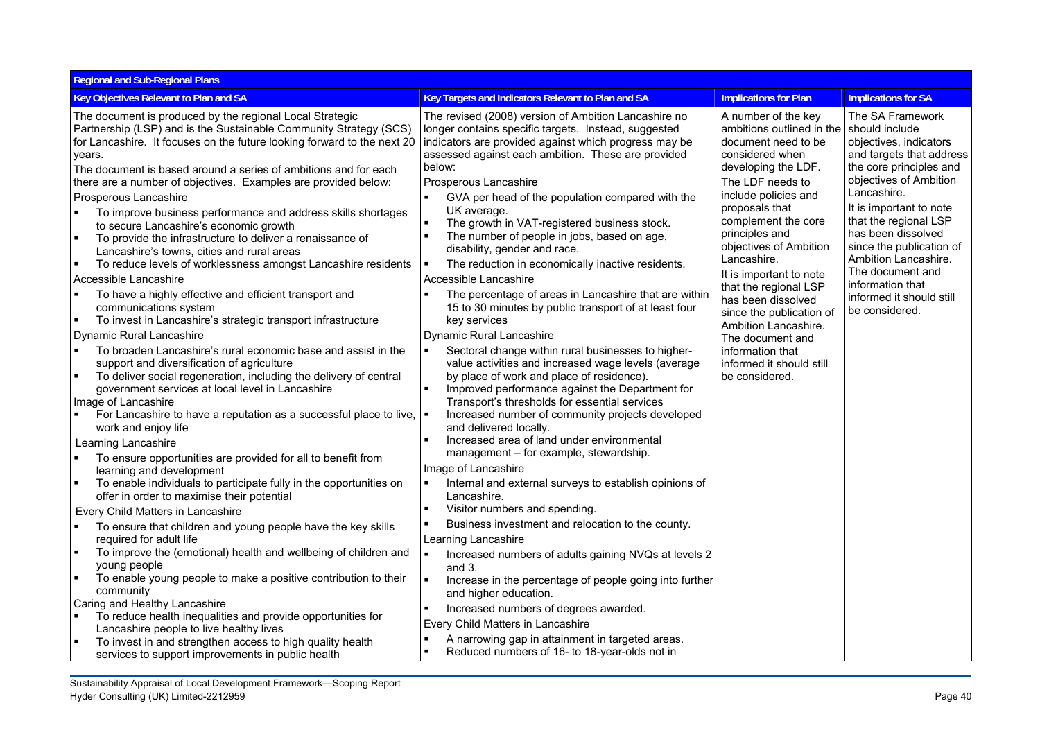| Regional and Sub-Regional Plans | | | |
|---|---|---|---|
| **Key Objectives Relevant to Plan and SA** | **Key Targets and Indicators Relevant to Plan and SA** | **Implications for Plan** | **Implications for SA** |
| The document is produced by the regional Local Strategic Partnership (LSP) and is the Sustainable Community Strategy (SCS) for Lancashire. It focuses on the future looking forward to the next 20 years.<br>The document is based around a series of ambitions and for each there are a number of objectives. Examples are provided below:<br>Prosperous Lancashire<br>▪ To improve business performance and address skills shortages to secure Lancashire's economic growth<br>▪ To provide the infrastructure to deliver a renaissance of Lancashire's towns, cities and rural areas<br>▪ To reduce levels of worklessness amongst Lancashire residents<br>Accessible Lancashire<br>▪ To have a highly effective and efficient transport and communications system<br>▪ To invest in Lancashire's strategic transport infrastructure<br>Dynamic Rural Lancashire<br>▪ To broaden Lancashire's rural economic base and assist in the support and diversification of agriculture<br>▪ To deliver social regeneration, including the delivery of central government services at local level in Lancashire<br>Image of Lancashire<br>▪ For Lancashire to have a reputation as a successful place to live, work and enjoy life<br>Learning Lancashire<br>▪ To ensure opportunities are provided for all to benefit from learning and development<br>▪ To enable individuals to participate fully in the opportunities on offer in order to maximise their potential<br>Every Child Matters in Lancashire<br>▪ To ensure that children and young people have the key skills required for adult life<br>▪ To improve the (emotional) health and wellbeing of children and young people<br>▪ To enable young people to make a positive contribution to their community<br>Caring and Healthy Lancashire<br>▪ To reduce health inequalities and provide opportunities for Lancashire people to live healthy lives<br>▪ To invest in and strengthen access to high quality health services to support improvements in public health | The revised (2008) version of Ambition Lancashire no longer contains specific targets. Instead, suggested indicators are provided against which progress may be assessed against each ambition. These are provided below:<br>Prosperous Lancashire<br>▪ GVA per head of the population compared with the UK average.<br>▪ The growth in VAT-registered business stock.<br>▪ The number of people in jobs, based on age, disability, gender and race.<br>▪ The reduction in economically inactive residents.<br>Accessible Lancashire<br>▪ The percentage of areas in Lancashire that are within 15 to 30 minutes by public transport of at least four key services<br>Dynamic Rural Lancashire<br>▪ Sectoral change within rural businesses to higher-value activities and increased wage levels (average by place of work and place of residence).<br>▪ Improved performance against the Department for Transport's thresholds for essential services<br>▪ Increased number of community projects developed and delivered locally.<br>▪ Increased area of land under environmental management – for example, stewardship.<br>Image of Lancashire<br>▪ Internal and external surveys to establish opinions of Lancashire.<br>▪ Visitor numbers and spending.<br>▪ Business investment and relocation to the county.<br>Learning Lancashire<br>▪ Increased numbers of adults gaining NVQs at levels 2 and 3.<br>▪ Increase in the percentage of people going into further and higher education.<br>▪ Increased numbers of degrees awarded.<br>Every Child Matters in Lancashire<br>▪ A narrowing gap in attainment in targeted areas.<br>▪ Reduced numbers of 16- to 18-year-olds not in | A number of the key ambitions outlined in the document need to be considered when developing the LDF.<br>The LDF needs to include policies and proposals that complement the core principles and objectives of Ambition Lancashire.<br>It is important to note that the regional LSP has been dissolved since the publication of Ambition Lancashire. The document and information that informed it should still be considered. | The SA Framework should include objectives, indicators and targets that address the core principles and objectives of Ambition Lancashire.<br>It is important to note that the regional LSP has been dissolved since the publication of Ambition Lancashire. The document and information that informed it should still be considered. |

Sustainability Appraisal of Local Development Framework—Scoping Report
Hyder Consulting (UK) Limited-2212959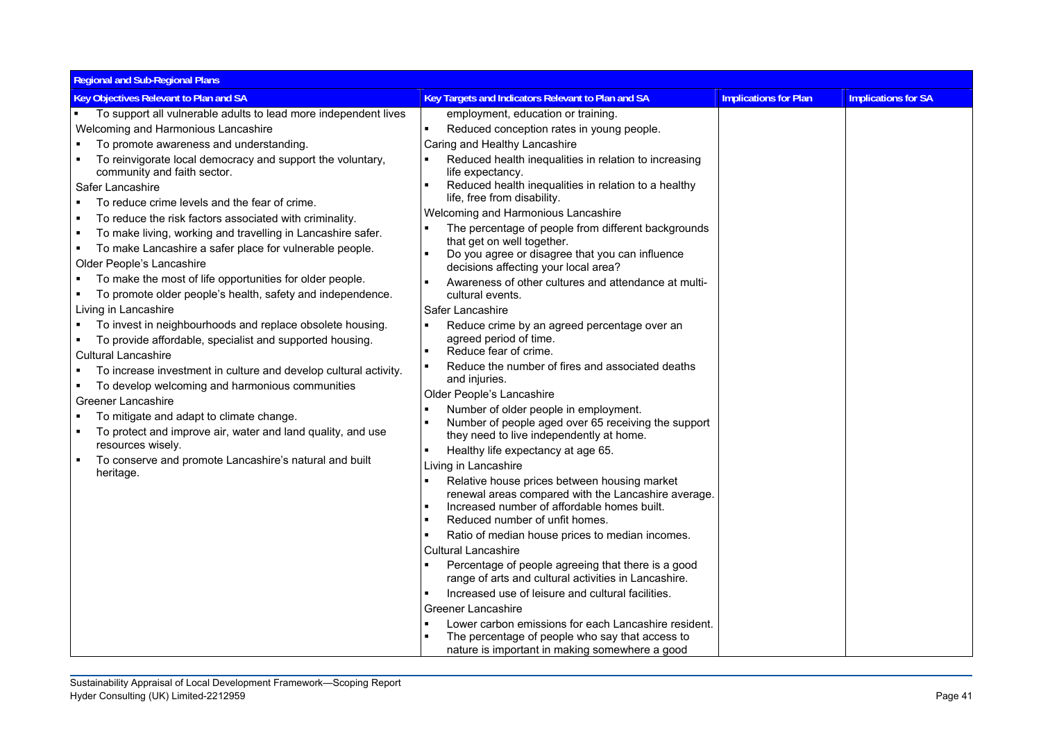| Regional and Sub-Regional Plans | | | |
|---|---|---|---|
| **Key Objectives Relevant to Plan and SA** | **Key Targets and Indicators Relevant to Plan and SA** | **Implications for Plan** | **Implications for SA** |
| ▪ To support all vulnerable adults to lead more independent lives<br>Welcoming and Harmonious Lancashire<br>▪ To promote awareness and understanding.<br>▪ To reinvigorate local democracy and support the voluntary, community and faith sector.<br>Safer Lancashire<br>▪ To reduce crime levels and the fear of crime.<br>▪ To reduce the risk factors associated with criminality.<br>▪ To make living, working and travelling in Lancashire safer.<br>▪ To make Lancashire a safer place for vulnerable people.<br>Older People's Lancashire<br>▪ To make the most of life opportunities for older people.<br>▪ To promote older people's health, safety and independence.<br>Living in Lancashire<br>▪ To invest in neighbourhoods and replace obsolete housing.<br>▪ To provide affordable, specialist and supported housing.<br>Cultural Lancashire<br>▪ To increase investment in culture and develop cultural activity.<br>▪ To develop welcoming and harmonious communities<br>Greener Lancashire<br>▪ To mitigate and adapt to climate change.<br>▪ To protect and improve air, water and land quality, and use resources wisely.<br>▪ To conserve and promote Lancashire's natural and built heritage. | employment, education or training.<br>▪ Reduced conception rates in young people.<br>Caring and Healthy Lancashire<br>▪ Reduced health inequalities in relation to increasing life expectancy.<br>▪ Reduced health inequalities in relation to a healthy life, free from disability.<br>Welcoming and Harmonious Lancashire<br>▪ The percentage of people from different backgrounds that get on well together.<br>▪ Do you agree or disagree that you can influence decisions affecting your local area?<br>▪ Awareness of other cultures and attendance at multi-cultural events.<br>Safer Lancashire<br>▪ Reduce crime by an agreed percentage over an agreed period of time.<br>▪ Reduce fear of crime.<br>▪ Reduce the number of fires and associated deaths and injuries.<br>Older People's Lancashire<br>▪ Number of older people in employment.<br>▪ Number of people aged over 65 receiving the support they need to live independently at home.<br>▪ Healthy life expectancy at age 65.<br>Living in Lancashire<br>▪ Relative house prices between housing market renewal areas compared with the Lancashire average.<br>▪ Increased number of affordable homes built.<br>▪ Reduced number of unfit homes.<br>▪ Ratio of median house prices to median incomes.<br>Cultural Lancashire<br>▪ Percentage of people agreeing that there is a good range of arts and cultural activities in Lancashire.<br>▪ Increased use of leisure and cultural facilities.<br>Greener Lancashire<br>▪ Lower carbon emissions for each Lancashire resident.<br>▪ The percentage of people who say that access to nature is important in making somewhere a good | | |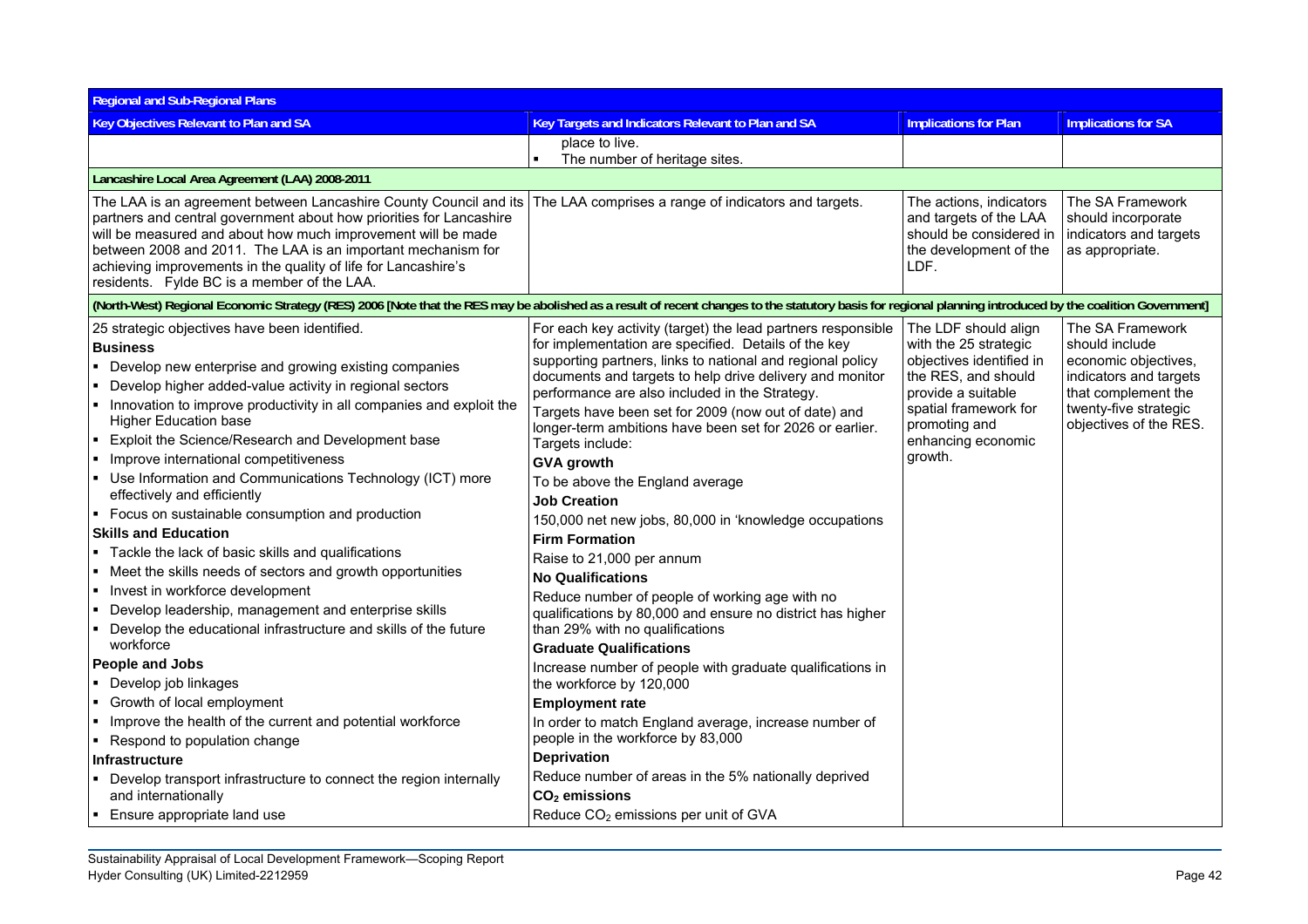| Regional and Sub-Regional Plans | | | |
|---|---|---|---|
| **Key Objectives Relevant to Plan and SA** | **Key Targets and Indicators Relevant to Plan and SA** | **Implications for Plan** | **Implications for SA** |
| | place to live.<br>▪ The number of heritage sites. | | |
| **Lancashire Local Area Agreement (LAA) 2008-2011** | | | |
| The LAA is an agreement between Lancashire County Council and its partners and central government about how priorities for Lancashire will be measured and about how much improvement will be made between 2008 and 2011. The LAA is an important mechanism for achieving improvements in the quality of life for Lancashire's residents. Fylde BC is a member of the LAA. | The LAA comprises a range of indicators and targets. | The actions, indicators and targets of the LAA should be considered in the development of the LDF. | The SA Framework should incorporate indicators and targets as appropriate. |
| **(North-West) Regional Economic Strategy (RES) 2006 [Note that the RES may be abolished as a result of recent changes to the statutory basis for regional planning introduced by the coalition Government]** | | | |
| 25 strategic objectives have been identified.<br>**Business**<br>▪ Develop new enterprise and growing existing companies<br>▪ Develop higher added-value activity in regional sectors<br>▪ Innovation to improve productivity in all companies and exploit the Higher Education base<br>▪ Exploit the Science/Research and Development base<br>▪ Improve international competitiveness<br>▪ Use Information and Communications Technology (ICT) more effectively and efficiently<br>▪ Focus on sustainable consumption and production<br>**Skills and Education**<br>▪ Tackle the lack of basic skills and qualifications<br>▪ Meet the skills needs of sectors and growth opportunities<br>▪ Invest in workforce development<br>▪ Develop leadership, management and enterprise skills<br>▪ Develop the educational infrastructure and skills of the future workforce<br>**People and Jobs**<br>▪ Develop job linkages<br>▪ Growth of local employment<br>▪ Improve the health of the current and potential workforce<br>▪ Respond to population change<br>**Infrastructure**<br>▪ Develop transport infrastructure to connect the region internally and internationally<br>▪ Ensure appropriate land use | For each key activity (target) the lead partners responsible for implementation are specified. Details of the key supporting partners, links to national and regional policy documents and targets to help drive delivery and monitor performance are also included in the Strategy.<br>Targets have been set for 2009 (now out of date) and longer-term ambitions have been set for 2026 or earlier. Targets include:<br>**GVA growth**<br>To be above the England average<br>**Job Creation**<br>150,000 net new jobs, 80,000 in 'knowledge occupations<br>**Firm Formation**<br>Raise to 21,000 per annum<br>**No Qualifications**<br>Reduce number of people of working age with no qualifications by 80,000 and ensure no district has higher than 29% with no qualifications<br>**Graduate Qualifications**<br>Increase number of people with graduate qualifications in the workforce by 120,000<br>**Employment rate**<br>In order to match England average, increase number of people in the workforce by 83,000<br>**Deprivation**<br>Reduce number of areas in the 5% nationally deprived<br>**$CO_2$ emissions**<br>Reduce $CO_2$ emissions per unit of GVA | The LDF should align with the 25 strategic objectives identified in the RES, and should provide a suitable spatial framework for promoting and enhancing economic growth. | The SA Framework should include economic objectives, indicators and targets that complement the twenty-five strategic objectives of the RES. |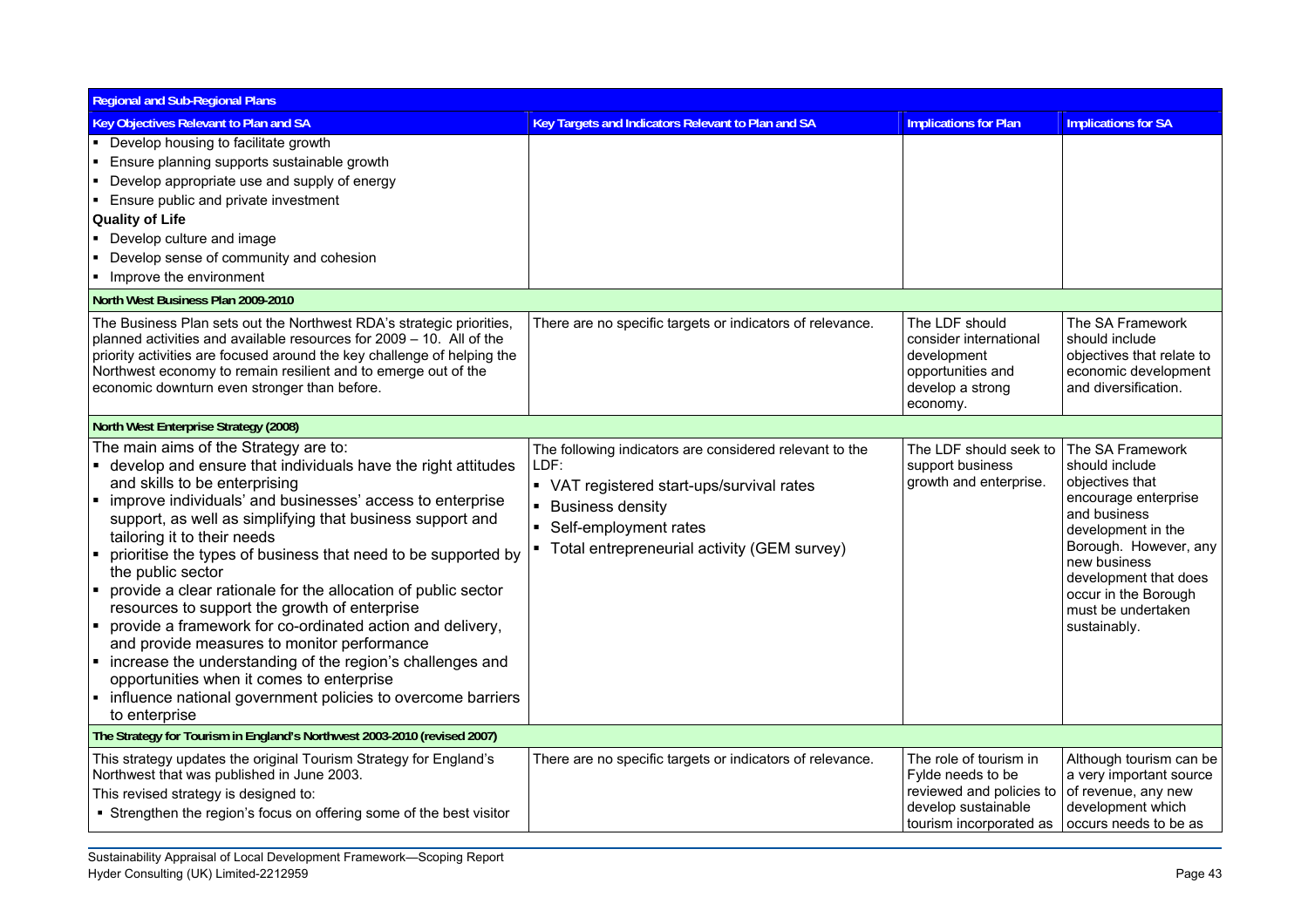| Regional and Sub-Regional Plans | | | |
|---|---|---|---|
| **Key Objectives Relevant to Plan and SA** | **Key Targets and Indicators Relevant to Plan and SA** | **Implications for Plan** | **Implications for SA** |
| ▪ Develop housing to facilitate growth<br>▪ Ensure planning supports sustainable growth<br>▪ Develop appropriate use and supply of energy<br>▪ Ensure public and private investment<br>**Quality of Life**<br>▪ Develop culture and image<br>▪ Develop sense of community and cohesion<br>▪ Improve the environment | | | |
| **North West Business Plan 2009-2010** | | | |
| The Business Plan sets out the Northwest RDA's strategic priorities, planned activities and available resources for 2009 – 10. All of the priority activities are focused around the key challenge of helping the Northwest economy to remain resilient and to emerge out of the economic downturn even stronger than before. | There are no specific targets or indicators of relevance. | The LDF should consider international development opportunities and develop a strong economy. | The SA Framework should include objectives that relate to economic development and diversification. |
| **North West Enterprise Strategy (2008)** | | | |
| The main aims of the Strategy are to:<br>▪ develop and ensure that individuals have the right attitudes and skills to be enterprising<br>▪ improve individuals' and businesses' access to enterprise support, as well as simplifying that business support and tailoring it to their needs<br>▪ prioritise the types of business that need to be supported by the public sector<br>▪ provide a clear rationale for the allocation of public sector resources to support the growth of enterprise<br>▪ provide a framework for co-ordinated action and delivery, and provide measures to monitor performance<br>▪ increase the understanding of the region's challenges and opportunities when it comes to enterprise<br>▪ influence national government policies to overcome barriers to enterprise | The following indicators are considered relevant to the LDF:<br>▪ VAT registered start-ups/survival rates<br>▪ Business density<br>▪ Self-employment rates<br>▪ Total entrepreneurial activity (GEM survey) | The LDF should seek to support business growth and enterprise. | The SA Framework should include objectives that encourage enterprise and business development in the Borough. However, any new business development that does occur in the Borough must be undertaken sustainably. |
| **The Strategy for Tourism in England's Northwest 2003-2010 (revised 2007)** | | | |
| This strategy updates the original Tourism Strategy for England's Northwest that was published in June 2003.<br>This revised strategy is designed to:<br>▪ Strengthen the region's focus on offering some of the best visitor | There are no specific targets or indicators of relevance. | The role of tourism in Fylde needs to be reviewed and policies to develop sustainable tourism incorporated as | Although tourism can be a very important source of revenue, any new development which occurs needs to be as |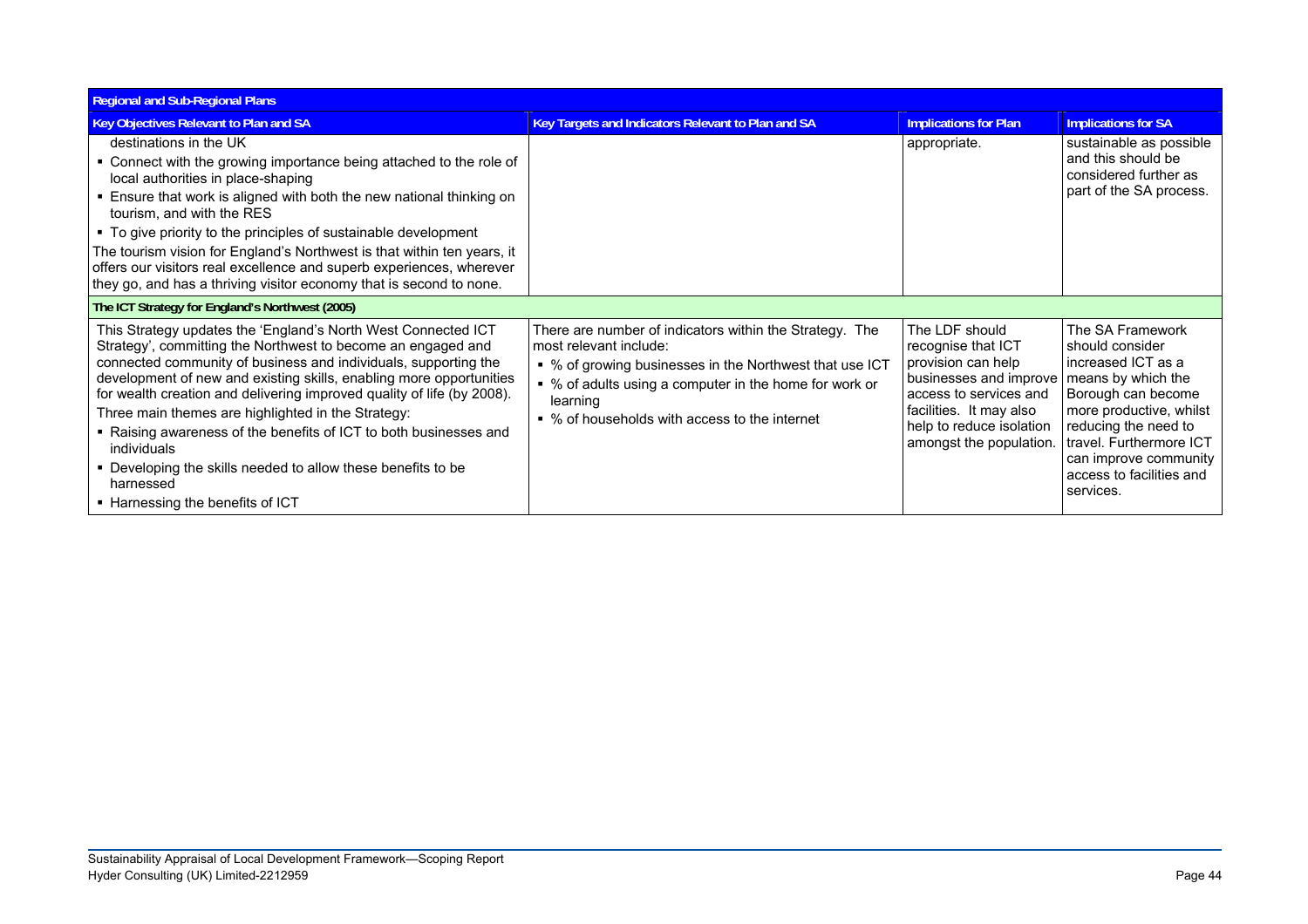| Regional and Sub-Regional Plans | | | |
|---|---|---|---|
| **Key Objectives Relevant to Plan and SA** | **Key Targets and Indicators Relevant to Plan and SA** | **Implications for Plan** | **Implications for SA** |
| destinations in the UK<br>▪ Connect with the growing importance being attached to the role of local authorities in place-shaping<br>▪ Ensure that work is aligned with both the new national thinking on tourism, and with the RES<br>▪ To give priority to the principles of sustainable development<br>The tourism vision for England's Northwest is that within ten years, it offers our visitors real excellence and superb experiences, wherever they go, and has a thriving visitor economy that is second to none. | | appropriate. | sustainable as possible and this should be considered further as part of the SA process. |
| **The ICT Strategy for England's Northwest (2005)** | | | |
| This Strategy updates the 'England's North West Connected ICT Strategy', committing the Northwest to become an engaged and connected community of business and individuals, supporting the development of new and existing skills, enabling more opportunities for wealth creation and delivering improved quality of life (by 2008).<br>Three main themes are highlighted in the Strategy:<br>▪ Raising awareness of the benefits of ICT to both businesses and individuals<br>▪ Developing the skills needed to allow these benefits to be harnessed<br>▪ Harnessing the benefits of ICT | There are number of indicators within the Strategy. The most relevant include:<br>▪ % of growing businesses in the Northwest that use ICT<br>▪ % of adults using a computer in the home for work or learning<br>▪ % of households with access to the internet | The LDF should recognise that ICT provision can help businesses and improve access to services and facilities. It may also help to reduce isolation amongst the population. | The SA Framework should consider increased ICT as a means by which the Borough can become more productive, whilst reducing the need to travel. Furthermore ICT can improve community access to facilities and services. |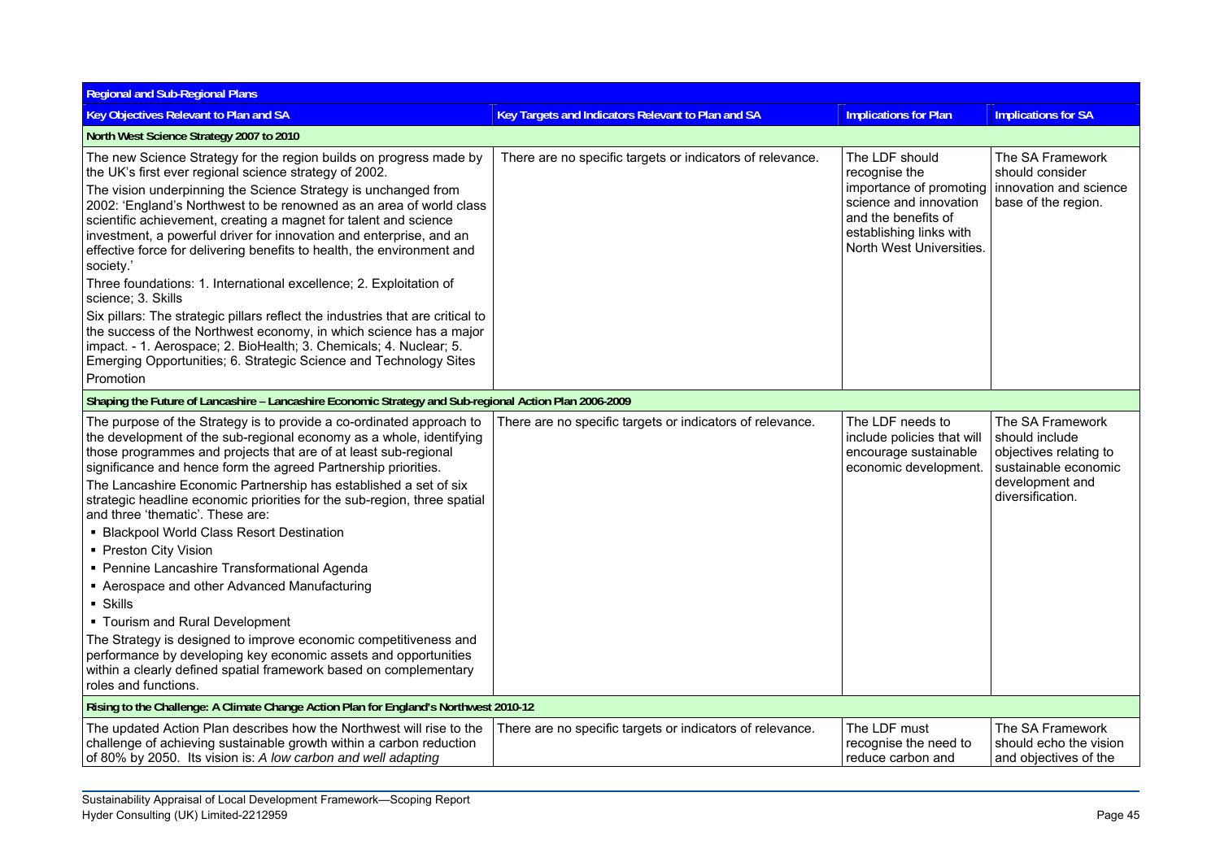| Regional and Sub-Regional Plans | | | |
|---|---|---|---|
| **Key Objectives Relevant to Plan and SA** | **Key Targets and Indicators Relevant to Plan and SA** | **Implications for Plan** | **Implications for SA** |
| **North West Science Strategy 2007 to 2010** | | | |
| The new Science Strategy for the region builds on progress made by the UK's first ever regional science strategy of 2002.<br>The vision underpinning the Science Strategy is unchanged from 2002: 'England's Northwest to be renowned as an area of world class scientific achievement, creating a magnet for talent and science investment, a powerful driver for innovation and enterprise, and an effective force for delivering benefits to health, the environment and society.'<br>Three foundations: 1. International excellence; 2. Exploitation of science; 3. Skills<br>Six pillars: The strategic pillars reflect the industries that are critical to the success of the Northwest economy, in which science has a major impact. - 1. Aerospace; 2. BioHealth; 3. Chemicals; 4. Nuclear; 5. Emerging Opportunities; 6. Strategic Science and Technology Sites Promotion | There are no specific targets or indicators of relevance. | The LDF should recognise the importance of promoting science and innovation and the benefits of establishing links with North West Universities. | The SA Framework should consider innovation and science base of the region. |
| **Shaping the Future of Lancashire – Lancashire Economic Strategy and Sub-regional Action Plan 2006-2009** | | | |
| The purpose of the Strategy is to provide a co-ordinated approach to the development of the sub-regional economy as a whole, identifying those programmes and projects that are of at least sub-regional significance and hence form the agreed Partnership priorities.<br>The Lancashire Economic Partnership has established a set of six strategic headline economic priorities for the sub-region, three spatial and three 'thematic'. These are:<br>▪ Blackpool World Class Resort Destination<br>▪ Preston City Vision<br>▪ Pennine Lancashire Transformational Agenda<br>▪ Aerospace and other Advanced Manufacturing<br>▪ Skills<br>▪ Tourism and Rural Development<br>The Strategy is designed to improve economic competitiveness and performance by developing key economic assets and opportunities within a clearly defined spatial framework based on complementary roles and functions. | There are no specific targets or indicators of relevance. | The LDF needs to include policies that will encourage sustainable economic development. | The SA Framework should include objectives relating to sustainable economic development and diversification. |
| **Rising to the Challenge: A Climate Change Action Plan for England's Northwest 2010-12** | | | |
| The updated Action Plan describes how the Northwest will rise to the challenge of achieving sustainable growth within a carbon reduction of 80% by 2050. Its vision is: *A low carbon and well adapting* | There are no specific targets or indicators of relevance. | The LDF must recognise the need to reduce carbon and | The SA Framework should echo the vision and objectives of the |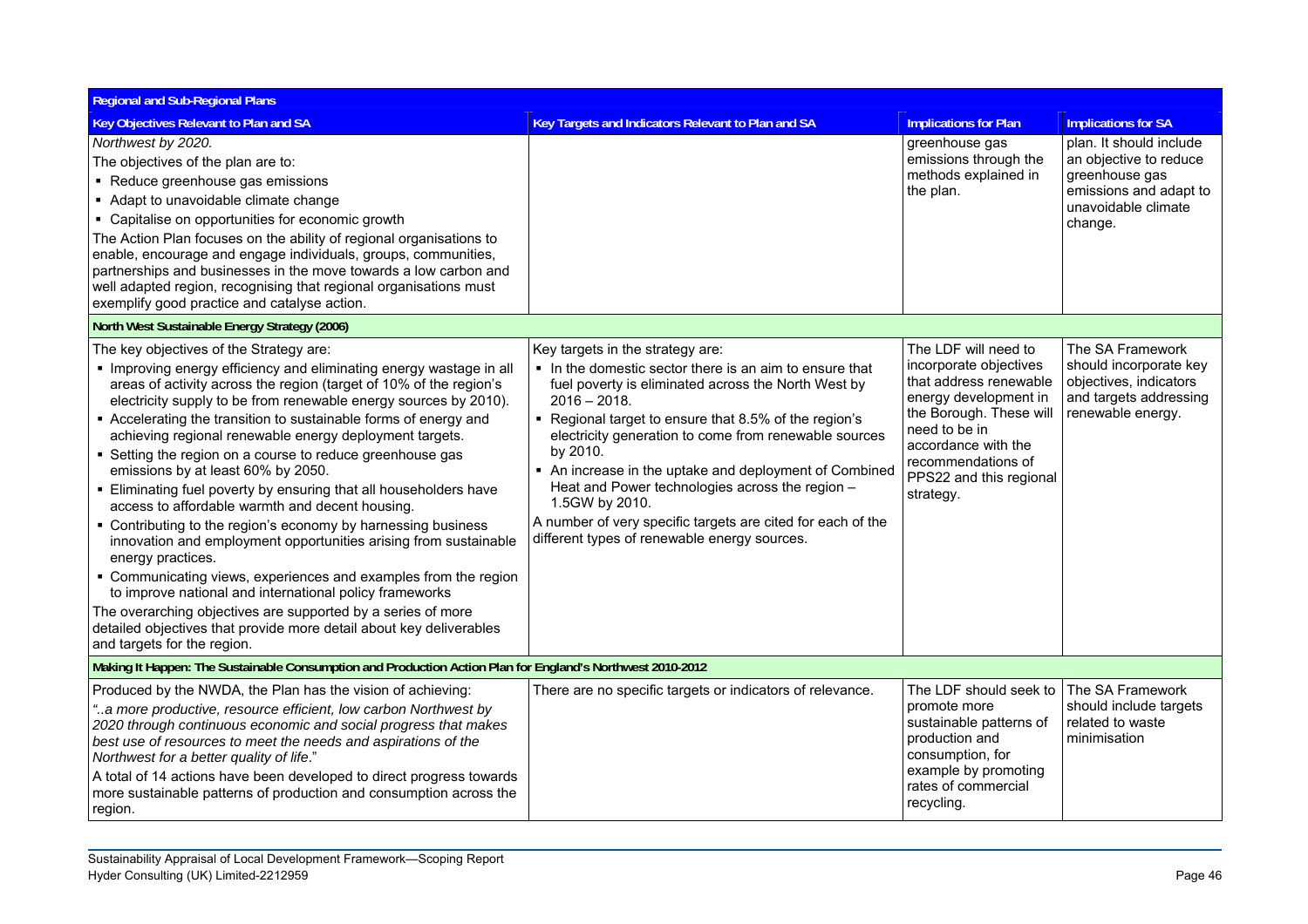| Regional and Sub-Regional Plans | | | |
|---|---|---|---|
| **Key Objectives Relevant to Plan and SA** | **Key Targets and Indicators Relevant to Plan and SA** | **Implications for Plan** | **Implications for SA** |
| *Northwest by 2020.*<br>The objectives of the plan are to:<br>▪ Reduce greenhouse gas emissions<br>▪ Adapt to unavoidable climate change<br>▪ Capitalise on opportunities for economic growth<br>The Action Plan focuses on the ability of regional organisations to enable, encourage and engage individuals, groups, communities, partnerships and businesses in the move towards a low carbon and well adapted region, recognising that regional organisations must exemplify good practice and catalyse action. | | greenhouse gas emissions through the methods explained in the plan. | plan. It should include an objective to reduce greenhouse gas emissions and adapt to unavoidable climate change. |
| **North West Sustainable Energy Strategy (2006)** | | | |
| The key objectives of the Strategy are:<br>▪ Improving energy efficiency and eliminating energy wastage in all areas of activity across the region (target of 10% of the region's electricity supply to be from renewable energy sources by 2010).<br>▪ Accelerating the transition to sustainable forms of energy and achieving regional renewable energy deployment targets.<br>▪ Setting the region on a course to reduce greenhouse gas emissions by at least 60% by 2050.<br>▪ Eliminating fuel poverty by ensuring that all householders have access to affordable warmth and decent housing.<br>▪ Contributing to the region's economy by harnessing business innovation and employment opportunities arising from sustainable energy practices.<br>▪ Communicating views, experiences and examples from the region to improve national and international policy frameworks<br>The overarching objectives are supported by a series of more detailed objectives that provide more detail about key deliverables and targets for the region. | Key targets in the strategy are:<br>▪ In the domestic sector there is an aim to ensure that fuel poverty is eliminated across the North West by 2016 – 2018.<br>▪ Regional target to ensure that 8.5% of the region's electricity generation to come from renewable sources by 2010.<br>▪ An increase in the uptake and deployment of Combined Heat and Power technologies across the region – 1.5GW by 2010.<br>A number of very specific targets are cited for each of the different types of renewable energy sources. | The LDF will need to incorporate objectives that address renewable energy development in the Borough. These will need to be in accordance with the recommendations of PPS22 and this regional strategy. | The SA Framework should incorporate key objectives, indicators and targets addressing renewable energy. |
| **Making It Happen: The Sustainable Consumption and Production Action Plan for England's Northwest 2010-2012** | | | |
| Produced by the NWDA, the Plan has the vision of achieving:<br>"*..a more productive, resource efficient, low carbon Northwest by 2020 through continuous economic and social progress that makes best use of resources to meet the needs and aspirations of the Northwest for a better quality of life*."<br>A total of 14 actions have been developed to direct progress towards more sustainable patterns of production and consumption across the region. | There are no specific targets or indicators of relevance. | The LDF should seek to promote more sustainable patterns of production and consumption, for example by promoting rates of commercial recycling. | The SA Framework should include targets related to waste minimisation |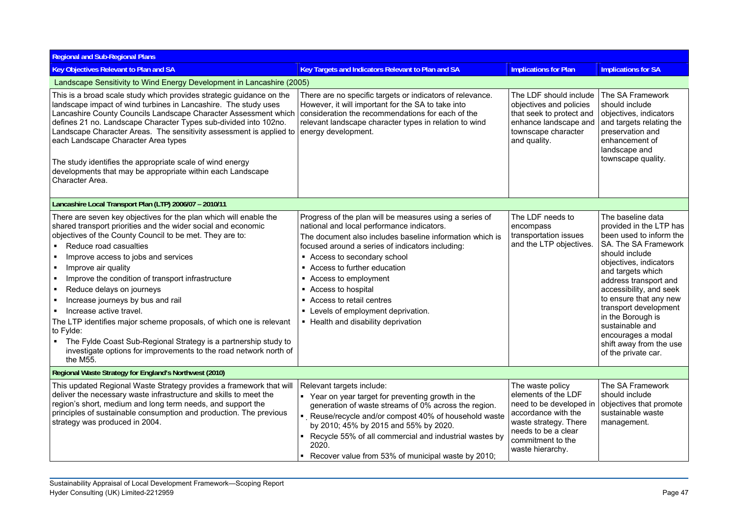| Regional and Sub-Regional Plans | | | |
|---|---|---|---|
| **Key Objectives Relevant to Plan and SA** | **Key Targets and Indicators Relevant to Plan and SA** | **Implications for Plan** | **Implications for SA** |
| Landscape Sensitivity to Wind Energy Development in Lancashire (2005) | | | |
| This is a broad scale study which provides strategic guidance on the landscape impact of wind turbines in Lancashire. The study uses Lancashire County Councils Landscape Character Assessment which defines 21 no. Landscape Character Types sub-divided into 102no. Landscape Character Areas. The sensitivity assessment is applied to each Landscape Character Area types<br><br>The study identifies the appropriate scale of wind energy developments that may be appropriate within each Landscape Character Area. | There are no specific targets or indicators of relevance. However, it will important for the SA to take into consideration the recommendations for each of the relevant landscape character types in relation to wind energy development. | The LDF should include objectives and policies that seek to protect and enhance landscape and townscape character and quality. | The SA Framework should include objectives, indicators and targets relating the preservation and enhancement of landscape and townscape quality. |
| **Lancashire Local Transport Plan (LTP) 2006/07 – 2010/11** | | | |
| There are seven key objectives for the plan which will enable the shared transport priorities and the wider social and economic objectives of the County Council to be met. They are to:<br>▪ Reduce road casualties<br>▪ Improve access to jobs and services<br>▪ Improve air quality<br>▪ Improve the condition of transport infrastructure<br>▪ Reduce delays on journeys<br>▪ Increase journeys by bus and rail<br>▪ Increase active travel.<br>The LTP identifies major scheme proposals, of which one is relevant to Fylde:<br>▪ The Fylde Coast Sub-Regional Strategy is a partnership study to investigate options for improvements to the road network north of the M55. | Progress of the plan will be measures using a series of national and local performance indicators.<br>The document also includes baseline information which is focused around a series of indicators including:<br>▪ Access to secondary school<br>▪ Access to further education<br>▪ Access to employment<br>▪ Access to hospital<br>▪ Access to retail centres<br>▪ Levels of employment deprivation.<br>▪ Health and disability deprivation | The LDF needs to encompass transportation issues and the LTP objectives. | The baseline data provided in the LTP has been used to inform the SA. The SA Framework should include objectives, indicators and targets which address transport and accessibility, and seek to ensure that any new transport development in the Borough is sustainable and encourages a modal shift away from the use of the private car. |
| **Regional Waste Strategy for England's Northwest (2010)** | | | |
| This updated Regional Waste Strategy provides a framework that will deliver the necessary waste infrastructure and skills to meet the region's short, medium and long term needs, and support the principles of sustainable consumption and production. The previous strategy was produced in 2004. | Relevant targets include:<br>▪ Year on year target for preventing growth in the generation of waste streams of 0% across the region.<br>▪ Reuse/recycle and/or compost 40% of household waste by 2010; 45% by 2015 and 55% by 2020.<br>▪ Recycle 55% of all commercial and industrial wastes by 2020.<br>▪ Recover value from 53% of municipal waste by 2010; | The waste policy elements of the LDF need to be developed in accordance with the waste strategy. There needs to be a clear commitment to the waste hierarchy. | The SA Framework should include objectives that promote sustainable waste management. |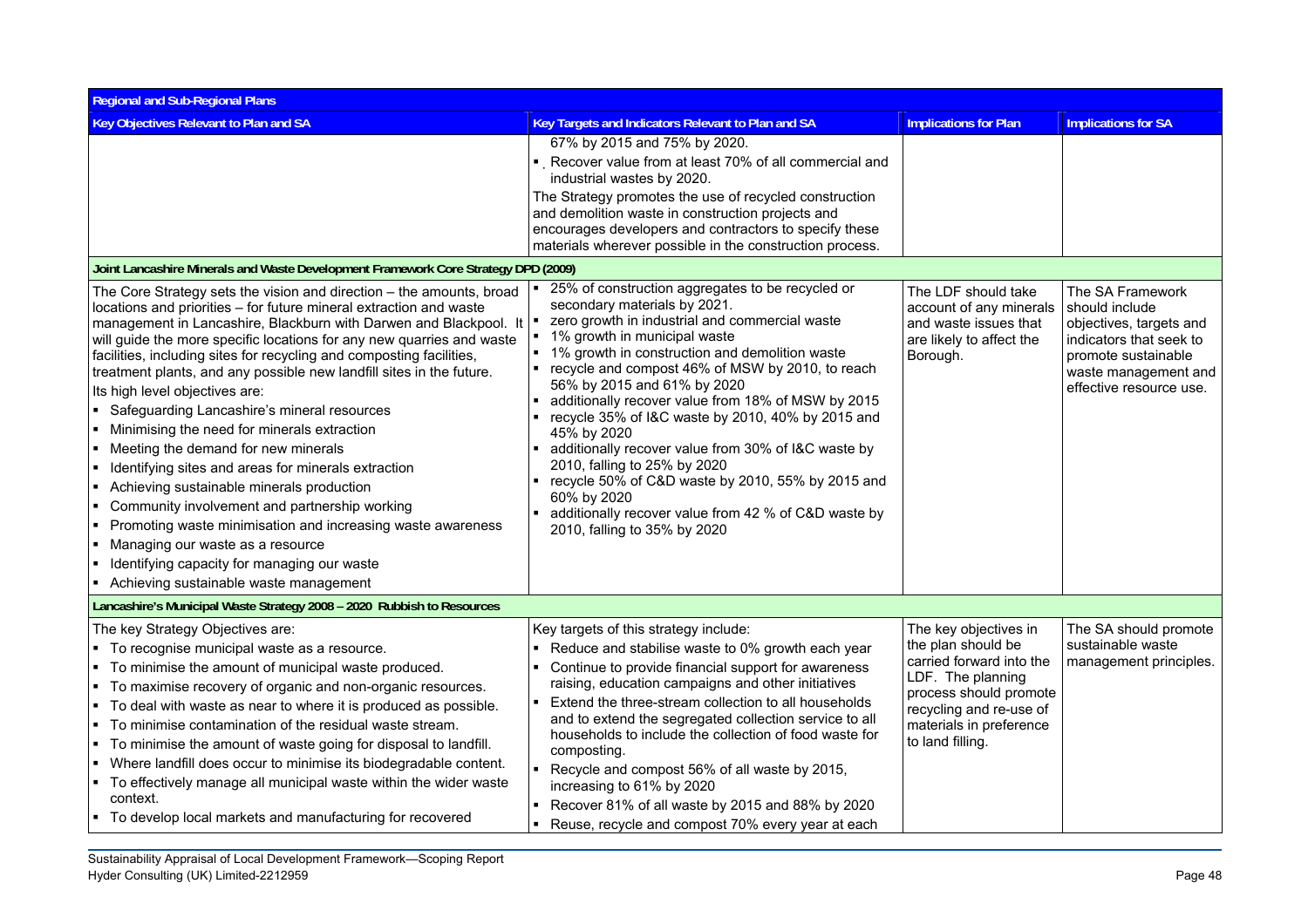| Regional and Sub-Regional Plans | | | |
|---|---|---|---|
| **Key Objectives Relevant to Plan and SA** | **Key Targets and Indicators Relevant to Plan and SA** | **Implications for Plan** | **Implications for SA** |
| | 67% by 2015 and 75% by 2020.<br>▪ Recover value from at least 70% of all commercial and industrial wastes by 2020.<br>The Strategy promotes the use of recycled construction and demolition waste in construction projects and encourages developers and contractors to specify these materials wherever possible in the construction process. | | |
| **Joint Lancashire Minerals and Waste Development Framework Core Strategy DPD (2009)** | | | |
| The Core Strategy sets the vision and direction – the amounts, broad locations and priorities – for future mineral extraction and waste management in Lancashire, Blackburn with Darwen and Blackpool. It will guide the more specific locations for any new quarries and waste facilities, including sites for recycling and composting facilities, treatment plants, and any possible new landfill sites in the future.<br>Its high level objectives are:<br>▪ Safeguarding Lancashire's mineral resources<br>▪ Minimising the need for minerals extraction<br>▪ Meeting the demand for new minerals<br>▪ Identifying sites and areas for minerals extraction<br>▪ Achieving sustainable minerals production<br>▪ Community involvement and partnership working<br>▪ Promoting waste minimisation and increasing waste awareness<br>▪ Managing our waste as a resource<br>▪ Identifying capacity for managing our waste<br>▪ Achieving sustainable waste management | ▪ 25% of construction aggregates to be recycled or secondary materials by 2021.<br>▪ zero growth in industrial and commercial waste<br>▪ 1% growth in municipal waste<br>▪ 1% growth in construction and demolition waste<br>▪ recycle and compost 46% of MSW by 2010, to reach 56% by 2015 and 61% by 2020<br>▪ additionally recover value from 18% of MSW by 2015<br>▪ recycle 35% of I&C waste by 2010, 40% by 2015 and 45% by 2020<br>▪ additionally recover value from 30% of I&C waste by 2010, falling to 25% by 2020<br>▪ recycle 50% of C&D waste by 2010, 55% by 2015 and 60% by 2020<br>▪ additionally recover value from 42 % of C&D waste by 2010, falling to 35% by 2020 | The LDF should take account of any minerals and waste issues that are likely to affect the Borough. | The SA Framework should include objectives, targets and indicators that seek to promote sustainable waste management and effective resource use. |
| **Lancashire's Municipal Waste Strategy 2008 – 2020 Rubbish to Resources** | | | |
| The key Strategy Objectives are:<br>▪ To recognise municipal waste as a resource.<br>▪ To minimise the amount of municipal waste produced.<br>▪ To maximise recovery of organic and non-organic resources.<br>▪ To deal with waste as near to where it is produced as possible.<br>▪ To minimise contamination of the residual waste stream.<br>▪ To minimise the amount of waste going for disposal to landfill.<br>▪ Where landfill does occur to minimise its biodegradable content.<br>▪ To effectively manage all municipal waste within the wider waste context.<br>▪ To develop local markets and manufacturing for recovered | Key targets of this strategy include:<br>▪ Reduce and stabilise waste to 0% growth each year<br>▪ Continue to provide financial support for awareness raising, education campaigns and other initiatives<br>▪ Extend the three-stream collection to all households and to extend the segregated collection service to all households to include the collection of food waste for composting.<br>▪ Recycle and compost 56% of all waste by 2015, increasing to 61% by 2020<br>▪ Recover 81% of all waste by 2015 and 88% by 2020<br>▪ Reuse, recycle and compost 70% every year at each | The key objectives in the plan should be carried forward into the LDF. The planning process should promote recycling and re-use of materials in preference to land filling. | The SA should promote sustainable waste management principles. |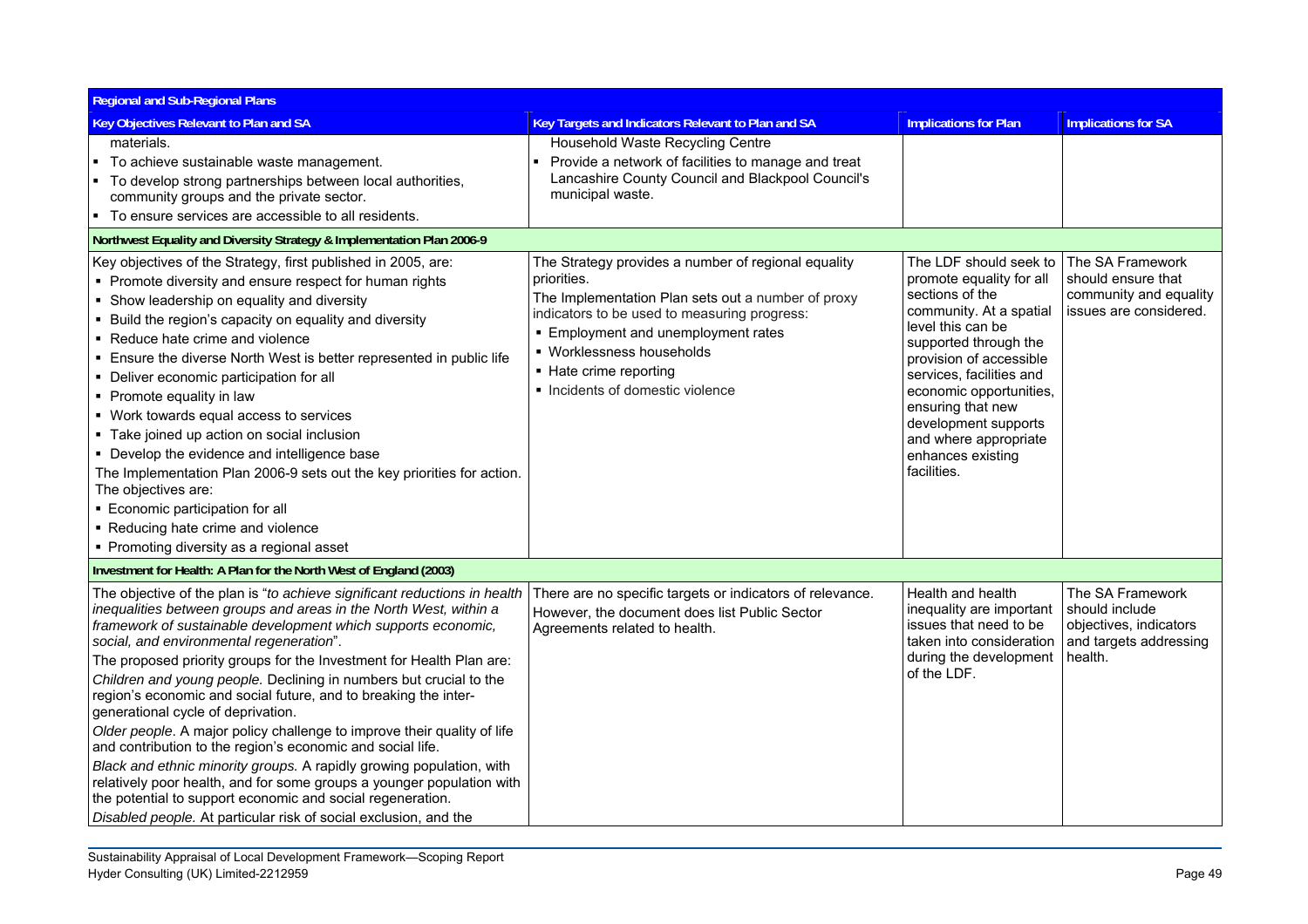| Regional and Sub-Regional Plans | | | |
|---|---|---|---|
| **Key Objectives Relevant to Plan and SA** | **Key Targets and Indicators Relevant to Plan and SA** | **Implications for Plan** | **Implications for SA** |
| materials.<br>▪ To achieve sustainable waste management.<br>▪ To develop strong partnerships between local authorities, community groups and the private sector.<br>▪ To ensure services are accessible to all residents. | Household Waste Recycling Centre<br>▪ Provide a network of facilities to manage and treat Lancashire County Council and Blackpool Council's municipal waste. | | |
| **Northwest Equality and Diversity Strategy & Implementation Plan 2006-9** | | | |
| Key objectives of the Strategy, first published in 2005, are:<br>▪ Promote diversity and ensure respect for human rights<br>▪ Show leadership on equality and diversity<br>▪ Build the region's capacity on equality and diversity<br>▪ Reduce hate crime and violence<br>▪ Ensure the diverse North West is better represented in public life<br>▪ Deliver economic participation for all<br>▪ Promote equality in law<br>▪ Work towards equal access to services<br>▪ Take joined up action on social inclusion<br>▪ Develop the evidence and intelligence base<br>The Implementation Plan 2006-9 sets out the key priorities for action. The objectives are:<br>▪ Economic participation for all<br>▪ Reducing hate crime and violence<br>▪ Promoting diversity as a regional asset | The Strategy provides a number of regional equality priorities.<br>The Implementation Plan sets out a number of proxy indicators to be used to measuring progress:<br>▪ Employment and unemployment rates<br>▪ Worklessness households<br>▪ Hate crime reporting<br>▪ Incidents of domestic violence | The LDF should seek to promote equality for all sections of the community. At a spatial level this can be supported through the provision of accessible services, facilities and economic opportunities, ensuring that new development supports and where appropriate enhances existing facilities. | The SA Framework should ensure that community and equality issues are considered. |
| **Investment for Health: A Plan for the North West of England (2003)** | | | |
| The objective of the plan is "*to achieve significant reductions in health inequalities between groups and areas in the North West, within a framework of sustainable development which supports economic, social, and environmental regeneration*".<br>The proposed priority groups for the Investment for Health Plan are:<br>*Children and young people.* Declining in numbers but crucial to the region's economic and social future, and to breaking the inter-generational cycle of deprivation.<br>*Older people*. A major policy challenge to improve their quality of life and contribution to the region's economic and social life.<br>*Black and ethnic minority groups.* A rapidly growing population, with relatively poor health, and for some groups a younger population with the potential to support economic and social regeneration.<br>*Disabled people.* At particular risk of social exclusion, and the | There are no specific targets or indicators of relevance.<br>However, the document does list Public Sector Agreements related to health. | Health and health inequality are important issues that need to be taken into consideration during the development of the LDF. | The SA Framework should include objectives, indicators and targets addressing health. |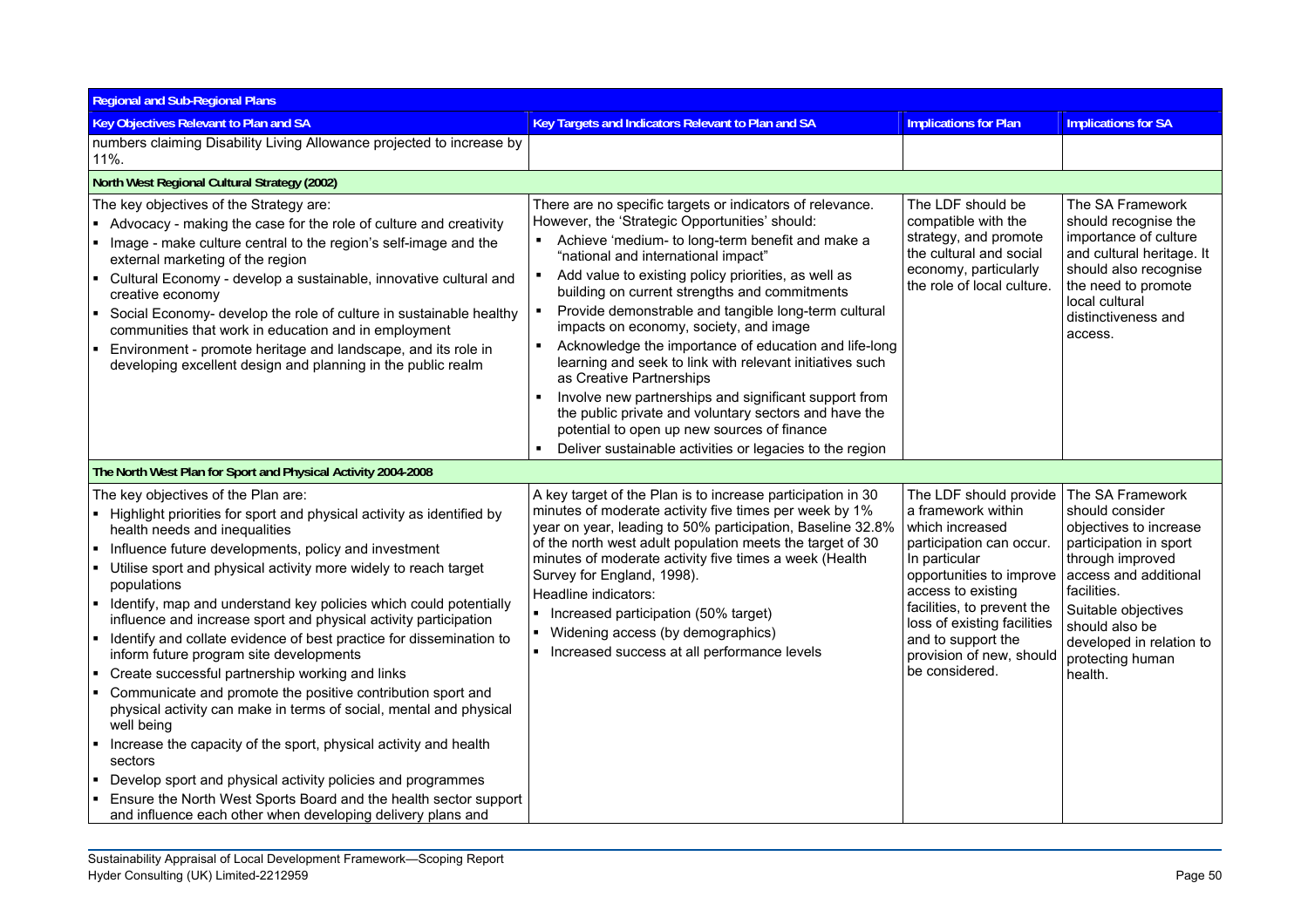| Regional and Sub-Regional Plans | | | |
|---|---|---|---|
| **Key Objectives Relevant to Plan and SA** | **Key Targets and Indicators Relevant to Plan and SA** | **Implications for Plan** | **Implications for SA** |
| numbers claiming Disability Living Allowance projected to increase by 11%. | | | |
| **North West Regional Cultural Strategy (2002)** | | | |
| The key objectives of the Strategy are:<br>▪ Advocacy - making the case for the role of culture and creativity<br>▪ Image - make culture central to the region's self-image and the external marketing of the region<br>▪ Cultural Economy - develop a sustainable, innovative cultural and creative economy<br>▪ Social Economy- develop the role of culture in sustainable healthy communities that work in education and in employment<br>▪ Environment - promote heritage and landscape, and its role in developing excellent design and planning in the public realm | There are no specific targets or indicators of relevance. However, the 'Strategic Opportunities' should:<br>▪ Achieve 'medium- to long-term benefit and make a "national and international impact"<br>▪ Add value to existing policy priorities, as well as building on current strengths and commitments<br>▪ Provide demonstrable and tangible long-term cultural impacts on economy, society, and image<br>▪ Acknowledge the importance of education and life-long learning and seek to link with relevant initiatives such as Creative Partnerships<br>▪ Involve new partnerships and significant support from the public private and voluntary sectors and have the potential to open up new sources of finance<br>▪ Deliver sustainable activities or legacies to the region | The LDF should be compatible with the strategy, and promote the cultural and social economy, particularly the role of local culture. | The SA Framework should recognise the importance of culture and cultural heritage. It should also recognise the need to promote local cultural distinctiveness and access. |
| **The North West Plan for Sport and Physical Activity 2004-2008** | | | |
| The key objectives of the Plan are:<br>▪ Highlight priorities for sport and physical activity as identified by health needs and inequalities<br>▪ Influence future developments, policy and investment<br>▪ Utilise sport and physical activity more widely to reach target populations<br>▪ Identify, map and understand key policies which could potentially influence and increase sport and physical activity participation<br>▪ Identify and collate evidence of best practice for dissemination to inform future program site developments<br>▪ Create successful partnership working and links<br>▪ Communicate and promote the positive contribution sport and physical activity can make in terms of social, mental and physical well being<br>▪ Increase the capacity of the sport, physical activity and health sectors<br>▪ Develop sport and physical activity policies and programmes<br>▪ Ensure the North West Sports Board and the health sector support and influence each other when developing delivery plans and | A key target of the Plan is to increase participation in 30 minutes of moderate activity five times per week by 1% year on year, leading to 50% participation, Baseline 32.8% of the north west adult population meets the target of 30 minutes of moderate activity five times a week (Health Survey for England, 1998).<br>Headline indicators:<br>▪ Increased participation (50% target)<br>▪ Widening access (by demographics)<br>▪ Increased success at all performance levels | The LDF should provide a framework within which increased participation can occur. In particular opportunities to improve access to existing facilities, to prevent the loss of existing facilities and to support the provision of new, should be considered. | The SA Framework should consider objectives to increase participation in sport through improved access and additional facilities.<br>Suitable objectives should also be developed in relation to protecting human health. |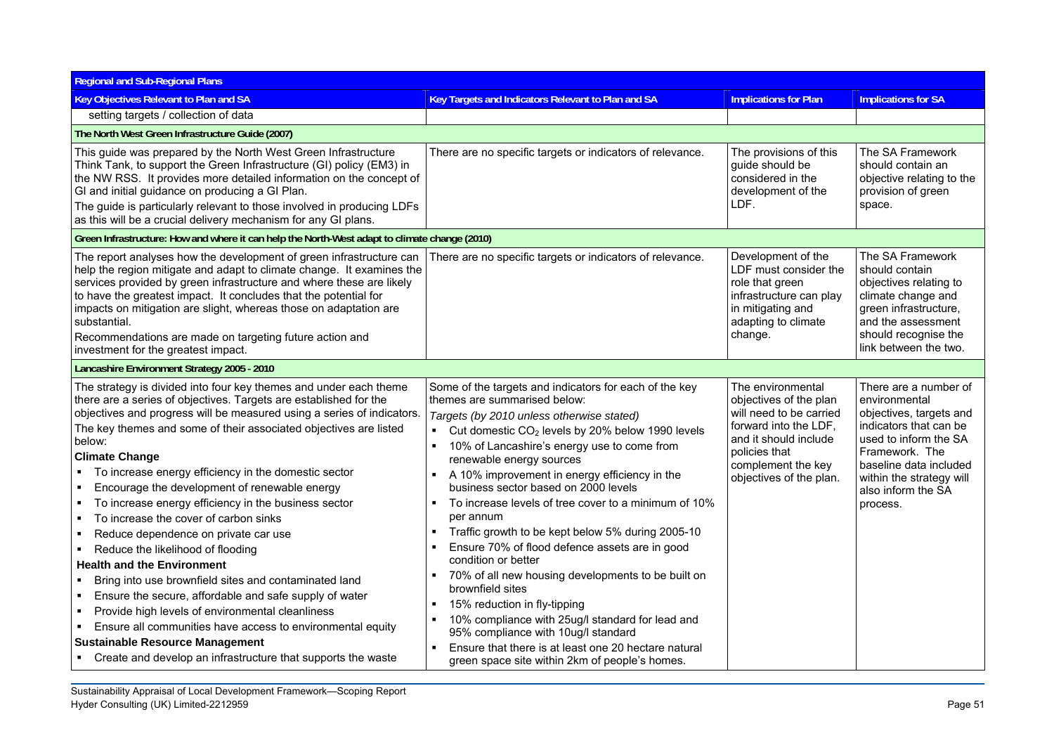| Regional and Sub-Regional Plans | | | |
|---|---|---|---|
| **Key Objectives Relevant to Plan and SA** | **Key Targets and Indicators Relevant to Plan and SA** | **Implications for Plan** | **Implications for SA** |
| setting targets / collection of data | | | |
| **The North West Green Infrastructure Guide (2007)** | | | |
| This guide was prepared by the North West Green Infrastructure Think Tank, to support the Green Infrastructure (GI) policy (EM3) in the NW RSS. It provides more detailed information on the concept of GI and initial guidance on producing a GI Plan.<br>The guide is particularly relevant to those involved in producing LDFs as this will be a crucial delivery mechanism for any GI plans. | There are no specific targets or indicators of relevance. | The provisions of this guide should be considered in the development of the LDF. | The SA Framework should contain an objective relating to the provision of green space. |
| **Green Infrastructure: How and where it can help the North-West adapt to climate change (2010)** | | | |
| The report analyses how the development of green infrastructure can help the region mitigate and adapt to climate change. It examines the services provided by green infrastructure and where these are likely to have the greatest impact. It concludes that the potential for impacts on mitigation are slight, whereas those on adaptation are substantial.<br>Recommendations are made on targeting future action and investment for the greatest impact. | There are no specific targets or indicators of relevance. | Development of the LDF must consider the role that green infrastructure can play in mitigating and adapting to climate change. | The SA Framework should contain objectives relating to climate change and green infrastructure, and the assessment should recognise the link between the two. |
| **Lancashire Environment Strategy 2005 - 2010** | | | |
| The strategy is divided into four key themes and under each theme there are a series of objectives. Targets are established for the objectives and progress will be measured using a series of indicators.<br>The key themes and some of their associated objectives are listed below:<br>**Climate Change**<br>▪ To increase energy efficiency in the domestic sector<br>▪ Encourage the development of renewable energy<br>▪ To increase energy efficiency in the business sector<br>▪ To increase the cover of carbon sinks<br>▪ Reduce dependence on private car use<br>▪ Reduce the likelihood of flooding<br>**Health and the Environment**<br>▪ Bring into use brownfield sites and contaminated land<br>▪ Ensure the secure, affordable and safe supply of water<br>▪ Provide high levels of environmental cleanliness<br>▪ Ensure all communities have access to environmental equity<br>**Sustainable Resource Management**<br>▪ Create and develop an infrastructure that supports the waste | Some of the targets and indicators for each of the key themes are summarised below:<br>*Targets (by 2010 unless otherwise stated)*<br>▪ Cut domestic $CO_2$ levels by 20% below 1990 levels<br>▪ 10% of Lancashire's energy use to come from renewable energy sources<br>▪ A 10% improvement in energy efficiency in the business sector based on 2000 levels<br>▪ To increase levels of tree cover to a minimum of 10% per annum<br>▪ Traffic growth to be kept below 5% during 2005-10<br>▪ Ensure 70% of flood defence assets are in good condition or better<br>▪ 70% of all new housing developments to be built on brownfield sites<br>▪ 15% reduction in fly-tipping<br>▪ 10% compliance with 25ug/l standard for lead and 95% compliance with 10ug/l standard<br>▪ Ensure that there is at least one 20 hectare natural green space site within 2km of people's homes. | The environmental objectives of the plan will need to be carried forward into the LDF, and it should include policies that complement the key objectives of the plan. | There are a number of environmental objectives, targets and indicators that can be used to inform the SA Framework. The baseline data included within the strategy will also inform the SA process. |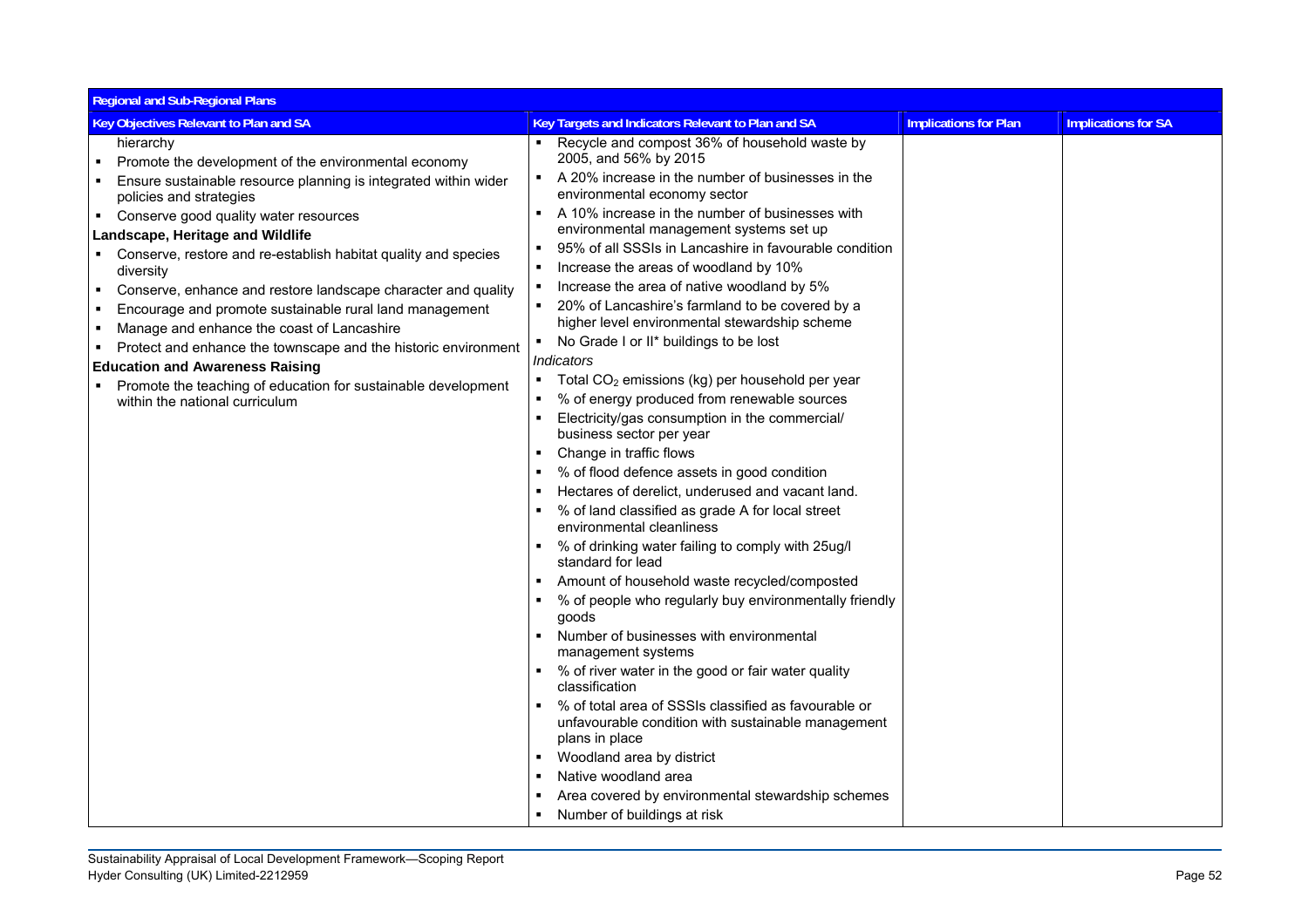| Regional and Sub-Regional Plans | | | |
|---|---|---|---|
| **Key Objectives Relevant to Plan and SA** | **Key Targets and Indicators Relevant to Plan and SA** | **Implications for Plan** | **Implications for SA** |
| hierarchy<br>▪ Promote the development of the environmental economy<br>▪ Ensure sustainable resource planning is integrated within wider policies and strategies<br>▪ Conserve good quality water resources<br>**Landscape, Heritage and Wildlife**<br>▪ Conserve, restore and re-establish habitat quality and species diversity<br>▪ Conserve, enhance and restore landscape character and quality<br>▪ Encourage and promote sustainable rural land management<br>▪ Manage and enhance the coast of Lancashire<br>▪ Protect and enhance the townscape and the historic environment<br>**Education and Awareness Raising**<br>▪ Promote the teaching of education for sustainable development within the national curriculum | ▪ Recycle and compost 36% of household waste by 2005, and 56% by 2015<br>▪ A 20% increase in the number of businesses in the environmental economy sector<br>▪ A 10% increase in the number of businesses with environmental management systems set up<br>▪ 95% of all SSSIs in Lancashire in favourable condition<br>▪ Increase the areas of woodland by 10%<br>▪ Increase the area of native woodland by 5%<br>▪ 20% of Lancashire's farmland to be covered by a higher level environmental stewardship scheme<br>▪ No Grade I or II* buildings to be lost<br>*Indicators*<br>▪ Total $CO_2$ emissions (kg) per household per year<br>▪ % of energy produced from renewable sources<br>▪ Electricity/gas consumption in the commercial/ business sector per year<br>▪ Change in traffic flows<br>▪ % of flood defence assets in good condition<br>▪ Hectares of derelict, underused and vacant land.<br>▪ % of land classified as grade A for local street environmental cleanliness<br>▪ % of drinking water failing to comply with 25ug/l standard for lead<br>▪ Amount of household waste recycled/composted<br>▪ % of people who regularly buy environmentally friendly goods<br>▪ Number of businesses with environmental management systems<br>▪ % of river water in the good or fair water quality classification<br>▪ % of total area of SSSIs classified as favourable or unfavourable condition with sustainable management plans in place<br>▪ Woodland area by district<br>▪ Native woodland area<br>▪ Area covered by environmental stewardship schemes<br>▪ Number of buildings at risk | | |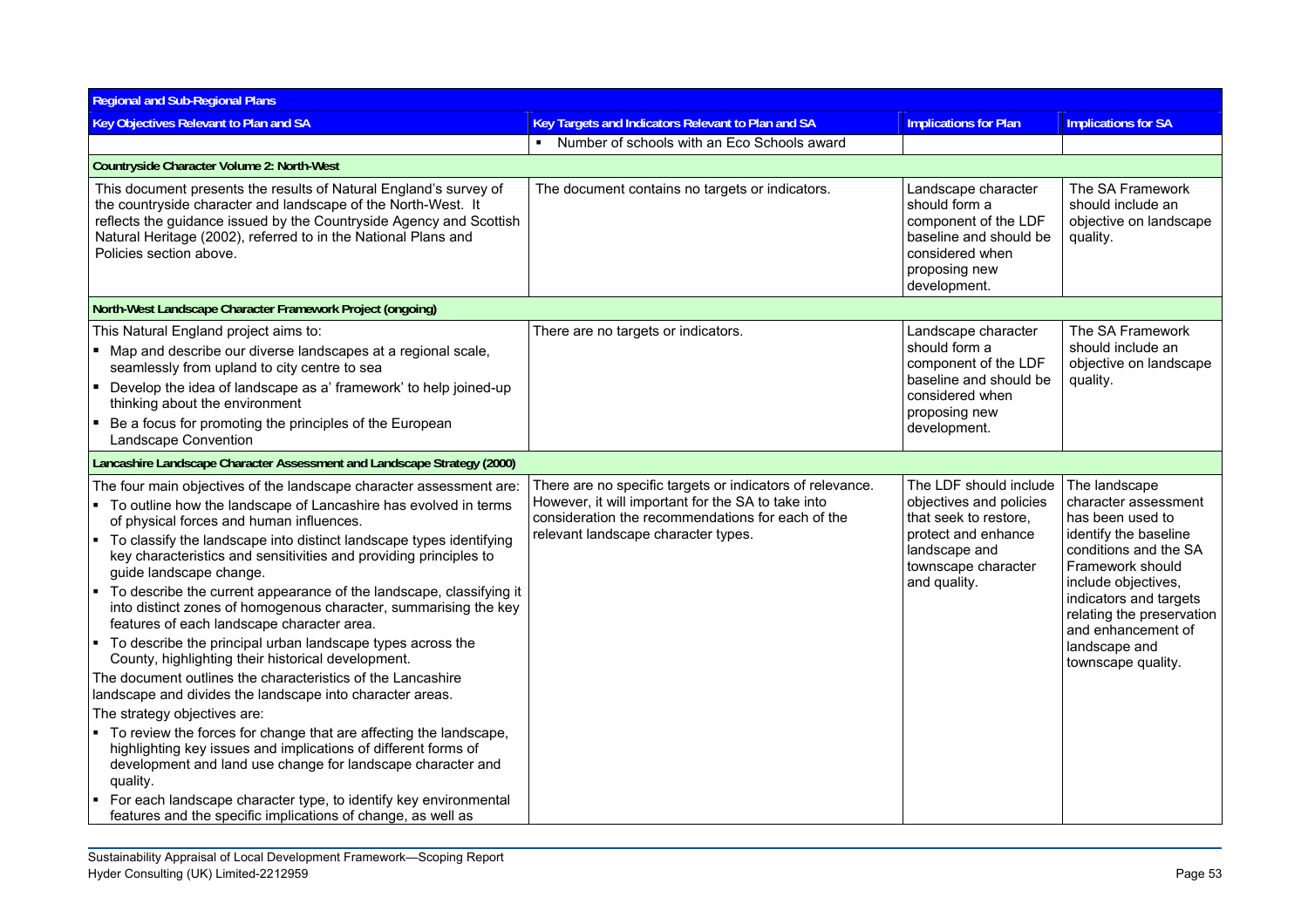| Regional and Sub-Regional Plans | | | |
|---|---|---|---|
| **Key Objectives Relevant to Plan and SA** | **Key Targets and Indicators Relevant to Plan and SA** | **Implications for Plan** | **Implications for SA** |
| | ▪ Number of schools with an Eco Schools award | | |
| **Countryside Character Volume 2: North-West** | | | |
| This document presents the results of Natural England's survey of the countryside character and landscape of the North-West. It reflects the guidance issued by the Countryside Agency and Scottish Natural Heritage (2002), referred to in the National Plans and Policies section above. | The document contains no targets or indicators. | Landscape character should form a component of the LDF baseline and should be considered when proposing new development. | The SA Framework should include an objective on landscape quality. |
| **North-West Landscape Character Framework Project (ongoing)** | | | |
| This Natural England project aims to:<br>▪ Map and describe our diverse landscapes at a regional scale, seamlessly from upland to city centre to sea<br>▪ Develop the idea of landscape as a' framework' to help joined-up thinking about the environment<br>▪ Be a focus for promoting the principles of the European Landscape Convention | There are no targets or indicators. | Landscape character should form a component of the LDF baseline and should be considered when proposing new development. | The SA Framework should include an objective on landscape quality. |
| **Lancashire Landscape Character Assessment and Landscape Strategy (2000)** | | | |
| The four main objectives of the landscape character assessment are:<br>▪ To outline how the landscape of Lancashire has evolved in terms of physical forces and human influences.<br>▪ To classify the landscape into distinct landscape types identifying key characteristics and sensitivities and providing principles to guide landscape change.<br>▪ To describe the current appearance of the landscape, classifying it into distinct zones of homogenous character, summarising the key features of each landscape character area.<br>▪ To describe the principal urban landscape types across the County, highlighting their historical development.<br>The document outlines the characteristics of the Lancashire landscape and divides the landscape into character areas.<br>The strategy objectives are:<br>▪ To review the forces for change that are affecting the landscape, highlighting key issues and implications of different forms of development and land use change for landscape character and quality.<br>▪ For each landscape character type, to identify key environmental features and the specific implications of change, as well as | There are no specific targets or indicators of relevance. However, it will important for the SA to take into consideration the recommendations for each of the relevant landscape character types. | The LDF should include objectives and policies that seek to restore, protect and enhance landscape and townscape character and quality. | The landscape character assessment has been used to identify the baseline conditions and the SA Framework should include objectives, indicators and targets relating the preservation and enhancement of landscape and townscape quality. |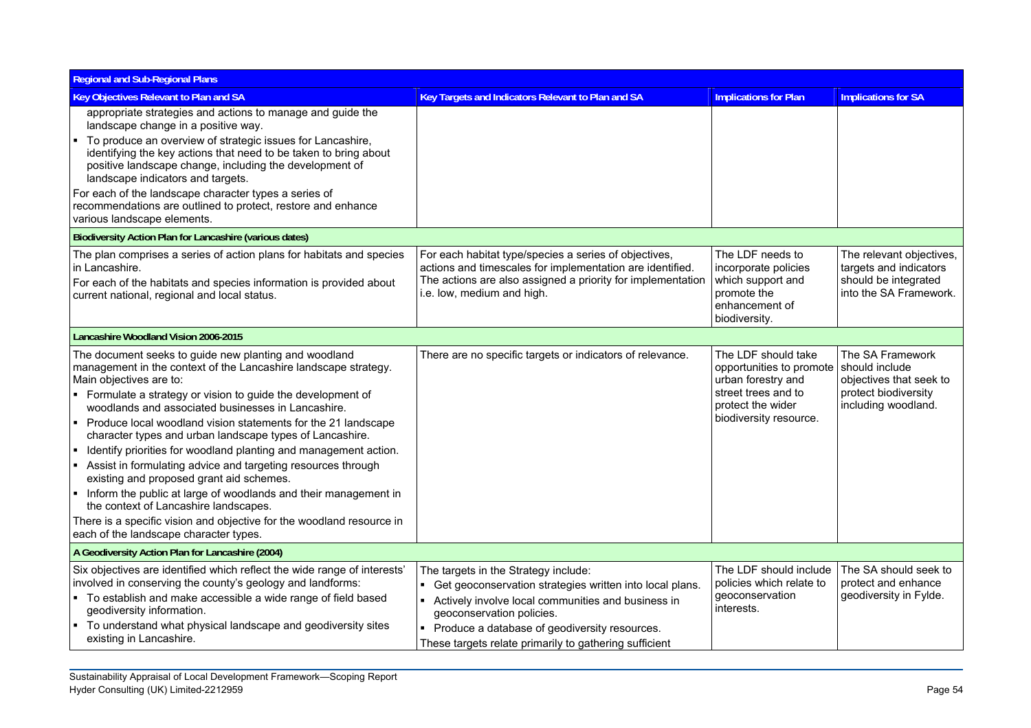| Regional and Sub-Regional Plans | | | |
|---|---|---|---|
| **Key Objectives Relevant to Plan and SA** | **Key Targets and Indicators Relevant to Plan and SA** | **Implications for Plan** | **Implications for SA** |
| appropriate strategies and actions to manage and guide the landscape change in a positive way.<br>▪ To produce an overview of strategic issues for Lancashire, identifying the key actions that need to be taken to bring about positive landscape change, including the development of landscape indicators and targets.<br>For each of the landscape character types a series of recommendations are outlined to protect, restore and enhance various landscape elements. | | | |
| **Biodiversity Action Plan for Lancashire (various dates)** | | | |
| The plan comprises a series of action plans for habitats and species in Lancashire.<br>For each of the habitats and species information is provided about current national, regional and local status. | For each habitat type/species a series of objectives, actions and timescales for implementation are identified. The actions are also assigned a priority for implementation i.e. low, medium and high. | The LDF needs to incorporate policies which support and promote the enhancement of biodiversity. | The relevant objectives, targets and indicators should be integrated into the SA Framework. |
| **Lancashire Woodland Vision 2006-2015** | | | |
| The document seeks to guide new planting and woodland management in the context of the Lancashire landscape strategy. Main objectives are to:<br>▪ Formulate a strategy or vision to guide the development of woodlands and associated businesses in Lancashire.<br>▪ Produce local woodland vision statements for the 21 landscape character types and urban landscape types of Lancashire.<br>▪ Identify priorities for woodland planting and management action.<br>▪ Assist in formulating advice and targeting resources through existing and proposed grant aid schemes.<br>▪ Inform the public at large of woodlands and their management in the context of Lancashire landscapes.<br>There is a specific vision and objective for the woodland resource in each of the landscape character types. | There are no specific targets or indicators of relevance. | The LDF should take opportunities to promote urban forestry and street trees and to protect the wider biodiversity resource. | The SA Framework should include objectives that seek to protect biodiversity including woodland. |
| **A Geodiversity Action Plan for Lancashire (2004)** | | | |
| Six objectives are identified which reflect the wide range of interests' involved in conserving the county's geology and landforms:<br>▪ To establish and make accessible a wide range of field based geodiversity information.<br>▪ To understand what physical landscape and geodiversity sites existing in Lancashire. | The targets in the Strategy include:<br>▪ Get geoconservation strategies written into local plans.<br>▪ Actively involve local communities and business in geoconservation policies.<br>▪ Produce a database of geodiversity resources.<br>These targets relate primarily to gathering sufficient | The LDF should include policies which relate to geoconservation interests. | The SA should seek to protect and enhance geodiversity in Fylde. |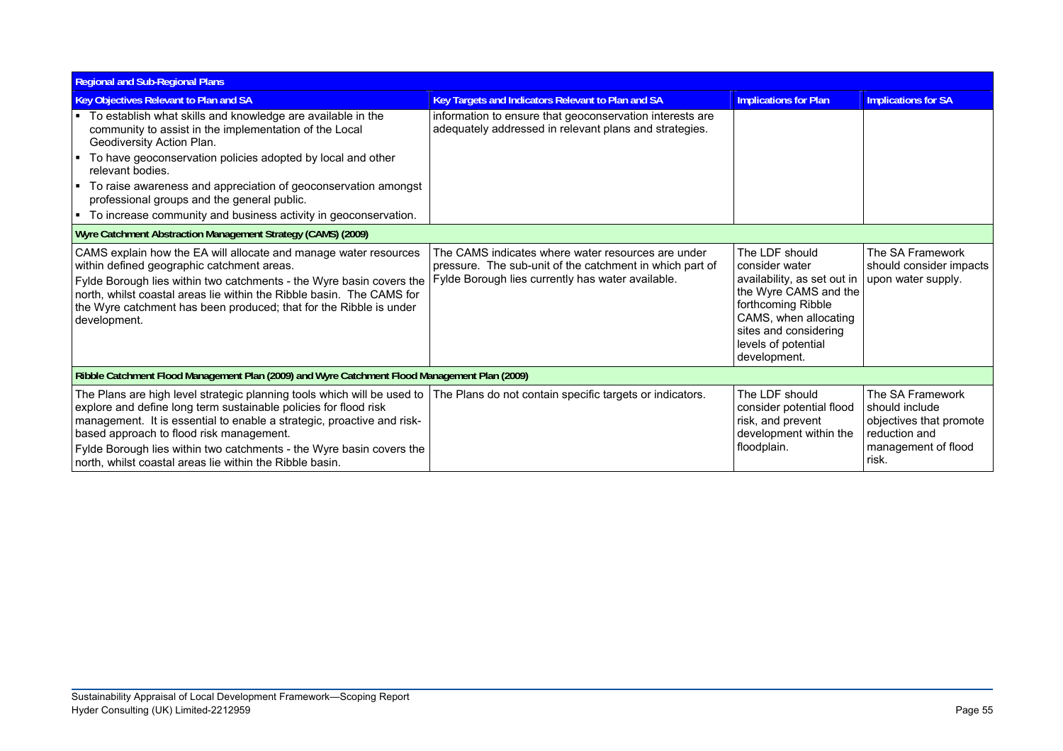| Regional and Sub-Regional Plans | | | |
|---|---|---|---|
| **Key Objectives Relevant to Plan and SA** | **Key Targets and Indicators Relevant to Plan and SA** | **Implications for Plan** | **Implications for SA** |
| ▪ To establish what skills and knowledge are available in the community to assist in the implementation of the Local Geodiversity Action Plan.<br>▪ To have geoconservation policies adopted by local and other relevant bodies.<br>▪ To raise awareness and appreciation of geoconservation amongst professional groups and the general public.<br>▪ To increase community and business activity in geoconservation. | information to ensure that geoconservation interests are adequately addressed in relevant plans and strategies. | | |
| **Wyre Catchment Abstraction Management Strategy (CAMS) (2009)** | | | |
| CAMS explain how the EA will allocate and manage water resources within defined geographic catchment areas.<br>Fylde Borough lies within two catchments - the Wyre basin covers the north, whilst coastal areas lie within the Ribble basin. The CAMS for the Wyre catchment has been produced; that for the Ribble is under development. | The CAMS indicates where water resources are under pressure. The sub-unit of the catchment in which part of Fylde Borough lies currently has water available. | The LDF should consider water availability, as set out in the Wyre CAMS and the forthcoming Ribble CAMS, when allocating sites and considering levels of potential development. | The SA Framework should consider impacts upon water supply. |
| **Ribble Catchment Flood Management Plan (2009) and Wyre Catchment Flood Management Plan (2009)** | | | |
| The Plans are high level strategic planning tools which will be used to explore and define long term sustainable policies for flood risk management. It is essential to enable a strategic, proactive and risk-based approach to flood risk management.<br>Fylde Borough lies within two catchments - the Wyre basin covers the north, whilst coastal areas lie within the Ribble basin. | The Plans do not contain specific targets or indicators. | The LDF should consider potential flood risk, and prevent development within the floodplain. | The SA Framework should include objectives that promote reduction and management of flood risk. |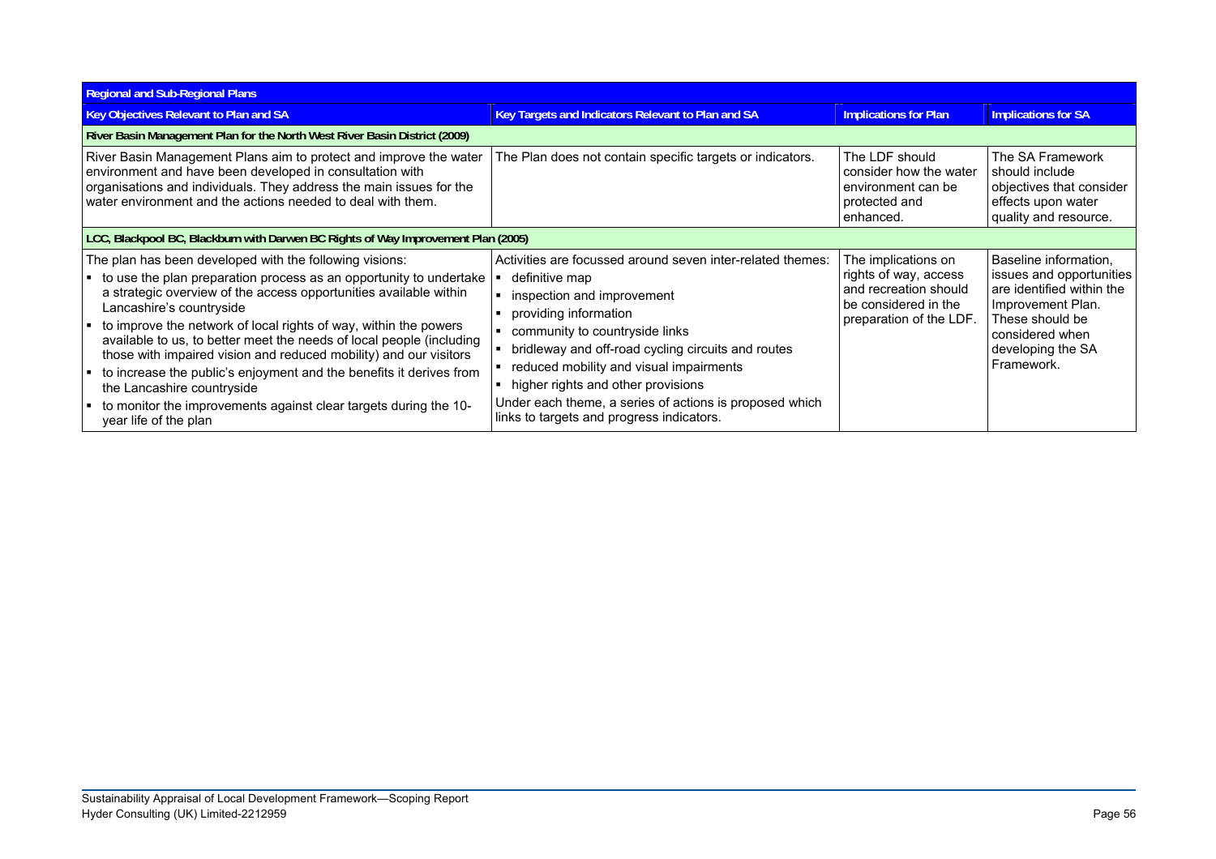| Regional and Sub-Regional Plans | | | |
|---|---|---|---|
| **Key Objectives Relevant to Plan and SA** | **Key Targets and Indicators Relevant to Plan and SA** | **Implications for Plan** | **Implications for SA** |
| **River Basin Management Plan for the North West River Basin District (2009)** | | | |
| River Basin Management Plans aim to protect and improve the water environment and have been developed in consultation with organisations and individuals. They address the main issues for the water environment and the actions needed to deal with them. | The Plan does not contain specific targets or indicators. | The LDF should consider how the water environment can be protected and enhanced. | The SA Framework should include objectives that consider effects upon water quality and resource. |
| **LCC, Blackpool BC, Blackburn with Darwen BC Rights of Way Improvement Plan (2005)** | | | |
| The plan has been developed with the following visions:<br>▪ to use the plan preparation process as an opportunity to undertake a strategic overview of the access opportunities available within Lancashire's countryside<br>▪ to improve the network of local rights of way, within the powers available to us, to better meet the needs of local people (including those with impaired vision and reduced mobility) and our visitors<br>▪ to increase the public's enjoyment and the benefits it derives from the Lancashire countryside<br>▪ to monitor the improvements against clear targets during the 10-year life of the plan | Activities are focussed around seven inter-related themes:<br>▪ definitive map<br>▪ inspection and improvement<br>▪ providing information<br>▪ community to countryside links<br>▪ bridleway and off-road cycling circuits and routes<br>▪ reduced mobility and visual impairments<br>▪ higher rights and other provisions<br>Under each theme, a series of actions is proposed which links to targets and progress indicators. | The implications on rights of way, access and recreation should be considered in the preparation of the LDF. | Baseline information, issues and opportunities are identified within the Improvement Plan. These should be considered when developing the SA Framework. |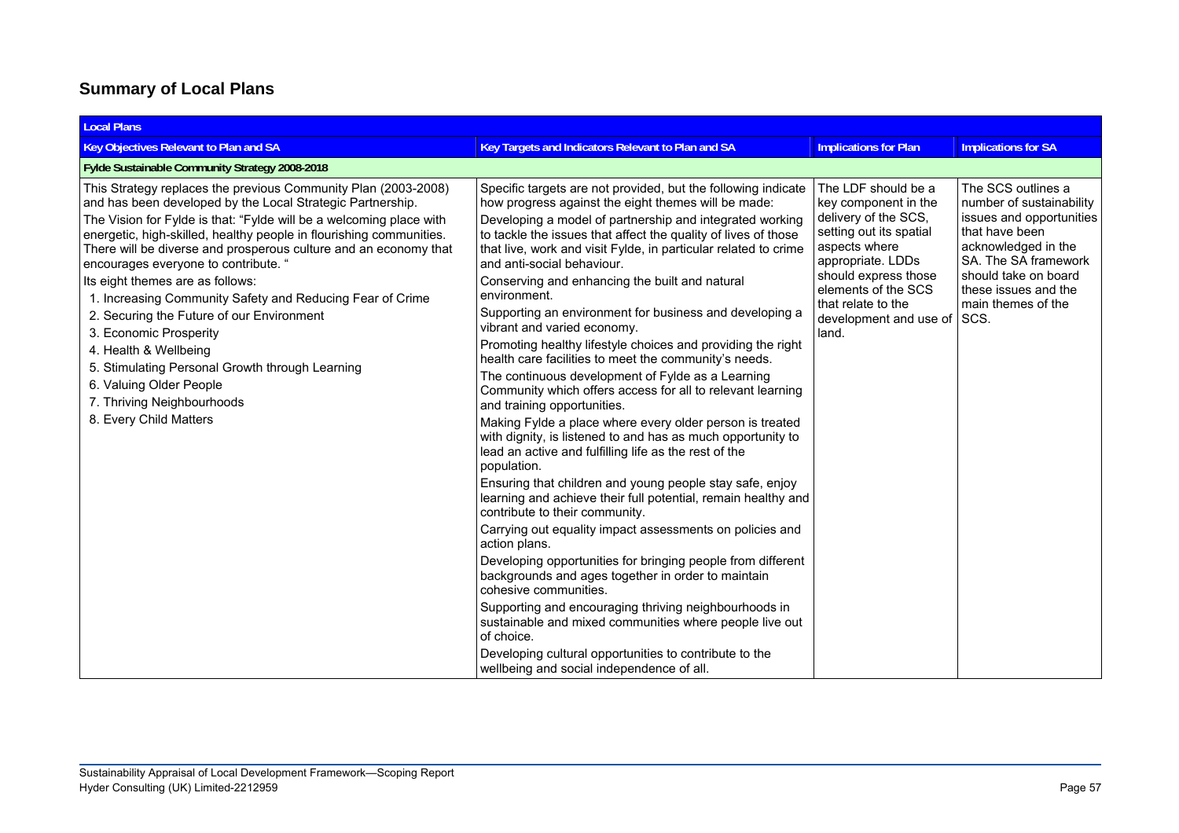## Summary of Local Plans

| Local Plans | | | |
|---|---|---|---|
| **Key Objectives Relevant to Plan and SA** | **Key Targets and Indicators Relevant to Plan and SA** | **Implications for Plan** | **Implications for SA** |
| **Fylde Sustainable Community Strategy 2008-2018** | | | |
| This Strategy replaces the previous Community Plan (2003-2008) and has been developed by the Local Strategic Partnership.<br>The Vision for Fylde is that: "Fylde will be a welcoming place with energetic, high-skilled, healthy people in flourishing communities. There will be diverse and prosperous culture and an economy that encourages everyone to contribute. "<br>Its eight themes are as follows:<br>1. Increasing Community Safety and Reducing Fear of Crime<br>2. Securing the Future of our Environment<br>3. Economic Prosperity<br>4. Health & Wellbeing<br>5. Stimulating Personal Growth through Learning<br>6. Valuing Older People<br>7. Thriving Neighbourhoods<br>8. Every Child Matters | Specific targets are not provided, but the following indicate how progress against the eight themes will be made:<br>Developing a model of partnership and integrated working to tackle the issues that affect the quality of lives of those that live, work and visit Fylde, in particular related to crime and anti-social behaviour.<br>Conserving and enhancing the built and natural environment.<br>Supporting an environment for business and developing a vibrant and varied economy.<br>Promoting healthy lifestyle choices and providing the right health care facilities to meet the community's needs.<br>The continuous development of Fylde as a Learning Community which offers access for all to relevant learning and training opportunities.<br>Making Fylde a place where every older person is treated with dignity, is listened to and has as much opportunity to lead an active and fulfilling life as the rest of the population.<br>Ensuring that children and young people stay safe, enjoy learning and achieve their full potential, remain healthy and contribute to their community.<br>Carrying out equality impact assessments on policies and action plans.<br>Developing opportunities for bringing people from different backgrounds and ages together in order to maintain cohesive communities.<br>Supporting and encouraging thriving neighbourhoods in sustainable and mixed communities where people live out of choice.<br>Developing cultural opportunities to contribute to the wellbeing and social independence of all. | The LDF should be a key component in the delivery of the SCS, setting out its spatial aspects where appropriate. LDDs should express those elements of the SCS that relate to the development and use of land. | The SCS outlines a number of sustainability issues and opportunities that have been acknowledged in the SA. The SA framework should take on board these issues and the main themes of the SCS. |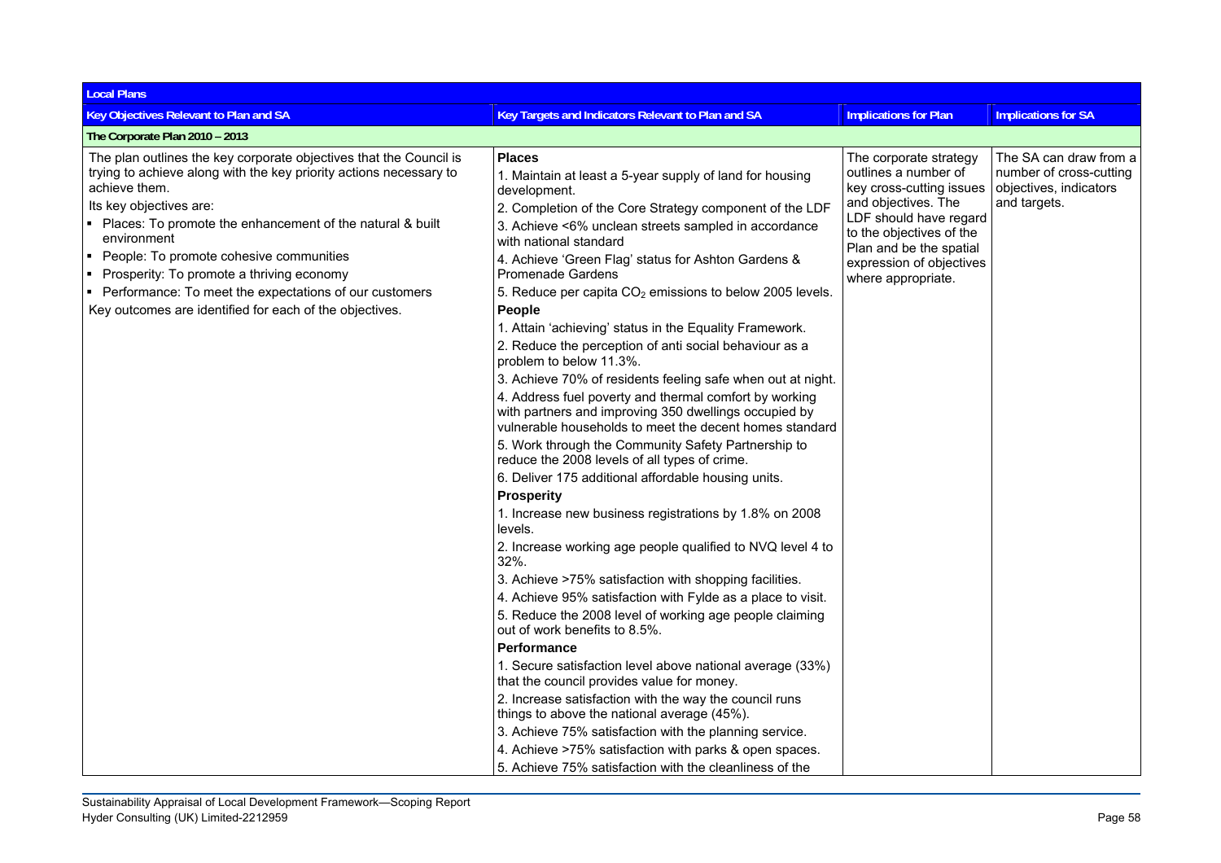| Local Plans | | | |
|---|---|---|---|
| **Key Objectives Relevant to Plan and SA** | **Key Targets and Indicators Relevant to Plan and SA** | **Implications for Plan** | **Implications for SA** |
| **The Corporate Plan 2010 – 2013** | | | |
| The plan outlines the key corporate objectives that the Council is trying to achieve along with the key priority actions necessary to achieve them.<br>Its key objectives are:<br>▪ Places: To promote the enhancement of the natural & built environment<br>▪ People: To promote cohesive communities<br>▪ Prosperity: To promote a thriving economy<br>▪ Performance: To meet the expectations of our customers<br>Key outcomes are identified for each of the objectives. | **Places**<br>1. Maintain at least a 5-year supply of land for housing development.<br>2. Completion of the Core Strategy component of the LDF<br>3. Achieve <6% unclean streets sampled in accordance with national standard<br>4. Achieve 'Green Flag' status for Ashton Gardens & Promenade Gardens<br>5. Reduce per capita $CO_2$ emissions to below 2005 levels.<br>**People**<br>1. Attain 'achieving' status in the Equality Framework.<br>2. Reduce the perception of anti social behaviour as a problem to below 11.3%.<br>3. Achieve 70% of residents feeling safe when out at night.<br>4. Address fuel poverty and thermal comfort by working with partners and improving 350 dwellings occupied by vulnerable households to meet the decent homes standard<br>5. Work through the Community Safety Partnership to reduce the 2008 levels of all types of crime.<br>6. Deliver 175 additional affordable housing units.<br>**Prosperity**<br>1. Increase new business registrations by 1.8% on 2008 levels.<br>2. Increase working age people qualified to NVQ level 4 to 32%.<br>3. Achieve >75% satisfaction with shopping facilities.<br>4. Achieve 95% satisfaction with Fylde as a place to visit.<br>5. Reduce the 2008 level of working age people claiming out of work benefits to 8.5%.<br>**Performance**<br>1. Secure satisfaction level above national average (33%) that the council provides value for money.<br>2. Increase satisfaction with the way the council runs things to above the national average (45%).<br>3. Achieve 75% satisfaction with the planning service.<br>4. Achieve >75% satisfaction with parks & open spaces.<br>5. Achieve 75% satisfaction with the cleanliness of the | The corporate strategy outlines a number of key cross-cutting issues and objectives. The LDF should have regard to the objectives of the Plan and be the spatial expression of objectives where appropriate. | The SA can draw from a number of cross-cutting objectives, indicators and targets. |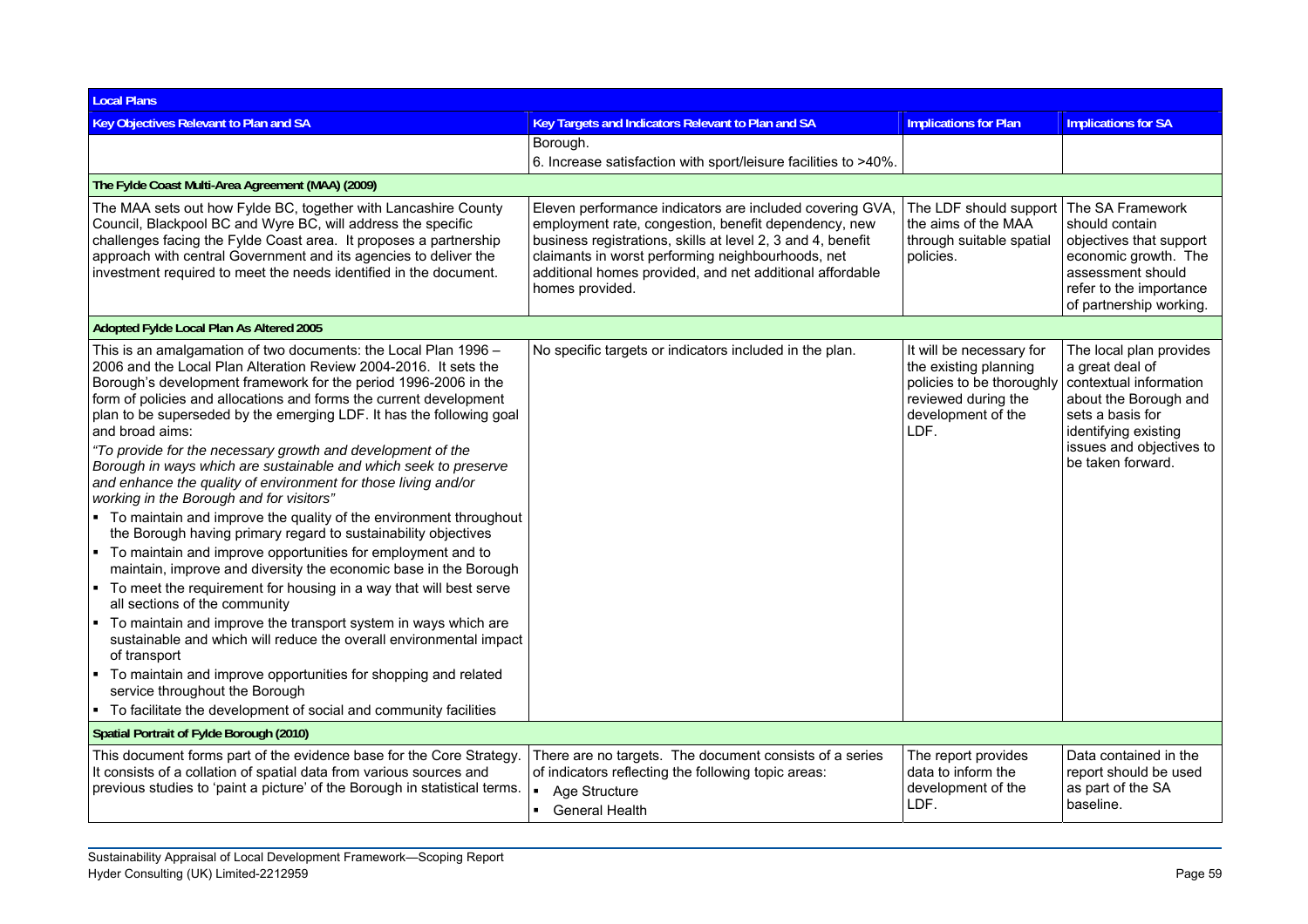| Local Plans | | | |
|---|---|---|---|
| **Key Objectives Relevant to Plan and SA** | **Key Targets and Indicators Relevant to Plan and SA** | **Implications for Plan** | **Implications for SA** |
| | Borough.<br>6. Increase satisfaction with sport/leisure facilities to >40%. | | |
| **The Fylde Coast Multi-Area Agreement (MAA) (2009)** | | | |
| The MAA sets out how Fylde BC, together with Lancashire County Council, Blackpool BC and Wyre BC, will address the specific challenges facing the Fylde Coast area. It proposes a partnership approach with central Government and its agencies to deliver the investment required to meet the needs identified in the document. | Eleven performance indicators are included covering GVA, employment rate, congestion, benefit dependency, new business registrations, skills at level 2, 3 and 4, benefit claimants in worst performing neighbourhoods, net additional homes provided, and net additional affordable homes provided. | The LDF should support the aims of the MAA through suitable spatial policies. | The SA Framework should contain objectives that support economic growth. The assessment should refer to the importance of partnership working. |
| **Adopted Fylde Local Plan As Altered 2005** | | | |
| This is an amalgamation of two documents: the Local Plan 1996 – 2006 and the Local Plan Alteration Review 2004-2016. It sets the Borough's development framework for the period 1996-2006 in the form of policies and allocations and forms the current development plan to be superseded by the emerging LDF. It has the following goal and broad aims:<br>*"To provide for the necessary growth and development of the Borough in ways which are sustainable and which seek to preserve and enhance the quality of environment for those living and/or working in the Borough and for visitors"*<br>▪ To maintain and improve the quality of the environment throughout the Borough having primary regard to sustainability objectives<br>▪ To maintain and improve opportunities for employment and to maintain, improve and diversity the economic base in the Borough<br>▪ To meet the requirement for housing in a way that will best serve all sections of the community<br>▪ To maintain and improve the transport system in ways which are sustainable and which will reduce the overall environmental impact of transport<br>▪ To maintain and improve opportunities for shopping and related service throughout the Borough<br>▪ To facilitate the development of social and community facilities | No specific targets or indicators included in the plan. | It will be necessary for the existing planning policies to be thoroughly reviewed during the development of the LDF. | The local plan provides a great deal of contextual information about the Borough and sets a basis for identifying existing issues and objectives to be taken forward. |
| **Spatial Portrait of Fylde Borough (2010)** | | | |
| This document forms part of the evidence base for the Core Strategy. It consists of a collation of spatial data from various sources and previous studies to 'paint a picture' of the Borough in statistical terms. | There are no targets. The document consists of a series of indicators reflecting the following topic areas:<br>▪ Age Structure<br>▪ General Health | The report provides data to inform the development of the LDF. | Data contained in the report should be used as part of the SA baseline. |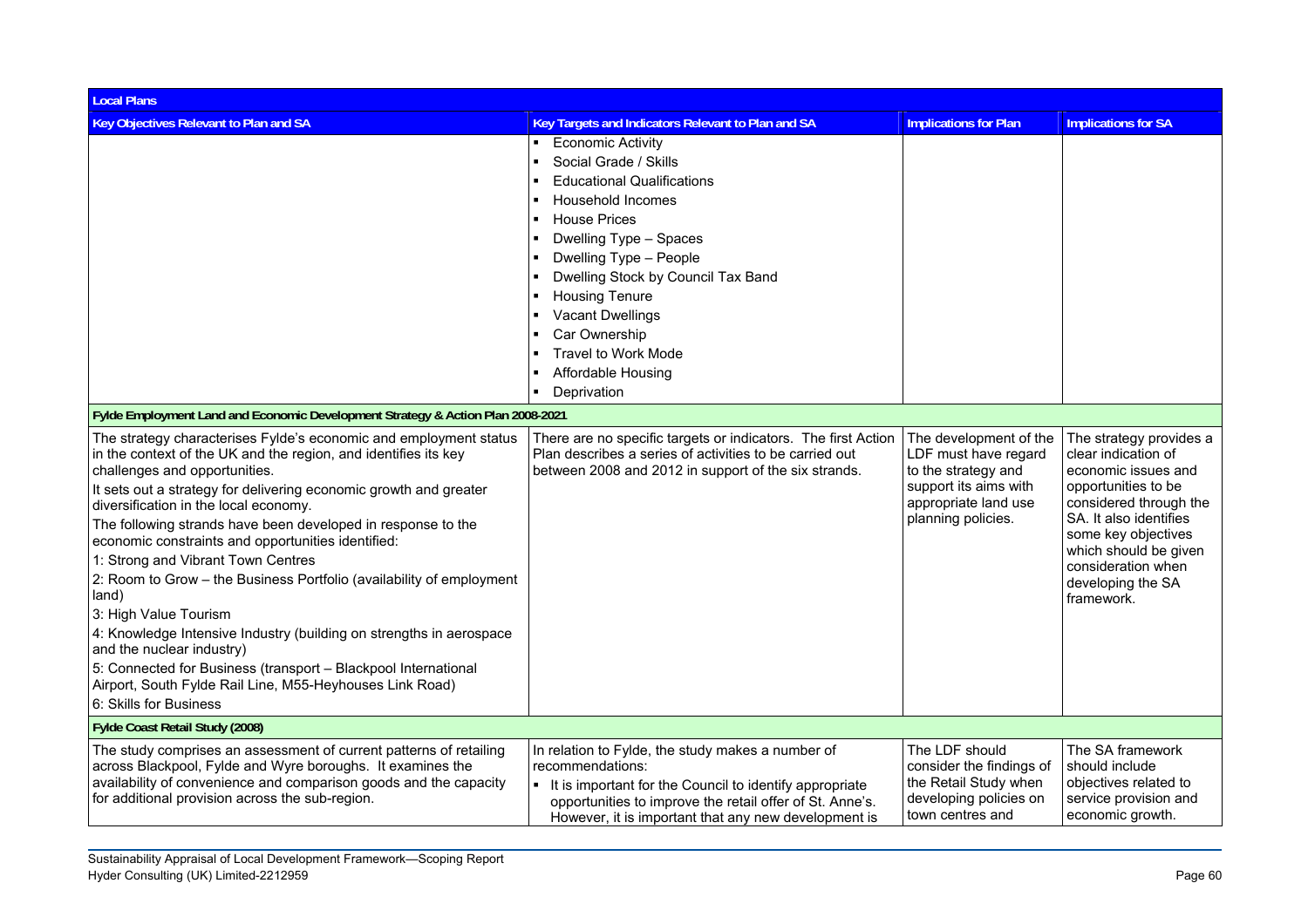| Local Plans | | | |
|---|---|---|---|
| **Key Objectives Relevant to Plan and SA** | **Key Targets and Indicators Relevant to Plan and SA** | **Implications for Plan** | **Implications for SA** |
| | ▪ Economic Activity<br>▪ Social Grade / Skills<br>▪ Educational Qualifications<br>▪ Household Incomes<br>▪ House Prices<br>▪ Dwelling Type – Spaces<br>▪ Dwelling Type – People<br>▪ Dwelling Stock by Council Tax Band<br>▪ Housing Tenure<br>▪ Vacant Dwellings<br>▪ Car Ownership<br>▪ Travel to Work Mode<br>▪ Affordable Housing<br>▪ Deprivation | | |
| **Fylde Employment Land and Economic Development Strategy & Action Plan 2008-2021** | | | |
| The strategy characterises Fylde's economic and employment status in the context of the UK and the region, and identifies its key challenges and opportunities.<br>It sets out a strategy for delivering economic growth and greater diversification in the local economy.<br>The following strands have been developed in response to the economic constraints and opportunities identified:<br>1: Strong and Vibrant Town Centres<br>2: Room to Grow – the Business Portfolio (availability of employment land)<br>3: High Value Tourism<br>4: Knowledge Intensive Industry (building on strengths in aerospace and the nuclear industry)<br>5: Connected for Business (transport – Blackpool International Airport, South Fylde Rail Line, M55-Heyhouses Link Road)<br>6: Skills for Business | There are no specific targets or indicators. The first Action Plan describes a series of activities to be carried out between 2008 and 2012 in support of the six strands. | The development of the LDF must have regard to the strategy and support its aims with appropriate land use planning policies. | The strategy provides a clear indication of economic issues and opportunities to be considered through the SA. It also identifies some key objectives which should be given consideration when developing the SA framework. |
| **Fylde Coast Retail Study (2008)** | | | |
| The study comprises an assessment of current patterns of retailing across Blackpool, Fylde and Wyre boroughs. It examines the availability of convenience and comparison goods and the capacity for additional provision across the sub-region. | In relation to Fylde, the study makes a number of recommendations:<br>▪ It is important for the Council to identify appropriate opportunities to improve the retail offer of St. Anne's. However, it is important that any new development is | The LDF should consider the findings of the Retail Study when developing policies on town centres and | The SA framework should include objectives related to service provision and economic growth. |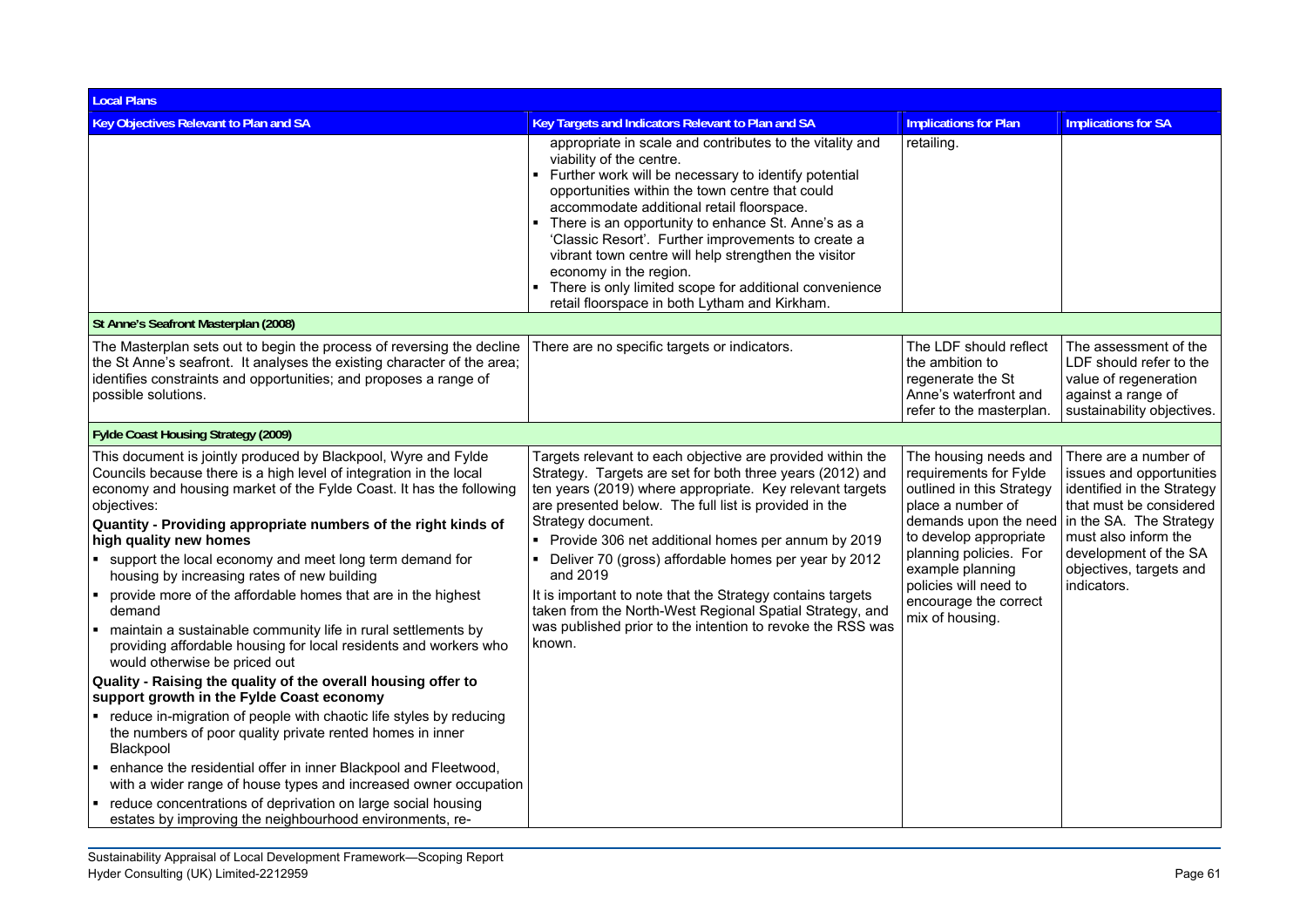| Local Plans | | | |
|---|---|---|---|
| **Key Objectives Relevant to Plan and SA** | **Key Targets and Indicators Relevant to Plan and SA** | **Implications for Plan** | **Implications for SA** |
| | appropriate in scale and contributes to the vitality and viability of the centre.<br>▪ Further work will be necessary to identify potential opportunities within the town centre that could accommodate additional retail floorspace.<br>▪ There is an opportunity to enhance St. Anne's as a 'Classic Resort'. Further improvements to create a vibrant town centre will help strengthen the visitor economy in the region.<br>▪ There is only limited scope for additional convenience retail floorspace in both Lytham and Kirkham. | retailing. | |
| **St Anne's Seafront Masterplan (2008)** | | | |
| The Masterplan sets out to begin the process of reversing the decline the St Anne's seafront. It analyses the existing character of the area; identifies constraints and opportunities; and proposes a range of possible solutions. | There are no specific targets or indicators. | The LDF should reflect the ambition to regenerate the St Anne's waterfront and refer to the masterplan. | The assessment of the LDF should refer to the value of regeneration against a range of sustainability objectives. |
| **Fylde Coast Housing Strategy (2009)** | | | |
| This document is jointly produced by Blackpool, Wyre and Fylde Councils because there is a high level of integration in the local economy and housing market of the Fylde Coast. It has the following objectives:<br>**Quantity - Providing appropriate numbers of the right kinds of high quality new homes**<br>▪ support the local economy and meet long term demand for housing by increasing rates of new building<br>▪ provide more of the affordable homes that are in the highest demand<br>▪ maintain a sustainable community life in rural settlements by providing affordable housing for local residents and workers who would otherwise be priced out<br>**Quality - Raising the quality of the overall housing offer to support growth in the Fylde Coast economy**<br>▪ reduce in-migration of people with chaotic life styles by reducing the numbers of poor quality private rented homes in inner Blackpool<br>▪ enhance the residential offer in inner Blackpool and Fleetwood, with a wider range of house types and increased owner occupation<br>▪ reduce concentrations of deprivation on large social housing estates by improving the neighbourhood environments, re- | Targets relevant to each objective are provided within the Strategy. Targets are set for both three years (2012) and ten years (2019) where appropriate. Key relevant targets are presented below. The full list is provided in the Strategy document.<br>▪ Provide 306 net additional homes per annum by 2019<br>▪ Deliver 70 (gross) affordable homes per year by 2012 and 2019<br>It is important to note that the Strategy contains targets taken from the North-West Regional Spatial Strategy, and was published prior to the intention to revoke the RSS was known. | The housing needs and requirements for Fylde outlined in this Strategy place a number of demands upon the need to develop appropriate planning policies. For example planning policies will need to encourage the correct mix of housing. | There are a number of issues and opportunities identified in the Strategy that must be considered in the SA. The Strategy must also inform the development of the SA objectives, targets and indicators. |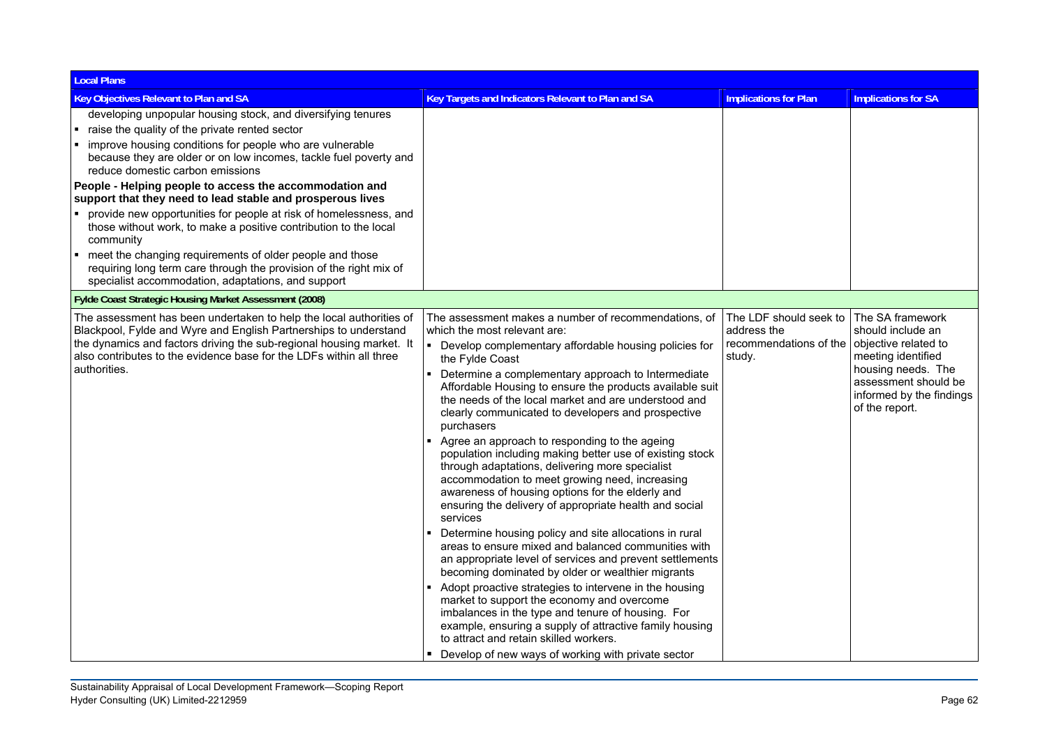| Local Plans | | | |
|---|---|---|---|
| **Key Objectives Relevant to Plan and SA** | **Key Targets and Indicators Relevant to Plan and SA** | **Implications for Plan** | **Implications for SA** |
| developing unpopular housing stock, and diversifying tenures<br>▪ raise the quality of the private rented sector<br>▪ improve housing conditions for people who are vulnerable because they are older or on low incomes, tackle fuel poverty and reduce domestic carbon emissions<br>**People - Helping people to access the accommodation and support that they need to lead stable and prosperous lives**<br>▪ provide new opportunities for people at risk of homelessness, and those without work, to make a positive contribution to the local community<br>▪ meet the changing requirements of older people and those requiring long term care through the provision of the right mix of specialist accommodation, adaptations, and support | | | |
| **Fylde Coast Strategic Housing Market Assessment (2008)** | | | |
| The assessment has been undertaken to help the local authorities of Blackpool, Fylde and Wyre and English Partnerships to understand the dynamics and factors driving the sub-regional housing market. It also contributes to the evidence base for the LDFs within all three authorities. | The assessment makes a number of recommendations, of which the most relevant are:<br>▪ Develop complementary affordable housing policies for the Fylde Coast<br>▪ Determine a complementary approach to Intermediate Affordable Housing to ensure the products available suit the needs of the local market and are understood and clearly communicated to developers and prospective purchasers<br>▪ Agree an approach to responding to the ageing population including making better use of existing stock through adaptations, delivering more specialist accommodation to meet growing need, increasing awareness of housing options for the elderly and ensuring the delivery of appropriate health and social services<br>▪ Determine housing policy and site allocations in rural areas to ensure mixed and balanced communities with an appropriate level of services and prevent settlements becoming dominated by older or wealthier migrants<br>▪ Adopt proactive strategies to intervene in the housing market to support the economy and overcome imbalances in the type and tenure of housing. For example, ensuring a supply of attractive family housing to attract and retain skilled workers.<br>▪ Develop of new ways of working with private sector | The LDF should seek to address the recommendations of the study. | The SA framework should include an objective related to meeting identified housing needs. The assessment should be informed by the findings of the report. |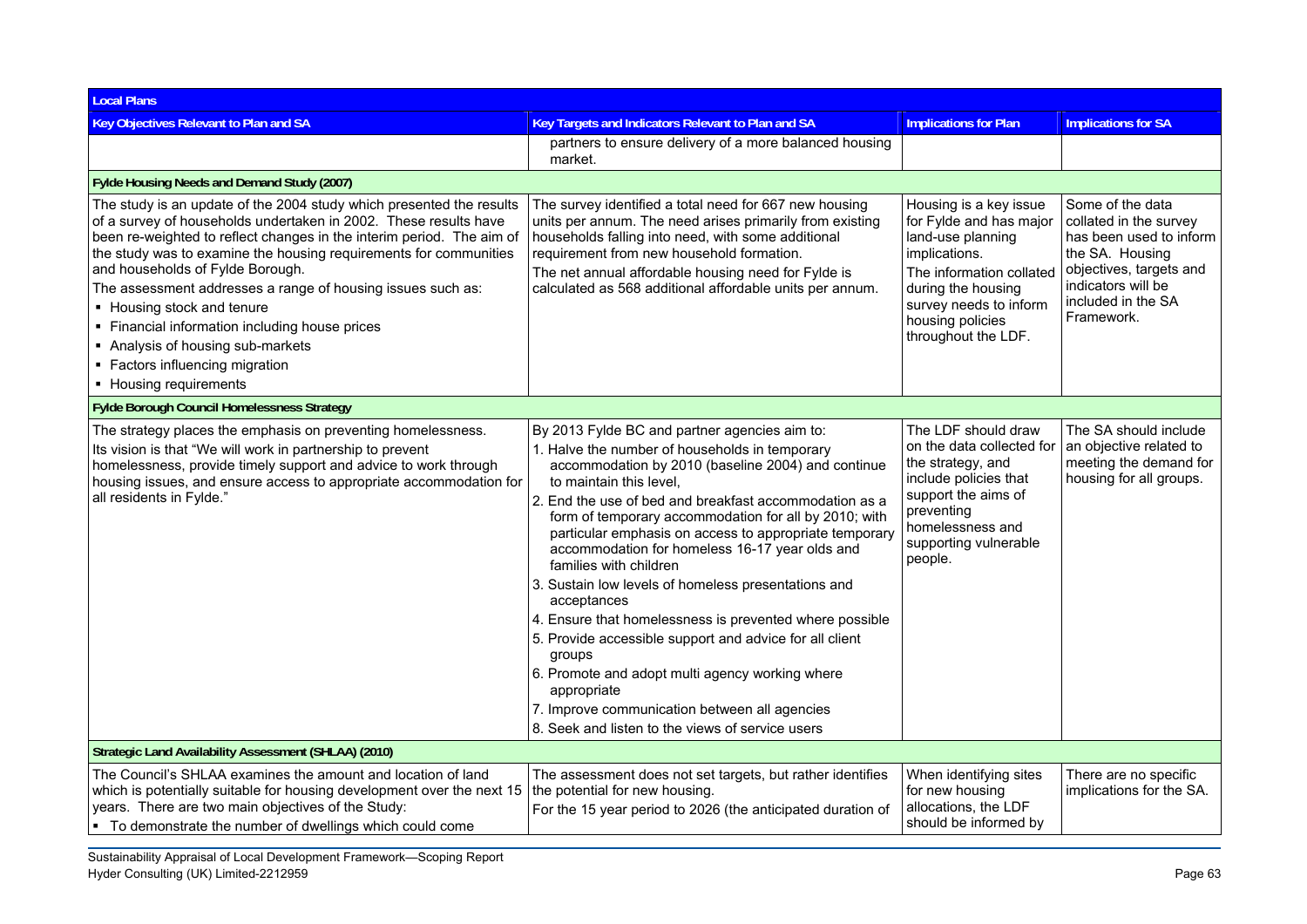| Local Plans | | | |
|---|---|---|---|
| **Key Objectives Relevant to Plan and SA** | **Key Targets and Indicators Relevant to Plan and SA** | **Implications for Plan** | **Implications for SA** |
| | partners to ensure delivery of a more balanced housing market. | | |
| **Fylde Housing Needs and Demand Study (2007)** | | | |
| The study is an update of the 2004 study which presented the results of a survey of households undertaken in 2002. These results have been re-weighted to reflect changes in the interim period. The aim of the study was to examine the housing requirements for communities and households of Fylde Borough.<br>The assessment addresses a range of housing issues such as:<br>▪ Housing stock and tenure<br>▪ Financial information including house prices<br>▪ Analysis of housing sub-markets<br>▪ Factors influencing migration<br>▪ Housing requirements | The survey identified a total need for 667 new housing units per annum. The need arises primarily from existing households falling into need, with some additional requirement from new household formation.<br>The net annual affordable housing need for Fylde is calculated as 568 additional affordable units per annum. | Housing is a key issue for Fylde and has major land-use planning implications.<br>The information collated during the housing survey needs to inform housing policies throughout the LDF. | Some of the data collated in the survey has been used to inform the SA. Housing objectives, targets and indicators will be included in the SA Framework. |
| **Fylde Borough Council Homelessness Strategy** | | | |
| The strategy places the emphasis on preventing homelessness.<br>Its vision is that "We will work in partnership to prevent homelessness, provide timely support and advice to work through housing issues, and ensure access to appropriate accommodation for all residents in Fylde." | By 2013 Fylde BC and partner agencies aim to:<br>1. Halve the number of households in temporary accommodation by 2010 (baseline 2004) and continue to maintain this level,<br>2. End the use of bed and breakfast accommodation as a form of temporary accommodation for all by 2010; with particular emphasis on access to appropriate temporary accommodation for homeless 16-17 year olds and families with children<br>3. Sustain low levels of homeless presentations and acceptances<br>4. Ensure that homelessness is prevented where possible<br>5. Provide accessible support and advice for all client groups<br>6. Promote and adopt multi agency working where appropriate<br>7. Improve communication between all agencies<br>8. Seek and listen to the views of service users | The LDF should draw on the data collected for the strategy, and include policies that support the aims of preventing homelessness and supporting vulnerable people. | The SA should include an objective related to meeting the demand for housing for all groups. |
| **Strategic Land Availability Assessment (SHLAA) (2010)** | | | |
| The Council's SHLAA examines the amount and location of land which is potentially suitable for housing development over the next 15 years. There are two main objectives of the Study:<br>▪ To demonstrate the number of dwellings which could come | The assessment does not set targets, but rather identifies the potential for new housing.<br>For the 15 year period to 2026 (the anticipated duration of | When identifying sites for new housing allocations, the LDF should be informed by | There are no specific implications for the SA. |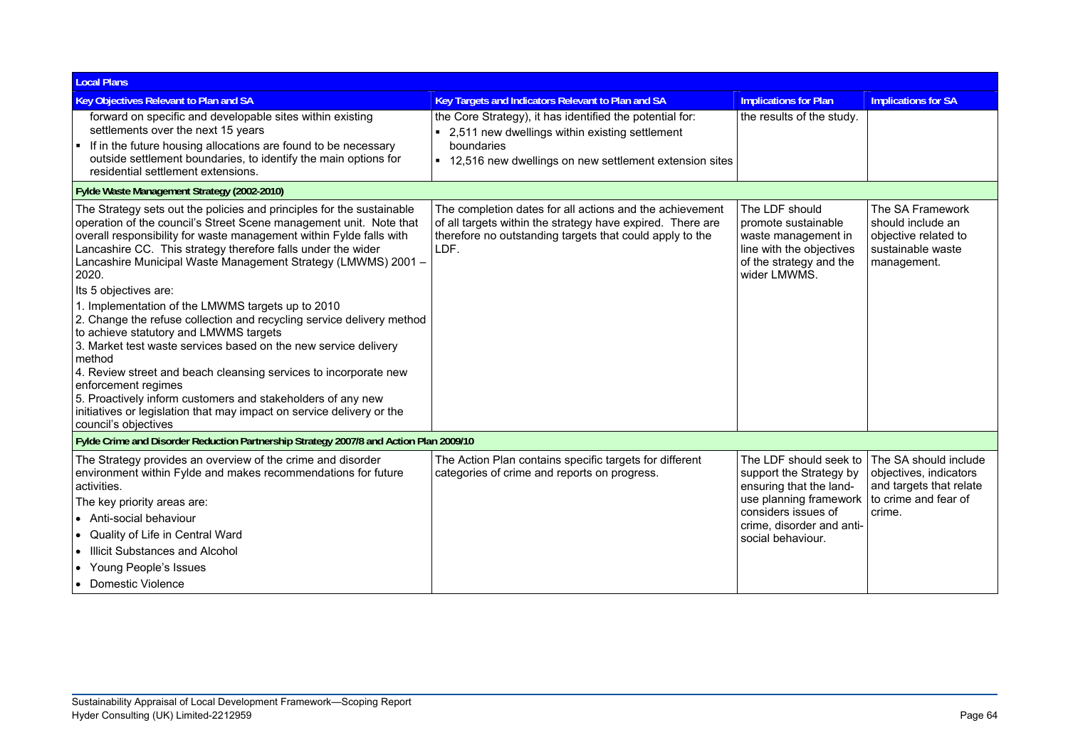| Local Plans | | | |
|---|---|---|---|
| **Key Objectives Relevant to Plan and SA** | **Key Targets and Indicators Relevant to Plan and SA** | **Implications for Plan** | **Implications for SA** |
| forward on specific and developable sites within existing settlements over the next 15 years<br>▪ If in the future housing allocations are found to be necessary outside settlement boundaries, to identify the main options for residential settlement extensions. | the Core Strategy), it has identified the potential for:<br>▪ 2,511 new dwellings within existing settlement boundaries<br>▪ 12,516 new dwellings on new settlement extension sites | the results of the study. | |
| **Fylde Waste Management Strategy (2002-2010)** | | | |
| The Strategy sets out the policies and principles for the sustainable operation of the council's Street Scene management unit. Note that overall responsibility for waste management within Fylde falls with Lancashire CC. This strategy therefore falls under the wider Lancashire Municipal Waste Management Strategy (LMWMS) 2001 – 2020.<br>Its 5 objectives are:<br>1. Implementation of the LMWMS targets up to 2010<br>2. Change the refuse collection and recycling service delivery method to achieve statutory and LMWMS targets<br>3. Market test waste services based on the new service delivery method<br>4. Review street and beach cleansing services to incorporate new enforcement regimes<br>5. Proactively inform customers and stakeholders of any new initiatives or legislation that may impact on service delivery or the council's objectives | The completion dates for all actions and the achievement of all targets within the strategy have expired. There are therefore no outstanding targets that could apply to the LDF. | The LDF should promote sustainable waste management in line with the objectives of the strategy and the wider LMWMS. | The SA Framework should include an objective related to sustainable waste management. |
| **Fylde Crime and Disorder Reduction Partnership Strategy 2007/8 and Action Plan 2009/10** | | | |
| The Strategy provides an overview of the crime and disorder environment within Fylde and makes recommendations for future activities.<br>The key priority areas are:<br>• Anti-social behaviour<br>• Quality of Life in Central Ward<br>• Illicit Substances and Alcohol<br>• Young People's Issues<br>• Domestic Violence | The Action Plan contains specific targets for different categories of crime and reports on progress. | The LDF should seek to support the Strategy by ensuring that the land-use planning framework considers issues of crime, disorder and anti-social behaviour. | The SA should include objectives, indicators and targets that relate to crime and fear of crime. |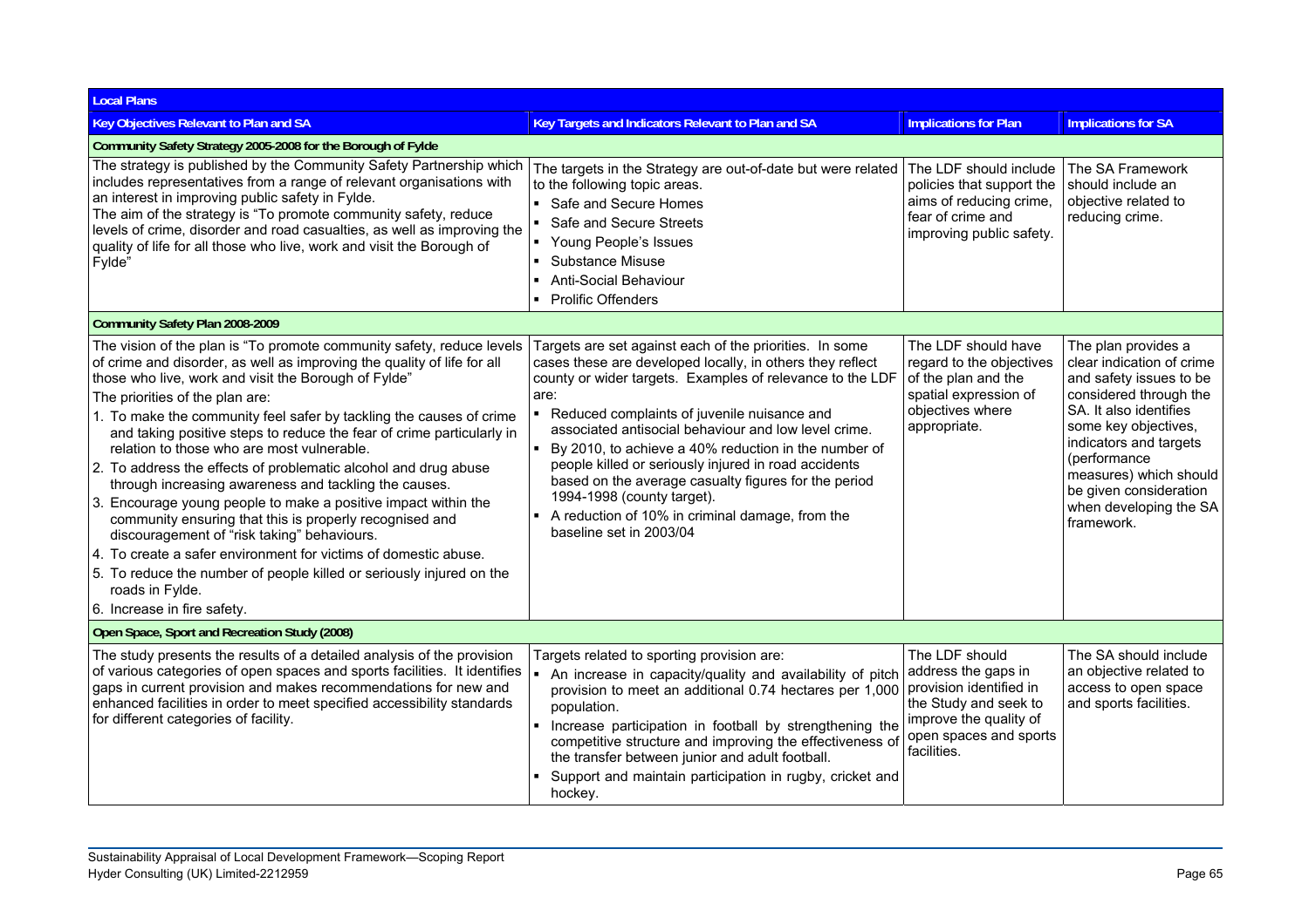| Local Plans | | | |
|---|---|---|---|
| **Key Objectives Relevant to Plan and SA** | **Key Targets and Indicators Relevant to Plan and SA** | **Implications for Plan** | **Implications for SA** |
| **Community Safety Strategy 2005-2008 for the Borough of Fylde** | | | |
| The strategy is published by the Community Safety Partnership which includes representatives from a range of relevant organisations with an interest in improving public safety in Fylde.<br>The aim of the strategy is "To promote community safety, reduce levels of crime, disorder and road casualties, as well as improving the quality of life for all those who live, work and visit the Borough of Fylde" | The targets in the Strategy are out-of-date but were related to the following topic areas.<br>▪ Safe and Secure Homes<br>▪ Safe and Secure Streets<br>▪ Young People's Issues<br>▪ Substance Misuse<br>▪ Anti-Social Behaviour<br>▪ Prolific Offenders | The LDF should include policies that support the aims of reducing crime, fear of crime and improving public safety. | The SA Framework should include an objective related to reducing crime. |
| **Community Safety Plan 2008-2009** | | | |
| The vision of the plan is "To promote community safety, reduce levels of crime and disorder, as well as improving the quality of life for all those who live, work and visit the Borough of Fylde"<br>The priorities of the plan are:<br>1. To make the community feel safer by tackling the causes of crime and taking positive steps to reduce the fear of crime particularly in relation to those who are most vulnerable.<br>2. To address the effects of problematic alcohol and drug abuse through increasing awareness and tackling the causes.<br>3. Encourage young people to make a positive impact within the community ensuring that this is properly recognised and discouragement of "risk taking" behaviours.<br>4. To create a safer environment for victims of domestic abuse.<br>5. To reduce the number of people killed or seriously injured on the roads in Fylde.<br>6. Increase in fire safety. | Targets are set against each of the priorities. In some cases these are developed locally, in others they reflect county or wider targets. Examples of relevance to the LDF are:<br>▪ Reduced complaints of juvenile nuisance and associated antisocial behaviour and low level crime.<br>▪ By 2010, to achieve a 40% reduction in the number of people killed or seriously injured in road accidents based on the average casualty figures for the period 1994-1998 (county target).<br>▪ A reduction of 10% in criminal damage, from the baseline set in 2003/04 | The LDF should have regard to the objectives of the plan and the spatial expression of objectives where appropriate. | The plan provides a clear indication of crime and safety issues to be considered through the SA. It also identifies some key objectives, indicators and targets (performance measures) which should be given consideration when developing the SA framework. |
| **Open Space, Sport and Recreation Study (2008)** | | | |
| The study presents the results of a detailed analysis of the provision of various categories of open spaces and sports facilities. It identifies gaps in current provision and makes recommendations for new and enhanced facilities in order to meet specified accessibility standards for different categories of facility. | Targets related to sporting provision are:<br>▪ An increase in capacity/quality and availability of pitch provision to meet an additional 0.74 hectares per 1,000 population.<br>▪ Increase participation in football by strengthening the competitive structure and improving the effectiveness of the transfer between junior and adult football.<br>▪ Support and maintain participation in rugby, cricket and hockey. | The LDF should address the gaps in provision identified in the Study and seek to improve the quality of open spaces and sports facilities. | The SA should include an objective related to access to open space and sports facilities. |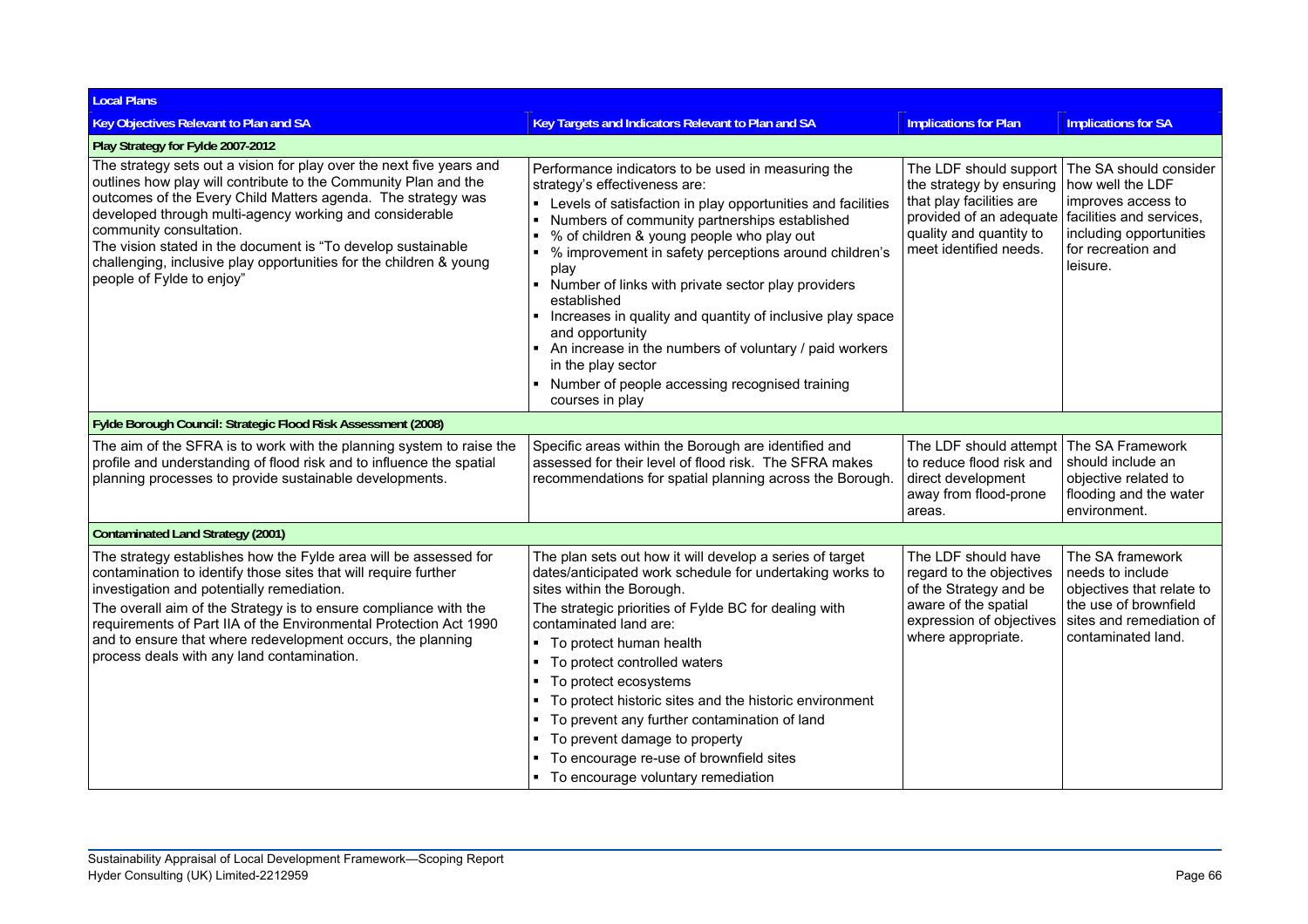| Local Plans | | | |
|---|---|---|---|
| **Key Objectives Relevant to Plan and SA** | **Key Targets and Indicators Relevant to Plan and SA** | **Implications for Plan** | **Implications for SA** |
| **Play Strategy for Fylde 2007-2012** | | | |
| The strategy sets out a vision for play over the next five years and outlines how play will contribute to the Community Plan and the outcomes of the Every Child Matters agenda. The strategy was developed through multi-agency working and considerable community consultation.<br>The vision stated in the document is "To develop sustainable challenging, inclusive play opportunities for the children & young people of Fylde to enjoy" | Performance indicators to be used in measuring the strategy's effectiveness are:<br>▪ Levels of satisfaction in play opportunities and facilities<br>▪ Numbers of community partnerships established<br>▪ % of children & young people who play out<br>▪ % improvement in safety perceptions around children's play<br>▪ Number of links with private sector play providers established<br>▪ Increases in quality and quantity of inclusive play space and opportunity<br>▪ An increase in the numbers of voluntary / paid workers in the play sector<br>▪ Number of people accessing recognised training courses in play | The LDF should support the strategy by ensuring that play facilities are provided of an adequate quality and quantity to meet identified needs. | The SA should consider how well the LDF improves access to facilities and services, including opportunities for recreation and leisure. |
| **Fylde Borough Council: Strategic Flood Risk Assessment (2008)** | | | |
| The aim of the SFRA is to work with the planning system to raise the profile and understanding of flood risk and to influence the spatial planning processes to provide sustainable developments. | Specific areas within the Borough are identified and assessed for their level of flood risk. The SFRA makes recommendations for spatial planning across the Borough. | The LDF should attempt to reduce flood risk and direct development away from flood-prone areas. | The SA Framework should include an objective related to flooding and the water environment. |
| **Contaminated Land Strategy (2001)** | | | |
| The strategy establishes how the Fylde area will be assessed for contamination to identify those sites that will require further investigation and potentially remediation.<br>The overall aim of the Strategy is to ensure compliance with the requirements of Part IIA of the Environmental Protection Act 1990 and to ensure that where redevelopment occurs, the planning process deals with any land contamination. | The plan sets out how it will develop a series of target dates/anticipated work schedule for undertaking works to sites within the Borough.<br>The strategic priorities of Fylde BC for dealing with contaminated land are:<br>▪ To protect human health<br>▪ To protect controlled waters<br>▪ To protect ecosystems<br>▪ To protect historic sites and the historic environment<br>▪ To prevent any further contamination of land<br>▪ To prevent damage to property<br>▪ To encourage re-use of brownfield sites<br>▪ To encourage voluntary remediation | The LDF should have regard to the objectives of the Strategy and be aware of the spatial expression of objectives where appropriate. | The SA framework needs to include objectives that relate to the use of brownfield sites and remediation of contaminated land. |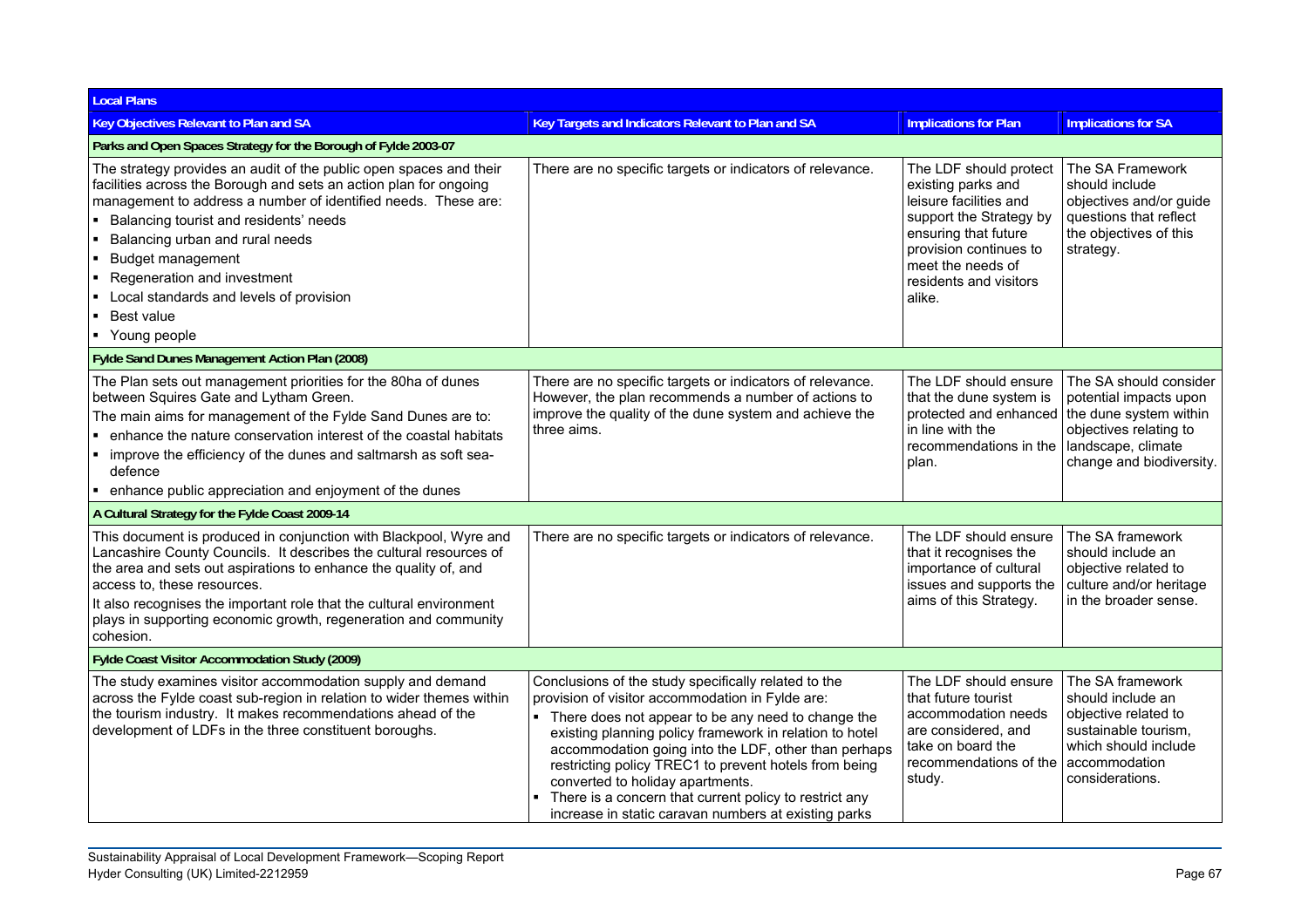| Local Plans | | | |
|---|---|---|---|
| **Key Objectives Relevant to Plan and SA** | **Key Targets and Indicators Relevant to Plan and SA** | **Implications for Plan** | **Implications for SA** |
| **Parks and Open Spaces Strategy for the Borough of Fylde 2003-07** | | | |
| The strategy provides an audit of the public open spaces and their facilities across the Borough and sets an action plan for ongoing management to address a number of identified needs. These are:<br>▪ Balancing tourist and residents' needs<br>▪ Balancing urban and rural needs<br>▪ Budget management<br>▪ Regeneration and investment<br>▪ Local standards and levels of provision<br>▪ Best value<br>▪ Young people | There are no specific targets or indicators of relevance. | The LDF should protect existing parks and leisure facilities and support the Strategy by ensuring that future provision continues to meet the needs of residents and visitors alike. | The SA Framework should include objectives and/or guide questions that reflect the objectives of this strategy. |
| **Fylde Sand Dunes Management Action Plan (2008)** | | | |
| The Plan sets out management priorities for the 80ha of dunes between Squires Gate and Lytham Green.<br>The main aims for management of the Fylde Sand Dunes are to:<br>▪ enhance the nature conservation interest of the coastal habitats<br>▪ improve the efficiency of the dunes and saltmarsh as soft sea-defence<br>▪ enhance public appreciation and enjoyment of the dunes | There are no specific targets or indicators of relevance. However, the plan recommends a number of actions to improve the quality of the dune system and achieve the three aims. | The LDF should ensure that the dune system is protected and enhanced in line with the recommendations in the plan. | The SA should consider potential impacts upon the dune system within objectives relating to landscape, climate change and biodiversity. |
| **A Cultural Strategy for the Fylde Coast 2009-14** | | | |
| This document is produced in conjunction with Blackpool, Wyre and Lancashire County Councils. It describes the cultural resources of the area and sets out aspirations to enhance the quality of, and access to, these resources.<br>It also recognises the important role that the cultural environment plays in supporting economic growth, regeneration and community cohesion. | There are no specific targets or indicators of relevance. | The LDF should ensure that it recognises the importance of cultural issues and supports the aims of this Strategy. | The SA framework should include an objective related to culture and/or heritage in the broader sense. |
| **Fylde Coast Visitor Accommodation Study (2009)** | | | |
| The study examines visitor accommodation supply and demand across the Fylde coast sub-region in relation to wider themes within the tourism industry. It makes recommendations ahead of the development of LDFs in the three constituent boroughs. | Conclusions of the study specifically related to the provision of visitor accommodation in Fylde are:<br>▪ There does not appear to be any need to change the existing planning policy framework in relation to hotel accommodation going into the LDF, other than perhaps restricting policy TREC1 to prevent hotels from being converted to holiday apartments.<br>▪ There is a concern that current policy to restrict any increase in static caravan numbers at existing parks | The LDF should ensure that future tourist accommodation needs are considered, and take on board the recommendations of the study. | The SA framework should include an objective related to sustainable tourism, which should include accommodation considerations. |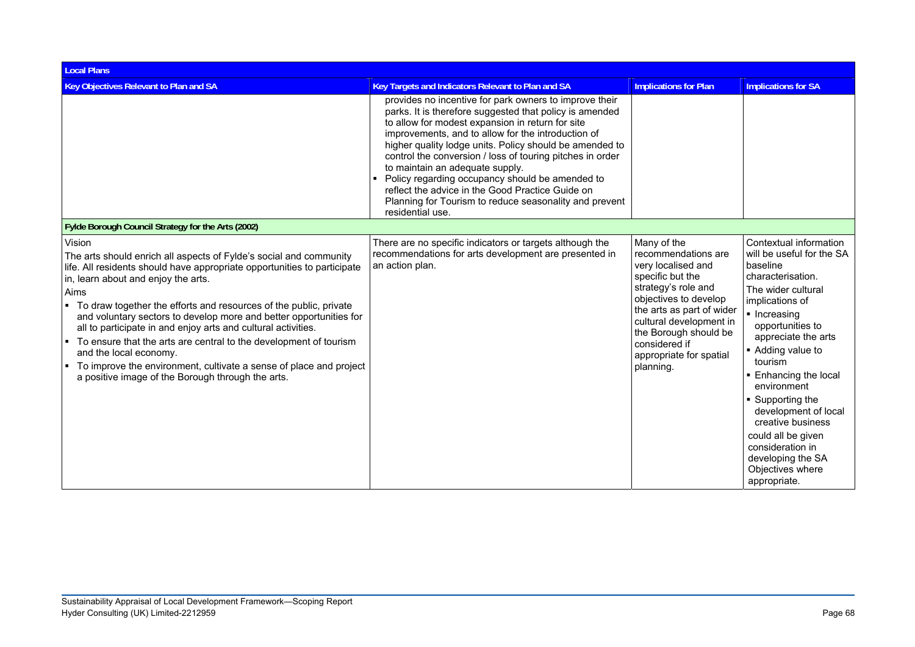| Local Plans | | | |
|---|---|---|---|
| **Key Objectives Relevant to Plan and SA** | **Key Targets and Indicators Relevant to Plan and SA** | **Implications for Plan** | **Implications for SA** |
| | provides no incentive for park owners to improve their parks. It is therefore suggested that policy is amended to allow for modest expansion in return for site improvements, and to allow for the introduction of higher quality lodge units. Policy should be amended to control the conversion / loss of touring pitches in order to maintain an adequate supply.<br>▪ Policy regarding occupancy should be amended to reflect the advice in the Good Practice Guide on Planning for Tourism to reduce seasonality and prevent residential use. | | |
| **Fylde Borough Council Strategy for the Arts (2002)** | | | |
| Vision<br>The arts should enrich all aspects of Fylde's social and community life. All residents should have appropriate opportunities to participate in, learn about and enjoy the arts.<br>Aims<br>▪ To draw together the efforts and resources of the public, private and voluntary sectors to develop more and better opportunities for all to participate in and enjoy arts and cultural activities.<br>▪ To ensure that the arts are central to the development of tourism and the local economy.<br>▪ To improve the environment, cultivate a sense of place and project a positive image of the Borough through the arts. | There are no specific indicators or targets although the recommendations for arts development are presented in an action plan. | Many of the recommendations are very localised and specific but the strategy's role and objectives to develop the arts as part of wider cultural development in the Borough should be considered if appropriate for spatial planning. | Contextual information will be useful for the SA baseline characterisation.<br>The wider cultural implications of<br>▪ Increasing opportunities to appreciate the arts<br>▪ Adding value to tourism<br>▪ Enhancing the local environment<br>▪ Supporting the development of local creative business<br>could all be given consideration in developing the SA Objectives where appropriate. |